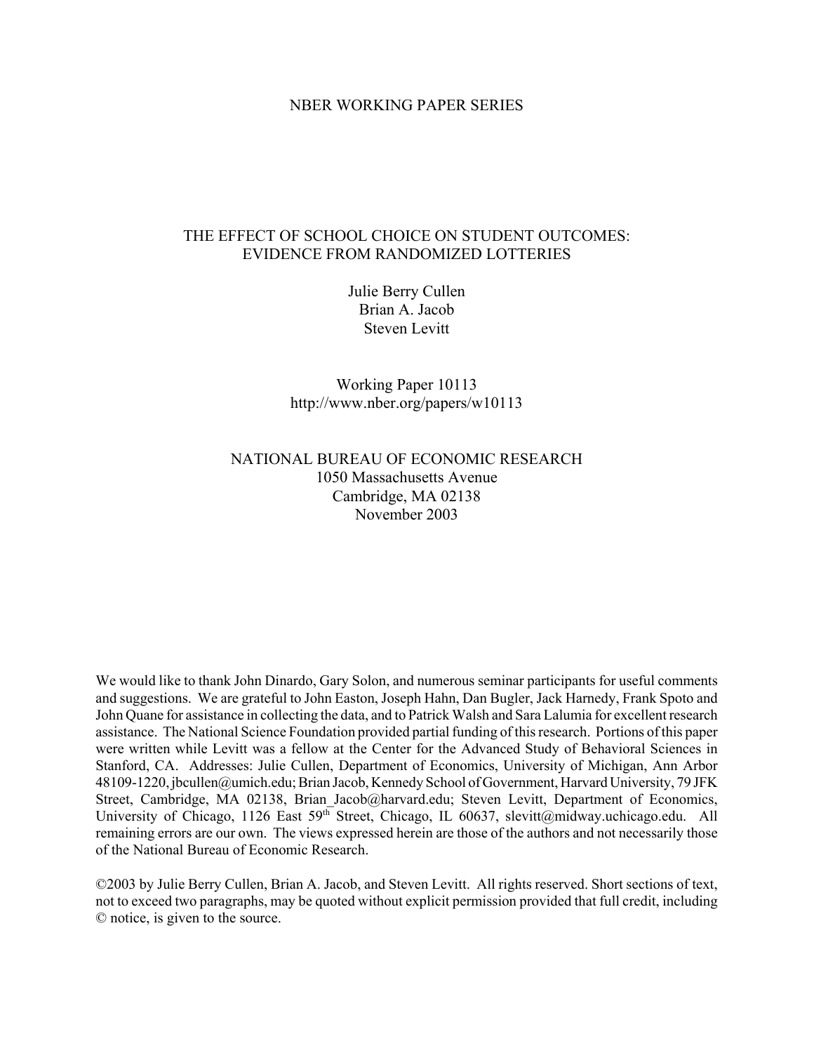NBER WORKING PAPER SERIES

# THE EFFECT OF SCHOOL CHOICE ON STUDENT OUTCOMES: EVIDENCE FROM RANDOMIZED LOTTERIES

Julie Berry Cullen
Brian A. Jacob
Steven Levitt

Working Paper 10113
http://www.nber.org/papers/w10113

NATIONAL BUREAU OF ECONOMIC RESEARCH
1050 Massachusetts Avenue
Cambridge, MA 02138
November 2003

We would like to thank John Dinardo, Gary Solon, and numerous seminar participants for useful comments and suggestions. We are grateful to John Easton, Joseph Hahn, Dan Bugler, Jack Harnedy, Frank Spoto and John Quane for assistance in collecting the data, and to Patrick Walsh and Sara Lalumia for excellent research assistance. The National Science Foundation provided partial funding of this research. Portions of this paper were written while Levitt was a fellow at the Center for the Advanced Study of Behavioral Sciences in Stanford, CA. Addresses: Julie Cullen, Department of Economics, University of Michigan, Ann Arbor 48109-1220, jbcullen@umich.edu; Brian Jacob, Kennedy School of Government, Harvard University, 79 JFK Street, Cambridge, MA 02138, Brian_Jacob@harvard.edu; Steven Levitt, Department of Economics, University of Chicago, 1126 East 59th Street, Chicago, IL 60637, slevitt@midway.uchicago.edu. All remaining errors are our own. The views expressed herein are those of the authors and not necessarily those of the National Bureau of Economic Research.

©2003 by Julie Berry Cullen, Brian A. Jacob, and Steven Levitt. All rights reserved. Short sections of text, not to exceed two paragraphs, may be quoted without explicit permission provided that full credit, including © notice, is given to the source.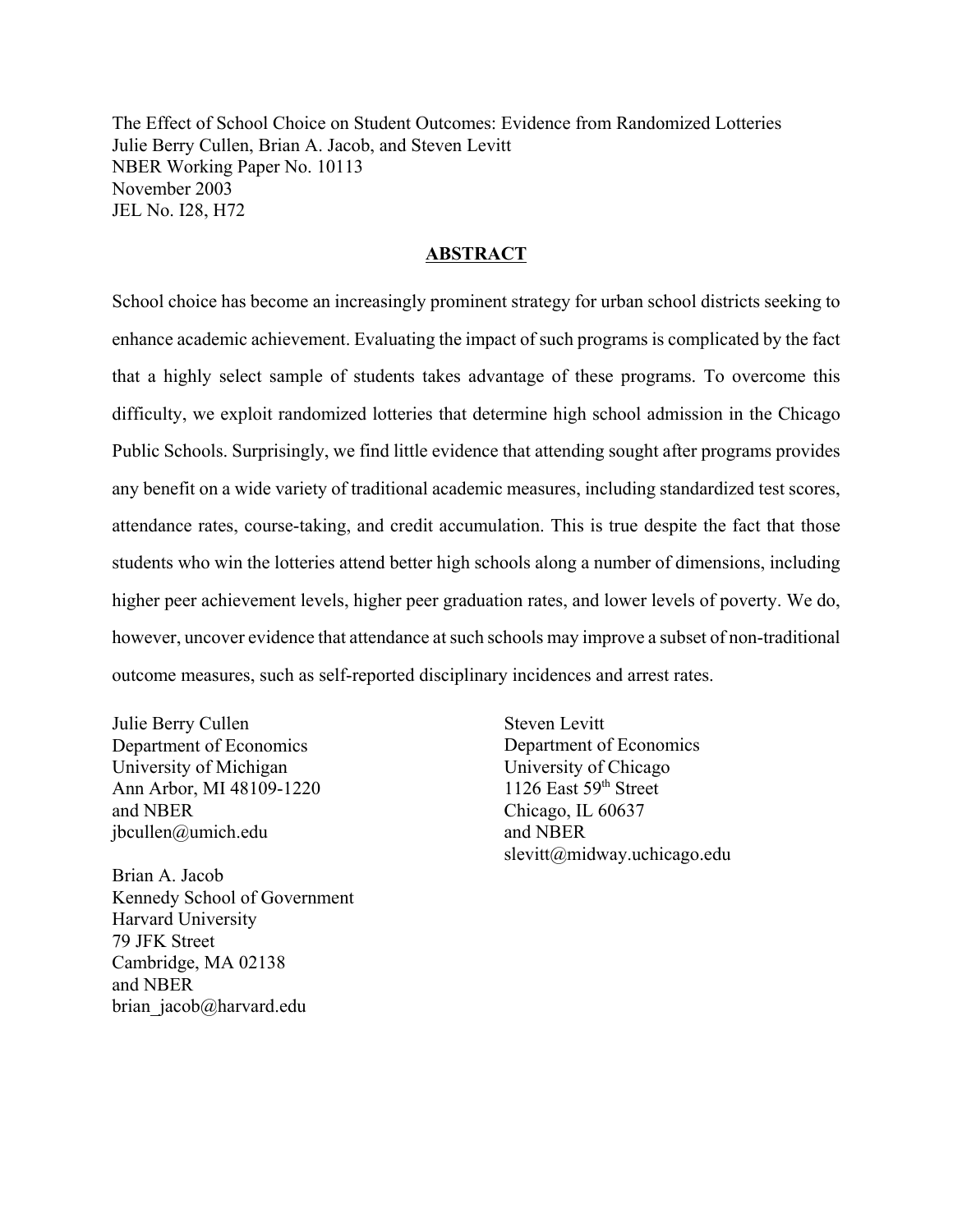The Effect of School Choice on Student Outcomes: Evidence from Randomized Lotteries
Julie Berry Cullen, Brian A. Jacob, and Steven Levitt
NBER Working Paper No. 10113
November 2003
JEL No. I28, H72

## ABSTRACT

School choice has become an increasingly prominent strategy for urban school districts seeking to enhance academic achievement. Evaluating the impact of such programs is complicated by the fact that a highly select sample of students takes advantage of these programs. To overcome this difficulty, we exploit randomized lotteries that determine high school admission in the Chicago Public Schools. Surprisingly, we find little evidence that attending sought after programs provides any benefit on a wide variety of traditional academic measures, including standardized test scores, attendance rates, course-taking, and credit accumulation. This is true despite the fact that those students who win the lotteries attend better high schools along a number of dimensions, including higher peer achievement levels, higher peer graduation rates, and lower levels of poverty. We do, however, uncover evidence that attendance at such schools may improve a subset of non-traditional outcome measures, such as self-reported disciplinary incidences and arrest rates.

Julie Berry Cullen
Department of Economics
University of Michigan
Ann Arbor, MI 48109-1220
and NBER
jbcullen@umich.edu

Brian A. Jacob
Kennedy School of Government
Harvard University
79 JFK Street
Cambridge, MA 02138
and NBER
brian_jacob@harvard.edu

Steven Levitt
Department of Economics
University of Chicago
1126 East 59th Street
Chicago, IL 60637
and NBER
slevitt@midway.uchicago.edu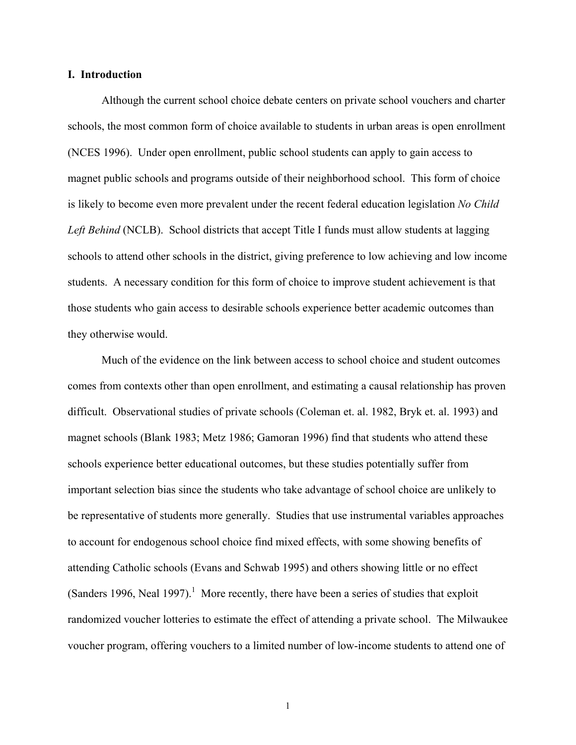## I. Introduction

Although the current school choice debate centers on private school vouchers and charter schools, the most common form of choice available to students in urban areas is open enrollment (NCES 1996). Under open enrollment, public school students can apply to gain access to magnet public schools and programs outside of their neighborhood school. This form of choice is likely to become even more prevalent under the recent federal education legislation *No Child Left Behind* (NCLB). School districts that accept Title I funds must allow students at lagging schools to attend other schools in the district, giving preference to low achieving and low income students. A necessary condition for this form of choice to improve student achievement is that those students who gain access to desirable schools experience better academic outcomes than they otherwise would.

Much of the evidence on the link between access to school choice and student outcomes comes from contexts other than open enrollment, and estimating a causal relationship has proven difficult. Observational studies of private schools (Coleman et. al. 1982, Bryk et. al. 1993) and magnet schools (Blank 1983; Metz 1986; Gamoran 1996) find that students who attend these schools experience better educational outcomes, but these studies potentially suffer from important selection bias since the students who take advantage of school choice are unlikely to be representative of students more generally. Studies that use instrumental variables approaches to account for endogenous school choice find mixed effects, with some showing benefits of attending Catholic schools (Evans and Schwab 1995) and others showing little or no effect (Sanders 1996, Neal 1997).[1] More recently, there have been a series of studies that exploit randomized voucher lotteries to estimate the effect of attending a private school. The Milwaukee voucher program, offering vouchers to a limited number of low-income students to attend one of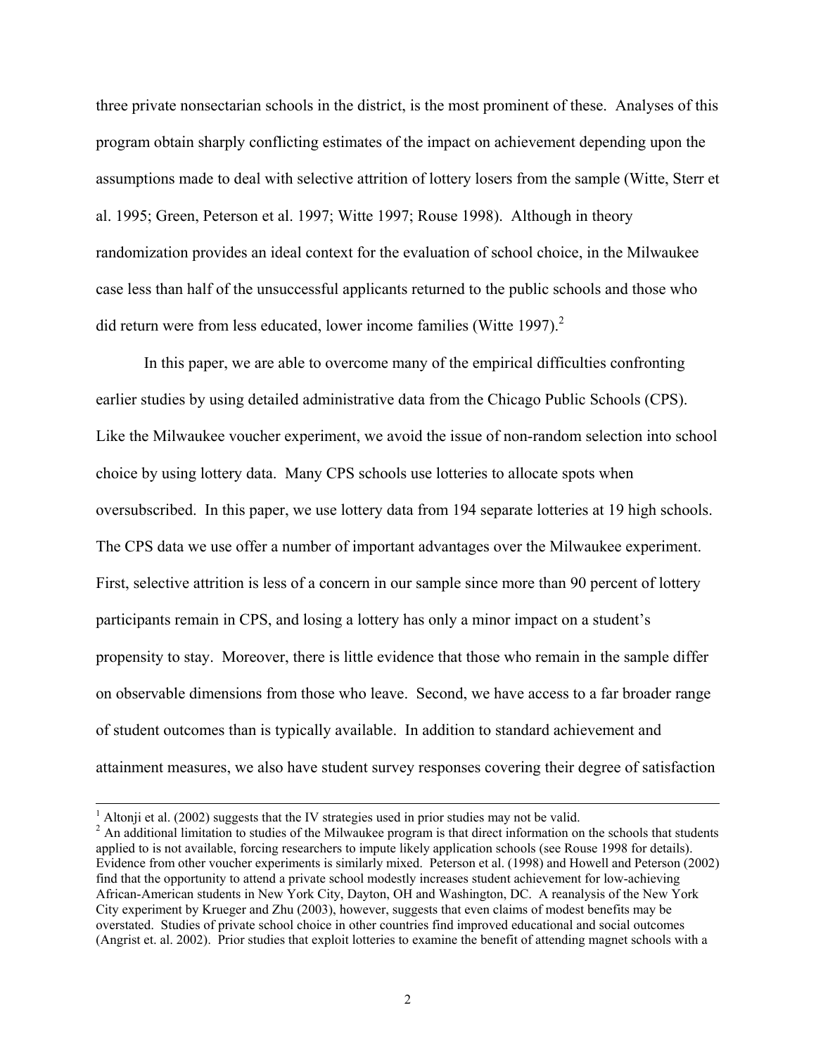three private nonsectarian schools in the district, is the most prominent of these. Analyses of this program obtain sharply conflicting estimates of the impact on achievement depending upon the assumptions made to deal with selective attrition of lottery losers from the sample (Witte, Sterr et al. 1995; Green, Peterson et al. 1997; Witte 1997; Rouse 1998). Although in theory randomization provides an ideal context for the evaluation of school choice, in the Milwaukee case less than half of the unsuccessful applicants returned to the public schools and those who did return were from less educated, lower income families (Witte 1997).[2]

In this paper, we are able to overcome many of the empirical difficulties confronting earlier studies by using detailed administrative data from the Chicago Public Schools (CPS). Like the Milwaukee voucher experiment, we avoid the issue of non-random selection into school choice by using lottery data. Many CPS schools use lotteries to allocate spots when oversubscribed. In this paper, we use lottery data from 194 separate lotteries at 19 high schools. The CPS data we use offer a number of important advantages over the Milwaukee experiment. First, selective attrition is less of a concern in our sample since more than 90 percent of lottery participants remain in CPS, and losing a lottery has only a minor impact on a student's propensity to stay. Moreover, there is little evidence that those who remain in the sample differ on observable dimensions from those who leave. Second, we have access to a far broader range of student outcomes than is typically available. In addition to standard achievement and attainment measures, we also have student survey responses covering their degree of satisfaction

---

[1] Altonji et al. (2002) suggests that the IV strategies used in prior studies may not be valid.

[2] An additional limitation to studies of the Milwaukee program is that direct information on the schools that students applied to is not available, forcing researchers to impute likely application schools (see Rouse 1998 for details). Evidence from other voucher experiments is similarly mixed. Peterson et al. (1998) and Howell and Peterson (2002) find that the opportunity to attend a private school modestly increases student achievement for low-achieving African-American students in New York City, Dayton, OH and Washington, DC. A reanalysis of the New York City experiment by Krueger and Zhu (2003), however, suggests that even claims of modest benefits may be overstated. Studies of private school choice in other countries find improved educational and social outcomes (Angrist et. al. 2002). Prior studies that exploit lotteries to examine the benefit of attending magnet schools with a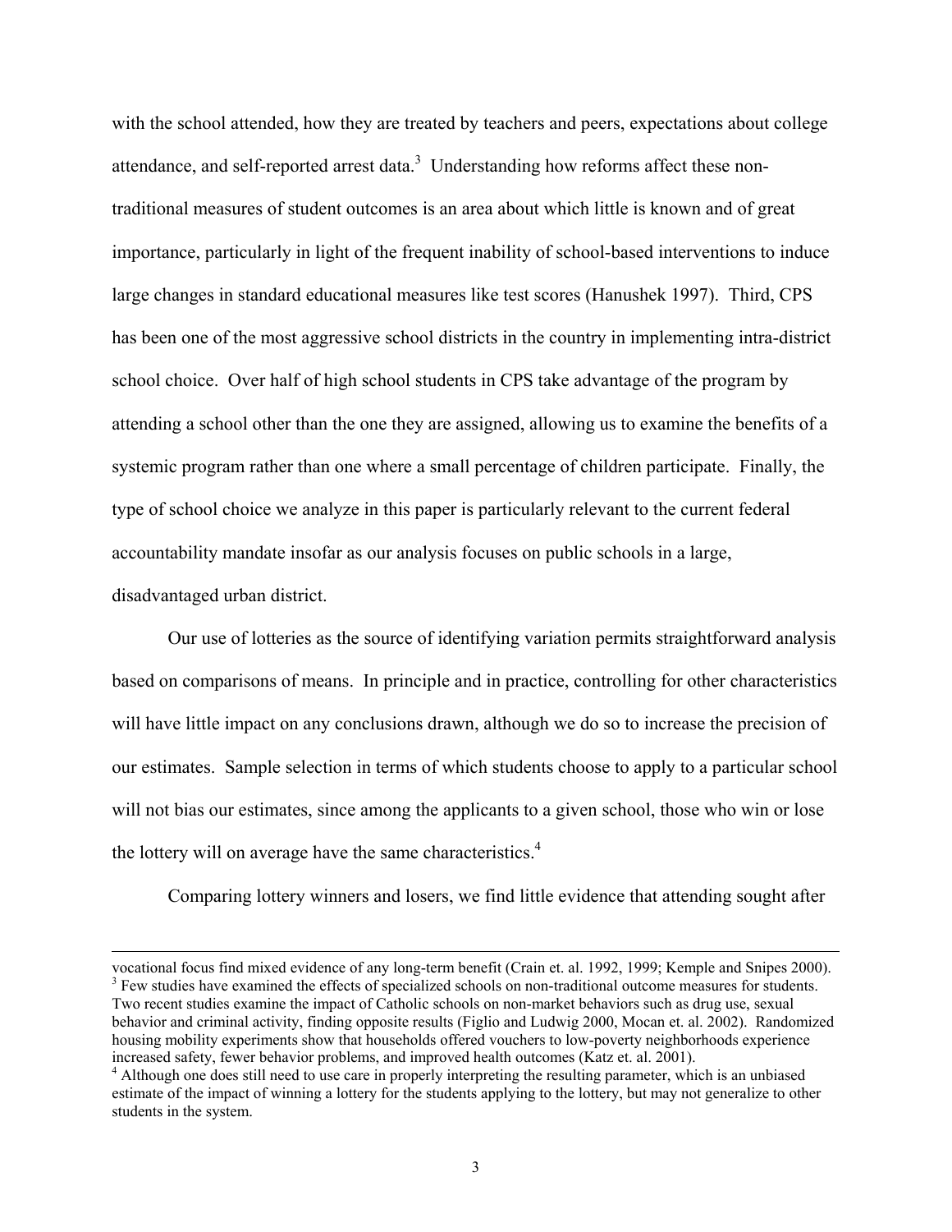with the school attended, how they are treated by teachers and peers, expectations about college attendance, and self-reported arrest data.[3] Understanding how reforms affect these non-traditional measures of student outcomes is an area about which little is known and of great importance, particularly in light of the frequent inability of school-based interventions to induce large changes in standard educational measures like test scores (Hanushek 1997). Third, CPS has been one of the most aggressive school districts in the country in implementing intra-district school choice. Over half of high school students in CPS take advantage of the program by attending a school other than the one they are assigned, allowing us to examine the benefits of a systemic program rather than one where a small percentage of children participate. Finally, the type of school choice we analyze in this paper is particularly relevant to the current federal accountability mandate insofar as our analysis focuses on public schools in a large, disadvantaged urban district.

Our use of lotteries as the source of identifying variation permits straightforward analysis based on comparisons of means. In principle and in practice, controlling for other characteristics will have little impact on any conclusions drawn, although we do so to increase the precision of our estimates. Sample selection in terms of which students choose to apply to a particular school will not bias our estimates, since among the applicants to a given school, those who win or lose the lottery will on average have the same characteristics.[4]

Comparing lottery winners and losers, we find little evidence that attending sought after

---

vocational focus find mixed evidence of any long-term benefit (Crain et. al. 1992, 1999; Kemple and Snipes 2000).

[3] Few studies have examined the effects of specialized schools on non-traditional outcome measures for students. Two recent studies examine the impact of Catholic schools on non-market behaviors such as drug use, sexual behavior and criminal activity, finding opposite results (Figlio and Ludwig 2000, Mocan et. al. 2002). Randomized housing mobility experiments show that households offered vouchers to low-poverty neighborhoods experience increased safety, fewer behavior problems, and improved health outcomes (Katz et. al. 2001).

[4] Although one does still need to use care in properly interpreting the resulting parameter, which is an unbiased estimate of the impact of winning a lottery for the students applying to the lottery, but may not generalize to other students in the system.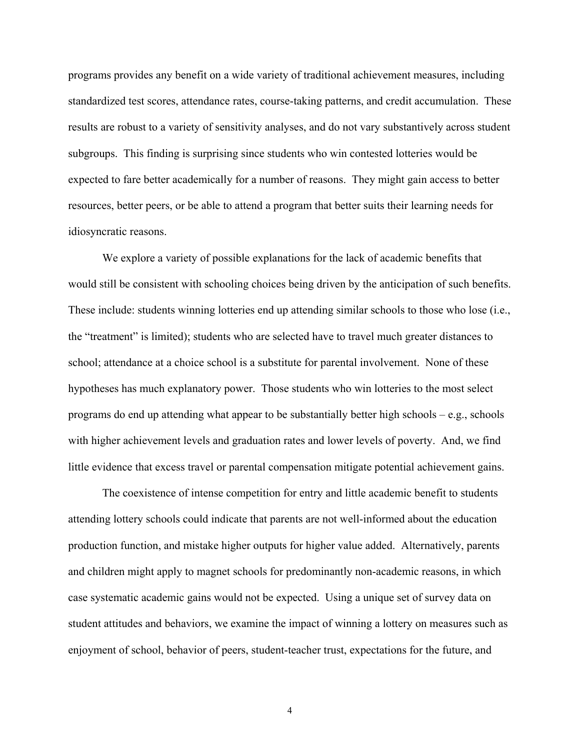programs provides any benefit on a wide variety of traditional achievement measures, including standardized test scores, attendance rates, course-taking patterns, and credit accumulation. These results are robust to a variety of sensitivity analyses, and do not vary substantively across student subgroups. This finding is surprising since students who win contested lotteries would be expected to fare better academically for a number of reasons. They might gain access to better resources, better peers, or be able to attend a program that better suits their learning needs for idiosyncratic reasons.

We explore a variety of possible explanations for the lack of academic benefits that would still be consistent with schooling choices being driven by the anticipation of such benefits. These include: students winning lotteries end up attending similar schools to those who lose (i.e., the "treatment" is limited); students who are selected have to travel much greater distances to school; attendance at a choice school is a substitute for parental involvement. None of these hypotheses has much explanatory power. Those students who win lotteries to the most select programs do end up attending what appear to be substantially better high schools – e.g., schools with higher achievement levels and graduation rates and lower levels of poverty. And, we find little evidence that excess travel or parental compensation mitigate potential achievement gains.

The coexistence of intense competition for entry and little academic benefit to students attending lottery schools could indicate that parents are not well-informed about the education production function, and mistake higher outputs for higher value added. Alternatively, parents and children might apply to magnet schools for predominantly non-academic reasons, in which case systematic academic gains would not be expected. Using a unique set of survey data on student attitudes and behaviors, we examine the impact of winning a lottery on measures such as enjoyment of school, behavior of peers, student-teacher trust, expectations for the future, and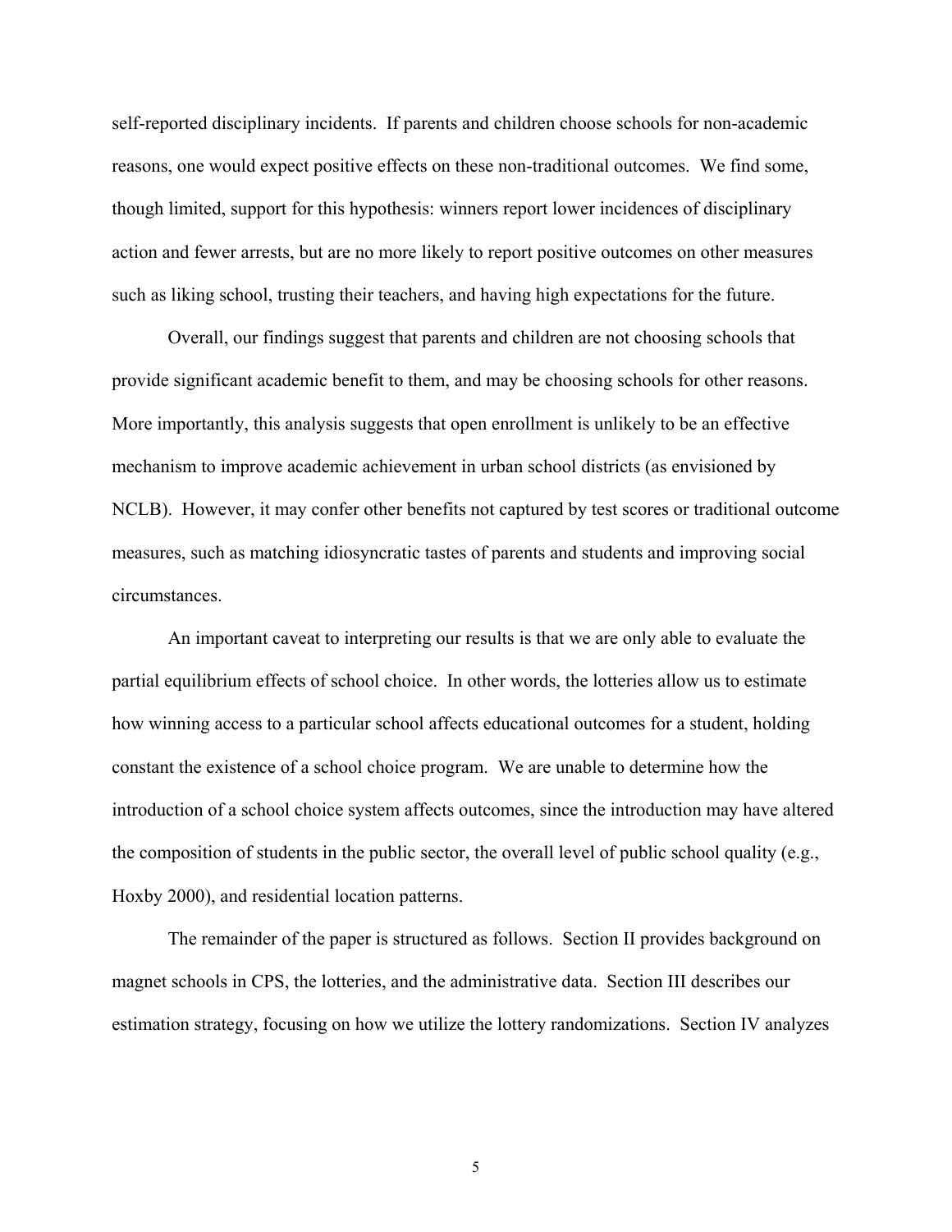self-reported disciplinary incidents. If parents and children choose schools for non-academic reasons, one would expect positive effects on these non-traditional outcomes. We find some, though limited, support for this hypothesis: winners report lower incidences of disciplinary action and fewer arrests, but are no more likely to report positive outcomes on other measures such as liking school, trusting their teachers, and having high expectations for the future.

Overall, our findings suggest that parents and children are not choosing schools that provide significant academic benefit to them, and may be choosing schools for other reasons. More importantly, this analysis suggests that open enrollment is unlikely to be an effective mechanism to improve academic achievement in urban school districts (as envisioned by NCLB). However, it may confer other benefits not captured by test scores or traditional outcome measures, such as matching idiosyncratic tastes of parents and students and improving social circumstances.

An important caveat to interpreting our results is that we are only able to evaluate the partial equilibrium effects of school choice. In other words, the lotteries allow us to estimate how winning access to a particular school affects educational outcomes for a student, holding constant the existence of a school choice program. We are unable to determine how the introduction of a school choice system affects outcomes, since the introduction may have altered the composition of students in the public sector, the overall level of public school quality (e.g., Hoxby 2000), and residential location patterns.

The remainder of the paper is structured as follows. Section II provides background on magnet schools in CPS, the lotteries, and the administrative data. Section III describes our estimation strategy, focusing on how we utilize the lottery randomizations. Section IV analyzes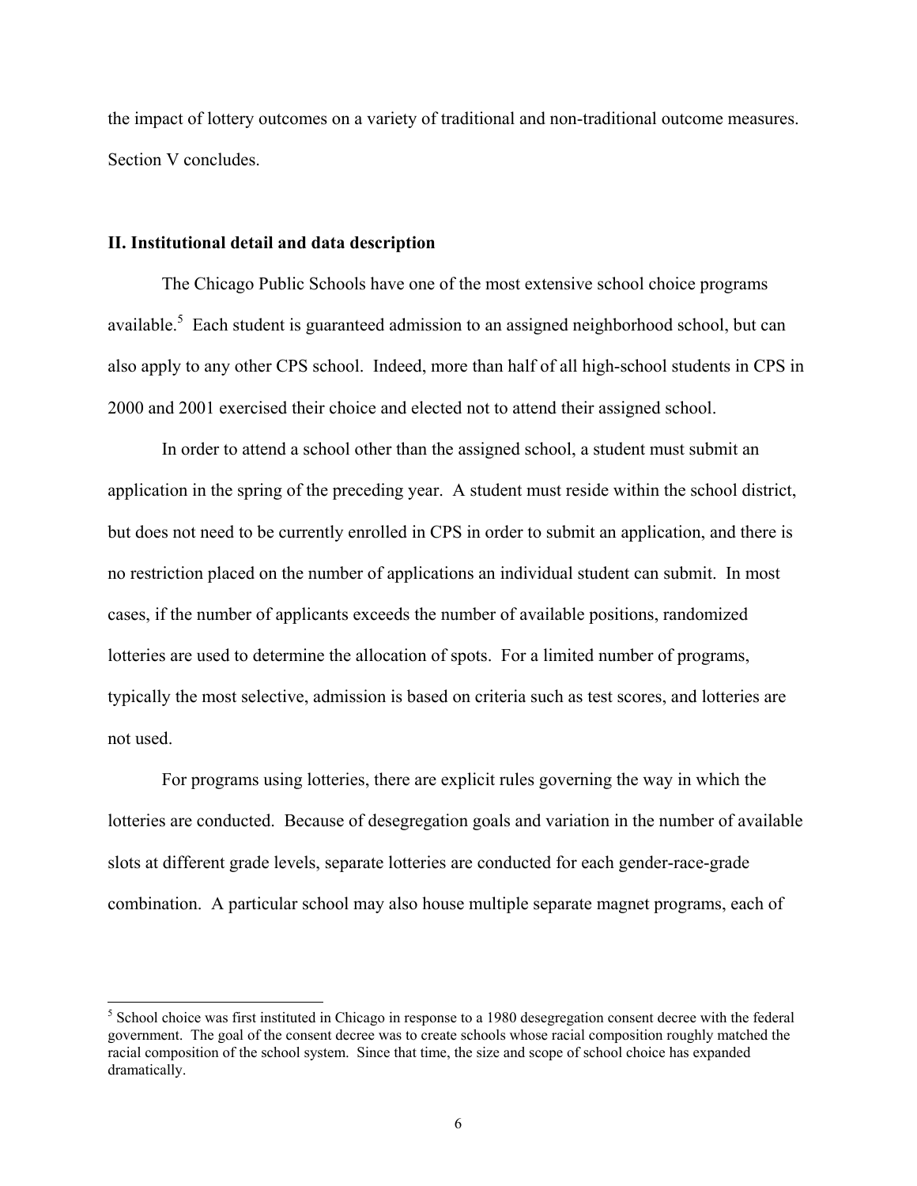the impact of lottery outcomes on a variety of traditional and non-traditional outcome measures. Section V concludes.

## II. Institutional detail and data description

The Chicago Public Schools have one of the most extensive school choice programs available.[5] Each student is guaranteed admission to an assigned neighborhood school, but can also apply to any other CPS school. Indeed, more than half of all high-school students in CPS in 2000 and 2001 exercised their choice and elected not to attend their assigned school.

In order to attend a school other than the assigned school, a student must submit an application in the spring of the preceding year. A student must reside within the school district, but does not need to be currently enrolled in CPS in order to submit an application, and there is no restriction placed on the number of applications an individual student can submit. In most cases, if the number of applicants exceeds the number of available positions, randomized lotteries are used to determine the allocation of spots. For a limited number of programs, typically the most selective, admission is based on criteria such as test scores, and lotteries are not used.

For programs using lotteries, there are explicit rules governing the way in which the lotteries are conducted. Because of desegregation goals and variation in the number of available slots at different grade levels, separate lotteries are conducted for each gender-race-grade combination. A particular school may also house multiple separate magnet programs, each of

[5] School choice was first instituted in Chicago in response to a 1980 desegregation consent decree with the federal government. The goal of the consent decree was to create schools whose racial composition roughly matched the racial composition of the school system. Since that time, the size and scope of school choice has expanded dramatically.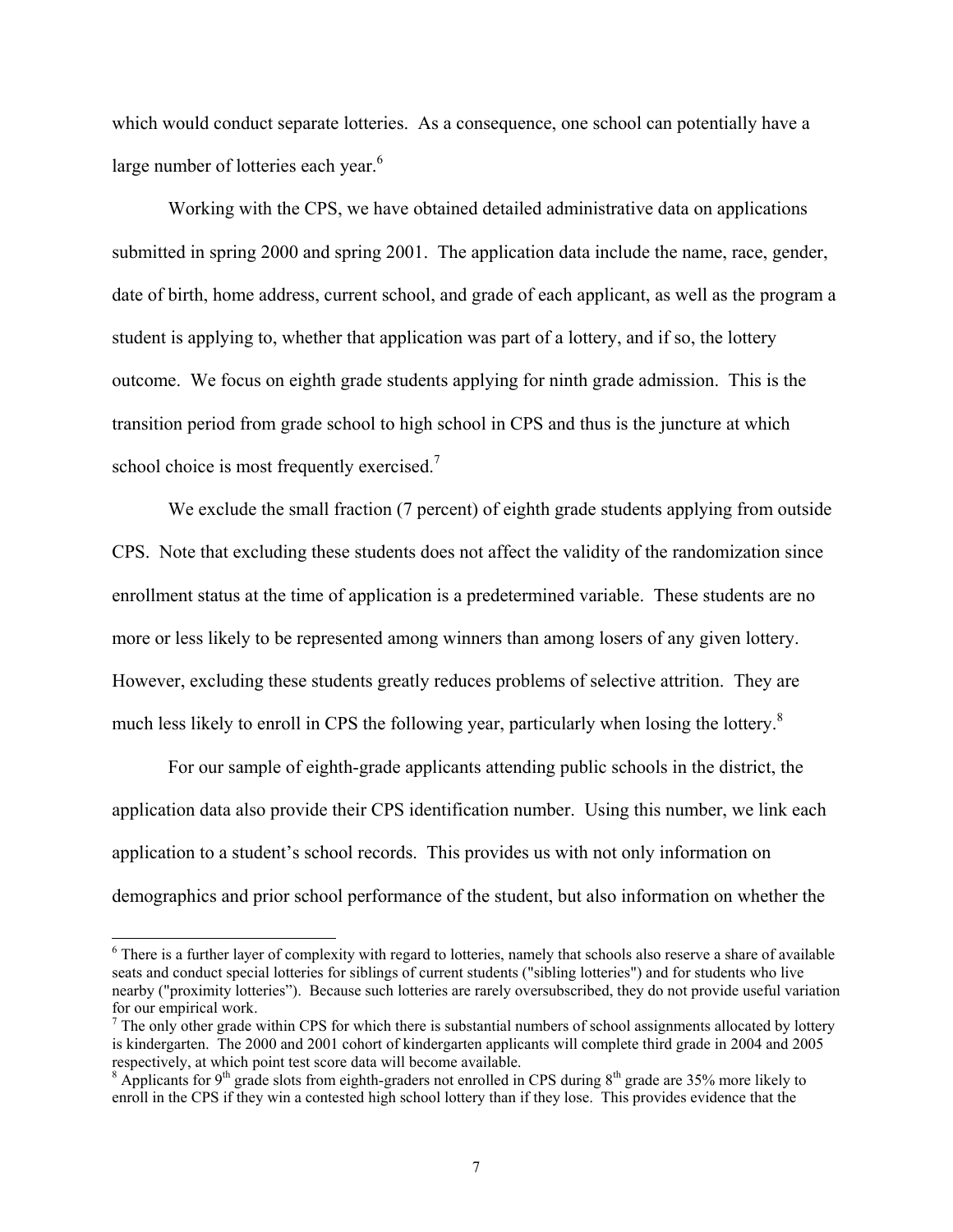which would conduct separate lotteries. As a consequence, one school can potentially have a large number of lotteries each year.[6]

Working with the CPS, we have obtained detailed administrative data on applications submitted in spring 2000 and spring 2001. The application data include the name, race, gender, date of birth, home address, current school, and grade of each applicant, as well as the program a student is applying to, whether that application was part of a lottery, and if so, the lottery outcome. We focus on eighth grade students applying for ninth grade admission. This is the transition period from grade school to high school in CPS and thus is the juncture at which school choice is most frequently exercised.[7]

We exclude the small fraction (7 percent) of eighth grade students applying from outside CPS. Note that excluding these students does not affect the validity of the randomization since enrollment status at the time of application is a predetermined variable. These students are no more or less likely to be represented among winners than among losers of any given lottery. However, excluding these students greatly reduces problems of selective attrition. They are much less likely to enroll in CPS the following year, particularly when losing the lottery.[8]

For our sample of eighth-grade applicants attending public schools in the district, the application data also provide their CPS identification number. Using this number, we link each application to a student's school records. This provides us with not only information on demographics and prior school performance of the student, but also information on whether the

[6] There is a further layer of complexity with regard to lotteries, namely that schools also reserve a share of available seats and conduct special lotteries for siblings of current students ("sibling lotteries") and for students who live nearby ("proximity lotteries"). Because such lotteries are rarely oversubscribed, they do not provide useful variation for our empirical work.

[7] The only other grade within CPS for which there is substantial numbers of school assignments allocated by lottery is kindergarten. The 2000 and 2001 cohort of kindergarten applicants will complete third grade in 2004 and 2005 respectively, at which point test score data will become available.

[8] Applicants for 9th grade slots from eighth-graders not enrolled in CPS during 8th grade are 35% more likely to enroll in the CPS if they win a contested high school lottery than if they lose. This provides evidence that the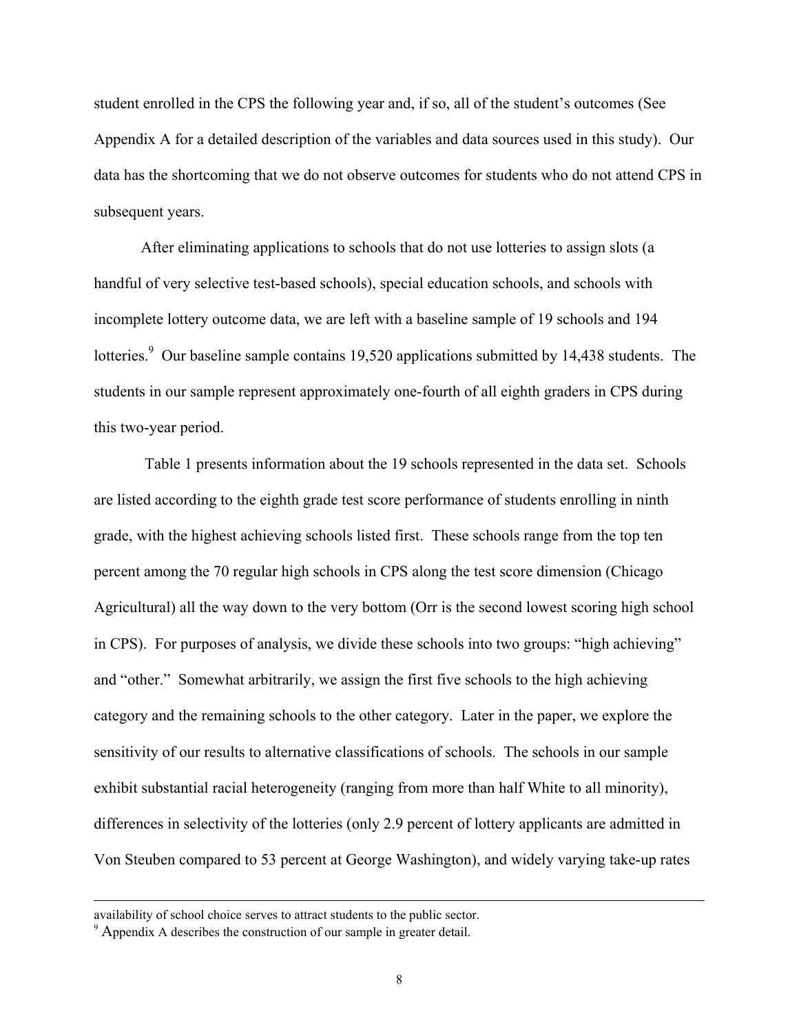student enrolled in the CPS the following year and, if so, all of the student's outcomes (See Appendix A for a detailed description of the variables and data sources used in this study). Our data has the shortcoming that we do not observe outcomes for students who do not attend CPS in subsequent years.

After eliminating applications to schools that do not use lotteries to assign slots (a handful of very selective test-based schools), special education schools, and schools with incomplete lottery outcome data, we are left with a baseline sample of 19 schools and 194 lotteries.[9] Our baseline sample contains 19,520 applications submitted by 14,438 students. The students in our sample represent approximately one-fourth of all eighth graders in CPS during this two-year period.

Table 1 presents information about the 19 schools represented in the data set. Schools are listed according to the eighth grade test score performance of students enrolling in ninth grade, with the highest achieving schools listed first. These schools range from the top ten percent among the 70 regular high schools in CPS along the test score dimension (Chicago Agricultural) all the way down to the very bottom (Orr is the second lowest scoring high school in CPS). For purposes of analysis, we divide these schools into two groups: "high achieving" and "other." Somewhat arbitrarily, we assign the first five schools to the high achieving category and the remaining schools to the other category. Later in the paper, we explore the sensitivity of our results to alternative classifications of schools. The schools in our sample exhibit substantial racial heterogeneity (ranging from more than half White to all minority), differences in selectivity of the lotteries (only 2.9 percent of lottery applicants are admitted in Von Steuben compared to 53 percent at George Washington), and widely varying take-up rates

---

availability of school choice serves to attract students to the public sector.

[9] Appendix A describes the construction of our sample in greater detail.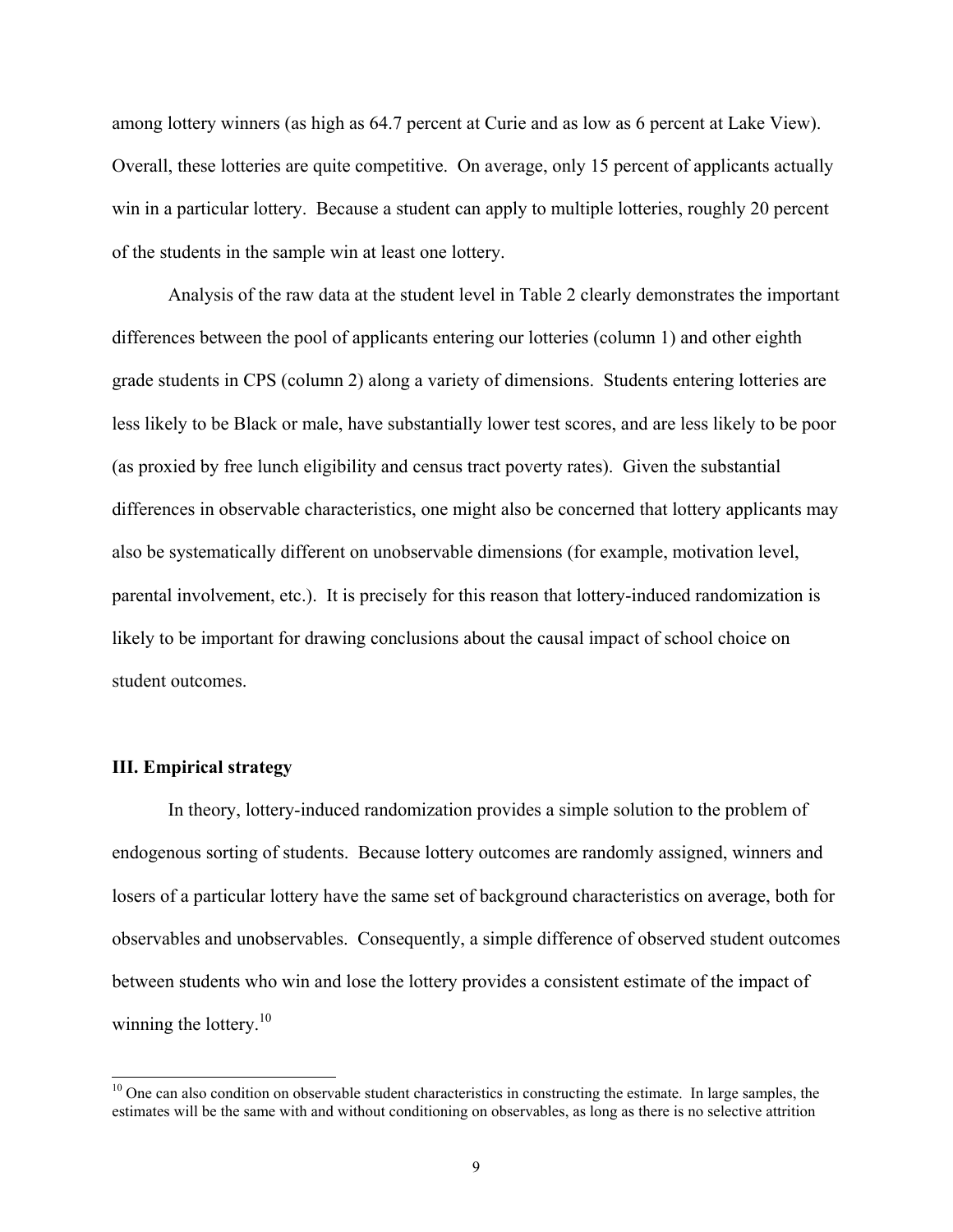among lottery winners (as high as 64.7 percent at Curie and as low as 6 percent at Lake View). Overall, these lotteries are quite competitive. On average, only 15 percent of applicants actually win in a particular lottery. Because a student can apply to multiple lotteries, roughly 20 percent of the students in the sample win at least one lottery.

Analysis of the raw data at the student level in Table 2 clearly demonstrates the important differences between the pool of applicants entering our lotteries (column 1) and other eighth grade students in CPS (column 2) along a variety of dimensions. Students entering lotteries are less likely to be Black or male, have substantially lower test scores, and are less likely to be poor (as proxied by free lunch eligibility and census tract poverty rates). Given the substantial differences in observable characteristics, one might also be concerned that lottery applicants may also be systematically different on unobservable dimensions (for example, motivation level, parental involvement, etc.). It is precisely for this reason that lottery-induced randomization is likely to be important for drawing conclusions about the causal impact of school choice on student outcomes.

### III. Empirical strategy

In theory, lottery-induced randomization provides a simple solution to the problem of endogenous sorting of students. Because lottery outcomes are randomly assigned, winners and losers of a particular lottery have the same set of background characteristics on average, both for observables and unobservables. Consequently, a simple difference of observed student outcomes between students who win and lose the lottery provides a consistent estimate of the impact of winning the lottery.[10]

[10] One can also condition on observable student characteristics in constructing the estimate. In large samples, the estimates will be the same with and without conditioning on observables, as long as there is no selective attrition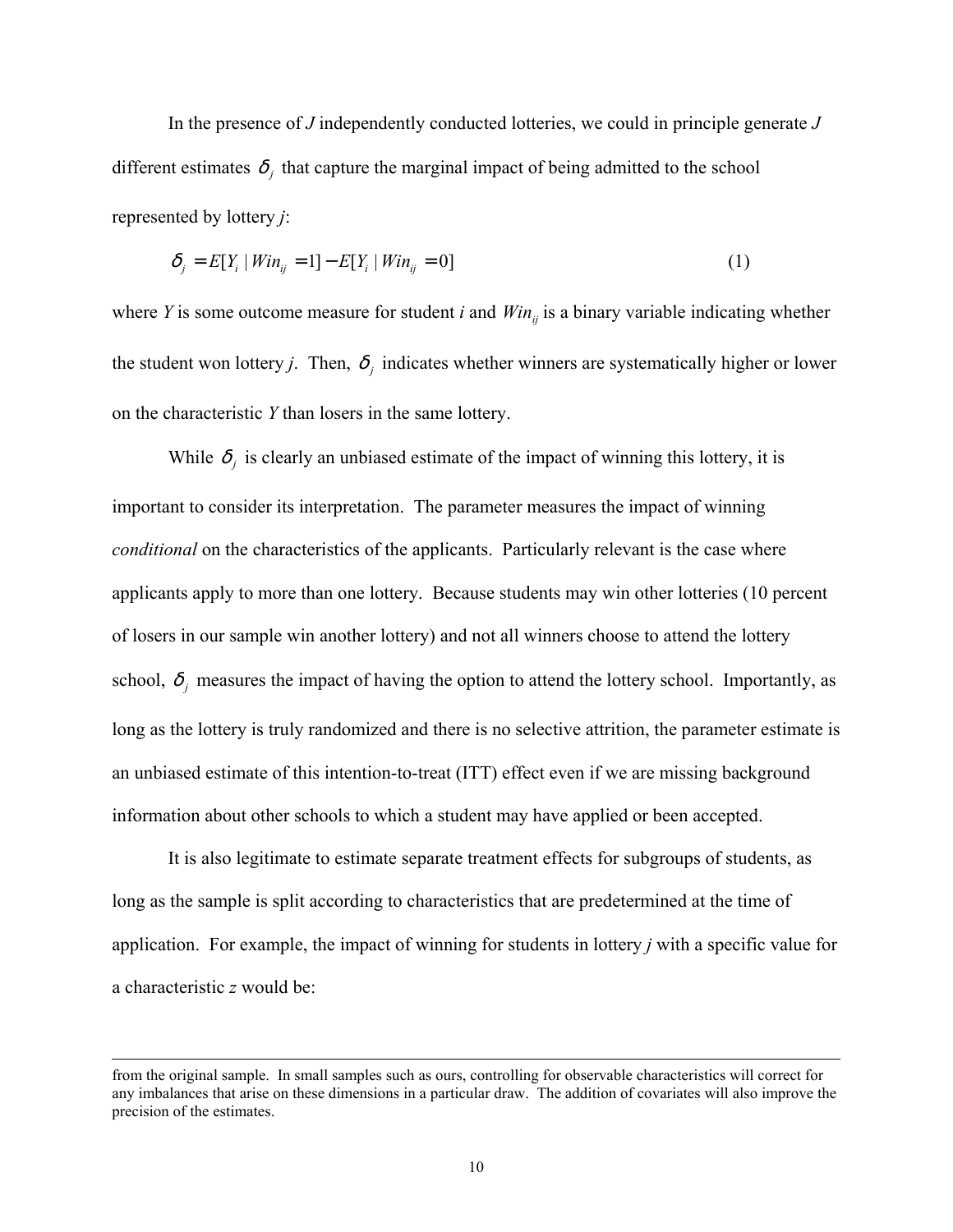In the presence of $J$ independently conducted lotteries, we could in principle generate $J$ different estimates $\delta_j$ that capture the marginal impact of being admitted to the school represented by lottery $j$:

$$\delta_j = E[Y_i \mid Win_{ij} = 1] - E[Y_i \mid Win_{ij} = 0] \tag{1}$$

where $Y$ is some outcome measure for student $i$ and $Win_{ij}$ is a binary variable indicating whether the student won lottery $j$. Then, $\delta_j$ indicates whether winners are systematically higher or lower on the characteristic $Y$ than losers in the same lottery.

While $\delta_j$ is clearly an unbiased estimate of the impact of winning this lottery, it is important to consider its interpretation. The parameter measures the impact of winning *conditional* on the characteristics of the applicants. Particularly relevant is the case where applicants apply to more than one lottery. Because students may win other lotteries (10 percent of losers in our sample win another lottery) and not all winners choose to attend the lottery school, $\delta_j$ measures the impact of having the option to attend the lottery school. Importantly, as long as the lottery is truly randomized and there is no selective attrition, the parameter estimate is an unbiased estimate of this intention-to-treat (ITT) effect even if we are missing background information about other schools to which a student may have applied or been accepted.

It is also legitimate to estimate separate treatment effects for subgroups of students, as long as the sample is split according to characteristics that are predetermined at the time of application. For example, the impact of winning for students in lottery $j$ with a specific value for a characteristic $z$ would be:

---

from the original sample. In small samples such as ours, controlling for observable characteristics will correct for any imbalances that arise on these dimensions in a particular draw. The addition of covariates will also improve the precision of the estimates.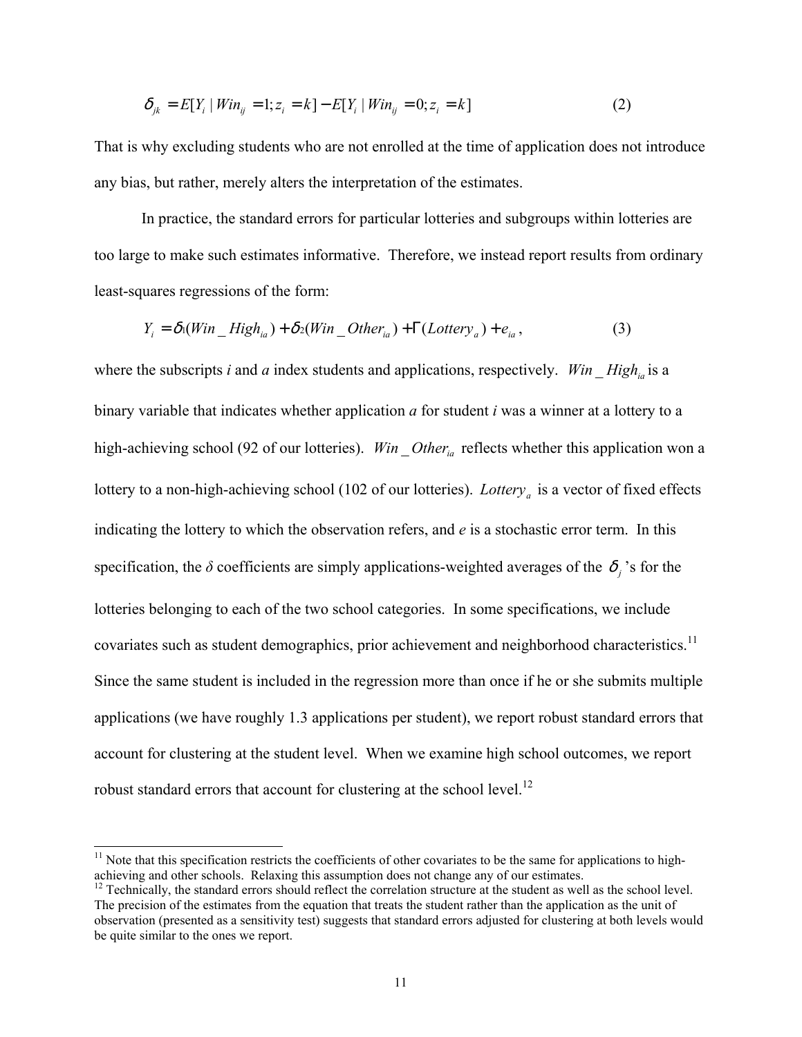$$\delta_{jk} = E[Y_i \mid Win_{ij} = 1; z_i = k] - E[Y_i \mid Win_{ij} = 0; z_i = k] \quad (2)$$

That is why excluding students who are not enrolled at the time of application does not introduce any bias, but rather, merely alters the interpretation of the estimates.

In practice, the standard errors for particular lotteries and subgroups within lotteries are too large to make such estimates informative. Therefore, we instead report results from ordinary least-squares regressions of the form:

$$Y_i = \delta_1(Win\_High_{ia}) + \delta_2(Win\_Other_{ia}) + \Gamma(Lottery_a) + e_{ia}, \quad (3)$$

where the subscripts *i* and *a* index students and applications, respectively. $Win\_High_{ia}$ is a binary variable that indicates whether application *a* for student *i* was a winner at a lottery to a high-achieving school (92 of our lotteries). $Win\_Other_{ia}$ reflects whether this application won a lottery to a non-high-achieving school (102 of our lotteries). $Lottery_a$ is a vector of fixed effects indicating the lottery to which the observation refers, and *e* is a stochastic error term. In this specification, the $\delta$ coefficients are simply applications-weighted averages of the $\delta_j$'s for the lotteries belonging to each of the two school categories. In some specifications, we include covariates such as student demographics, prior achievement and neighborhood characteristics.[11] Since the same student is included in the regression more than once if he or she submits multiple applications (we have roughly 1.3 applications per student), we report robust standard errors that account for clustering at the student level. When we examine high school outcomes, we report robust standard errors that account for clustering at the school level.[12]

[11] Note that this specification restricts the coefficients of other covariates to be the same for applications to high-achieving and other schools. Relaxing this assumption does not change any of our estimates.

[12] Technically, the standard errors should reflect the correlation structure at the student as well as the school level. The precision of the estimates from the equation that treats the student rather than the application as the unit of observation (presented as a sensitivity test) suggests that standard errors adjusted for clustering at both levels would be quite similar to the ones we report.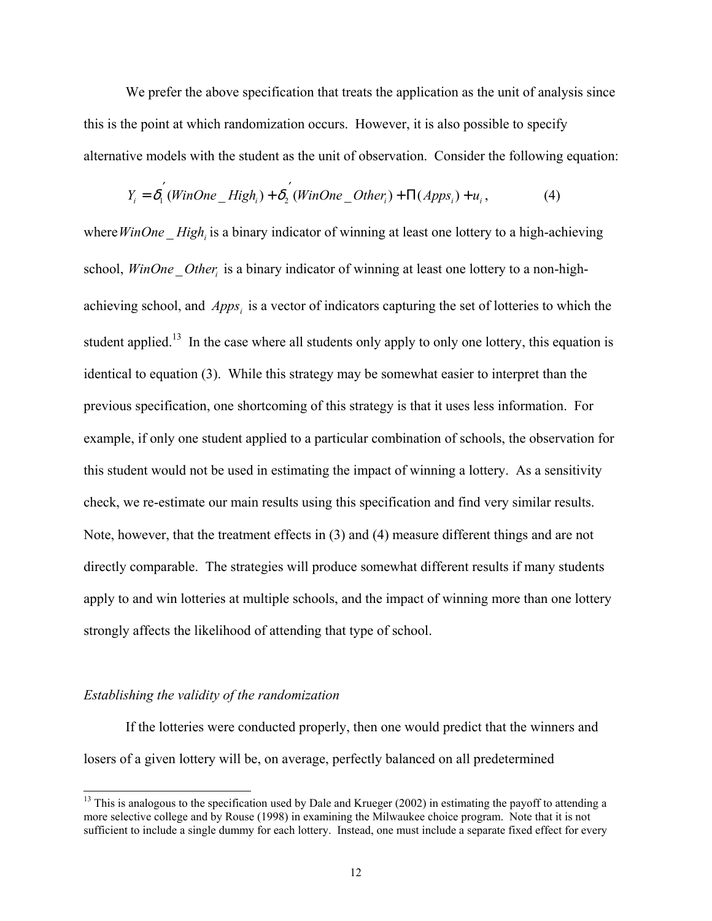We prefer the above specification that treats the application as the unit of analysis since this is the point at which randomization occurs. However, it is also possible to specify alternative models with the student as the unit of observation. Consider the following equation:

$$Y_i = \delta_1^{'}(WinOne\_High_i) + \delta_2^{'}(WinOne\_Other_i) + \Pi(Apps_i) + u_i, \qquad (4)$$

where $WinOne\_High_i$ is a binary indicator of winning at least one lottery to a high-achieving school, $WinOne\_Other_i$ is a binary indicator of winning at least one lottery to a non-high-achieving school, and $Apps_i$ is a vector of indicators capturing the set of lotteries to which the student applied.[13] In the case where all students only apply to only one lottery, this equation is identical to equation (3). While this strategy may be somewhat easier to interpret than the previous specification, one shortcoming of this strategy is that it uses less information. For example, if only one student applied to a particular combination of schools, the observation for this student would not be used in estimating the impact of winning a lottery. As a sensitivity check, we re-estimate our main results using this specification and find very similar results. Note, however, that the treatment effects in (3) and (4) measure different things and are not directly comparable. The strategies will produce somewhat different results if many students apply to and win lotteries at multiple schools, and the impact of winning more than one lottery strongly affects the likelihood of attending that type of school.

*Establishing the validity of the randomization*

If the lotteries were conducted properly, then one would predict that the winners and losers of a given lottery will be, on average, perfectly balanced on all predetermined

[13] This is analogous to the specification used by Dale and Krueger (2002) in estimating the payoff to attending a more selective college and by Rouse (1998) in examining the Milwaukee choice program. Note that it is not sufficient to include a single dummy for each lottery. Instead, one must include a separate fixed effect for every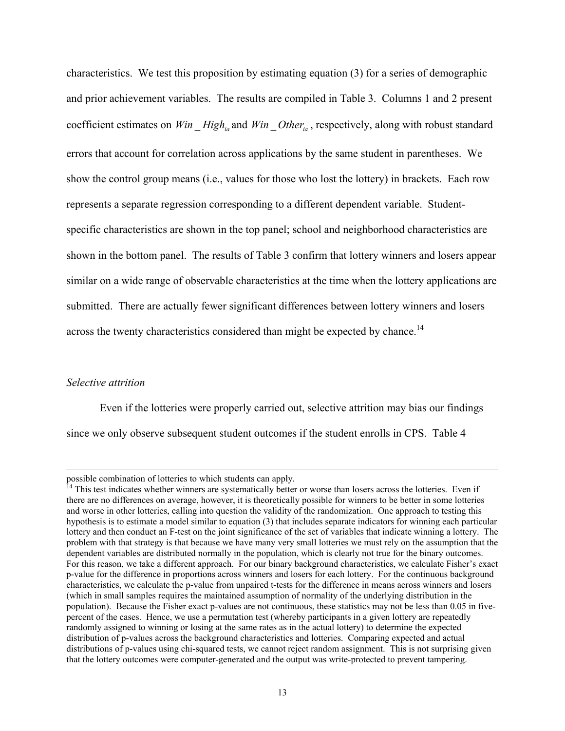characteristics. We test this proposition by estimating equation (3) for a series of demographic and prior achievement variables. The results are compiled in Table 3. Columns 1 and 2 present coefficient estimates on $Win\_High_{ia}$ and $Win\_Other_{ia}$, respectively, along with robust standard errors that account for correlation across applications by the same student in parentheses. We show the control group means (i.e., values for those who lost the lottery) in brackets. Each row represents a separate regression corresponding to a different dependent variable. Student-specific characteristics are shown in the top panel; school and neighborhood characteristics are shown in the bottom panel. The results of Table 3 confirm that lottery winners and losers appear similar on a wide range of observable characteristics at the time when the lottery applications are submitted. There are actually fewer significant differences between lottery winners and losers across the twenty characteristics considered than might be expected by chance.[14]

*Selective attrition*

Even if the lotteries were properly carried out, selective attrition may bias our findings since we only observe subsequent student outcomes if the student enrolls in CPS. Table 4

---

possible combination of lotteries to which students can apply.

[14] This test indicates whether winners are systematically better or worse than losers across the lotteries. Even if there are no differences on average, however, it is theoretically possible for winners to be better in some lotteries and worse in other lotteries, calling into question the validity of the randomization. One approach to testing this hypothesis is to estimate a model similar to equation (3) that includes separate indicators for winning each particular lottery and then conduct an F-test on the joint significance of the set of variables that indicate winning a lottery. The problem with that strategy is that because we have many very small lotteries we must rely on the assumption that the dependent variables are distributed normally in the population, which is clearly not true for the binary outcomes. For this reason, we take a different approach. For our binary background characteristics, we calculate Fisher's exact p-value for the difference in proportions across winners and losers for each lottery. For the continuous background characteristics, we calculate the p-value from unpaired t-tests for the difference in means across winners and losers (which in small samples requires the maintained assumption of normality of the underlying distribution in the population). Because the Fisher exact p-values are not continuous, these statistics may not be less than 0.05 in five-percent of the cases. Hence, we use a permutation test (whereby participants in a given lottery are repeatedly randomly assigned to winning or losing at the same rates as in the actual lottery) to determine the expected distribution of p-values across the background characteristics and lotteries. Comparing expected and actual distributions of p-values using chi-squared tests, we cannot reject random assignment. This is not surprising given that the lottery outcomes were computer-generated and the output was write-protected to prevent tampering.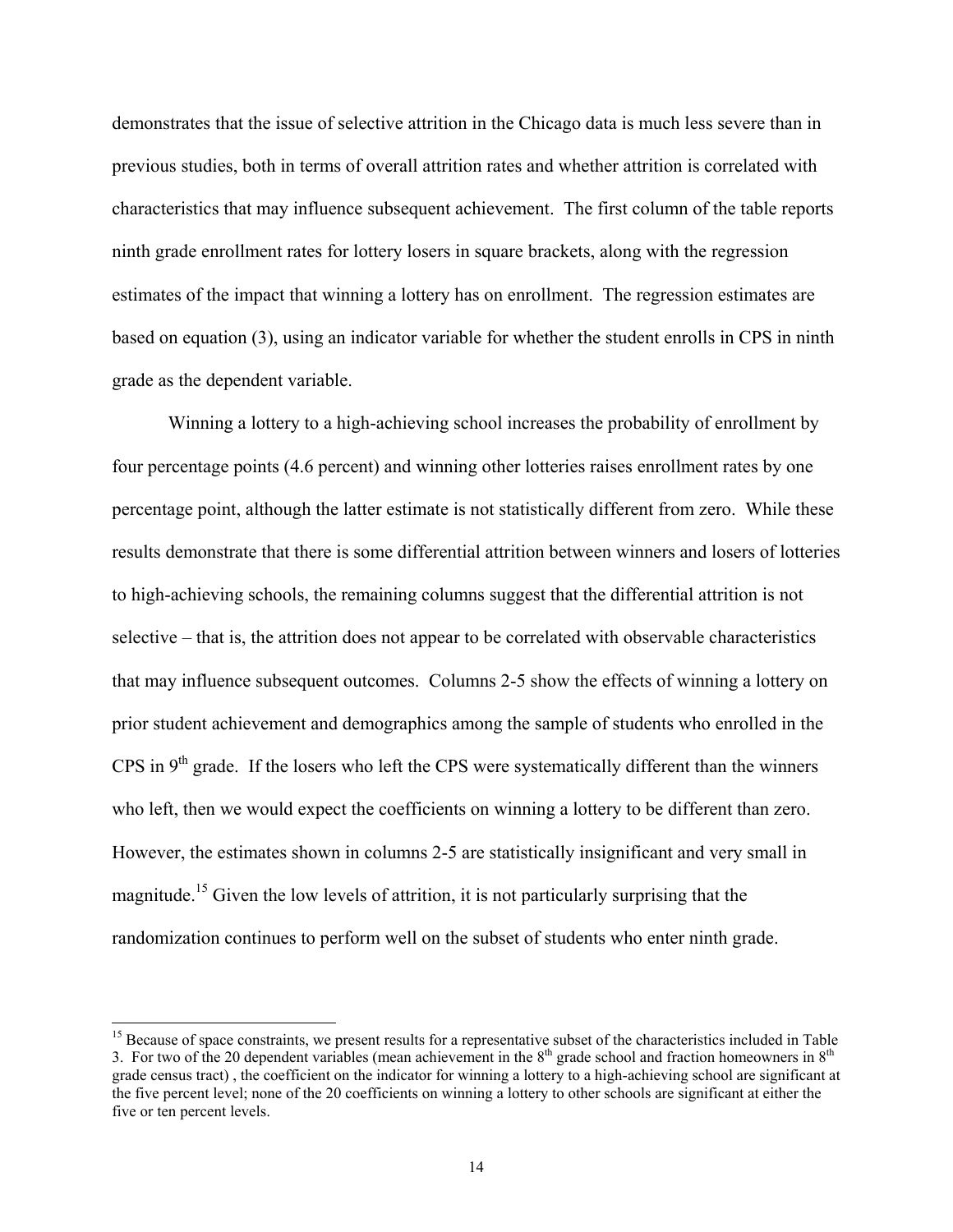demonstrates that the issue of selective attrition in the Chicago data is much less severe than in previous studies, both in terms of overall attrition rates and whether attrition is correlated with characteristics that may influence subsequent achievement. The first column of the table reports ninth grade enrollment rates for lottery losers in square brackets, along with the regression estimates of the impact that winning a lottery has on enrollment. The regression estimates are based on equation (3), using an indicator variable for whether the student enrolls in CPS in ninth grade as the dependent variable.

Winning a lottery to a high-achieving school increases the probability of enrollment by four percentage points (4.6 percent) and winning other lotteries raises enrollment rates by one percentage point, although the latter estimate is not statistically different from zero. While these results demonstrate that there is some differential attrition between winners and losers of lotteries to high-achieving schools, the remaining columns suggest that the differential attrition is not selective – that is, the attrition does not appear to be correlated with observable characteristics that may influence subsequent outcomes. Columns 2-5 show the effects of winning a lottery on prior student achievement and demographics among the sample of students who enrolled in the CPS in 9th grade. If the losers who left the CPS were systematically different than the winners who left, then we would expect the coefficients on winning a lottery to be different than zero. However, the estimates shown in columns 2-5 are statistically insignificant and very small in magnitude.[15] Given the low levels of attrition, it is not particularly surprising that the randomization continues to perform well on the subset of students who enter ninth grade.

[15] Because of space constraints, we present results for a representative subset of the characteristics included in Table 3. For two of the 20 dependent variables (mean achievement in the 8th grade school and fraction homeowners in 8th grade census tract) , the coefficient on the indicator for winning a lottery to a high-achieving school are significant at the five percent level; none of the 20 coefficients on winning a lottery to other schools are significant at either the five or ten percent levels.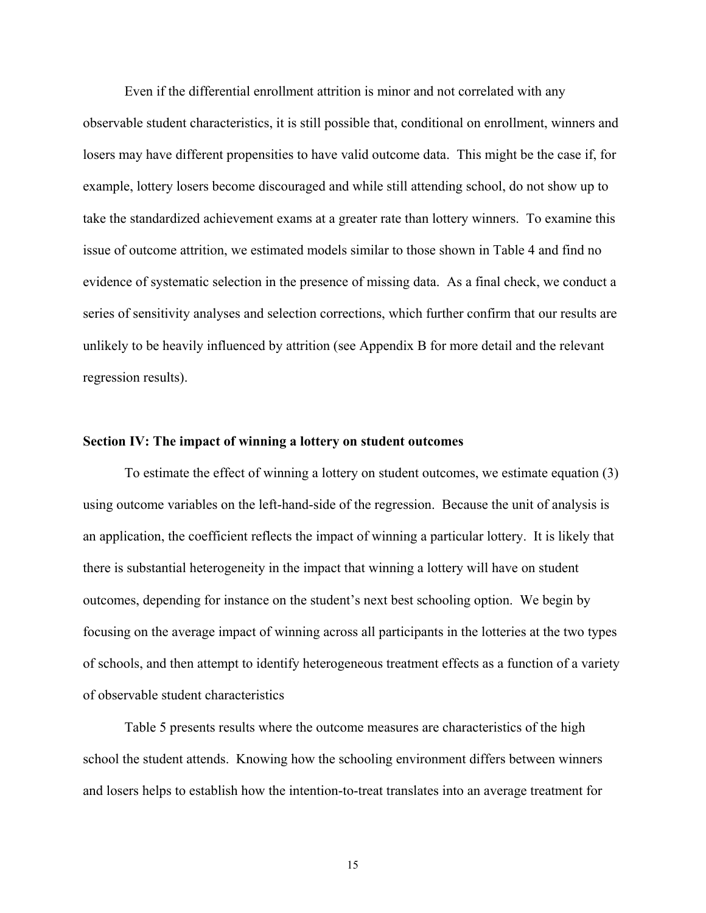Even if the differential enrollment attrition is minor and not correlated with any observable student characteristics, it is still possible that, conditional on enrollment, winners and losers may have different propensities to have valid outcome data. This might be the case if, for example, lottery losers become discouraged and while still attending school, do not show up to take the standardized achievement exams at a greater rate than lottery winners. To examine this issue of outcome attrition, we estimated models similar to those shown in Table 4 and find no evidence of systematic selection in the presence of missing data. As a final check, we conduct a series of sensitivity analyses and selection corrections, which further confirm that our results are unlikely to be heavily influenced by attrition (see Appendix B for more detail and the relevant regression results).

### Section IV: The impact of winning a lottery on student outcomes

To estimate the effect of winning a lottery on student outcomes, we estimate equation (3) using outcome variables on the left-hand-side of the regression. Because the unit of analysis is an application, the coefficient reflects the impact of winning a particular lottery. It is likely that there is substantial heterogeneity in the impact that winning a lottery will have on student outcomes, depending for instance on the student's next best schooling option. We begin by focusing on the average impact of winning across all participants in the lotteries at the two types of schools, and then attempt to identify heterogeneous treatment effects as a function of a variety of observable student characteristics

Table 5 presents results where the outcome measures are characteristics of the high school the student attends. Knowing how the schooling environment differs between winners and losers helps to establish how the intention-to-treat translates into an average treatment for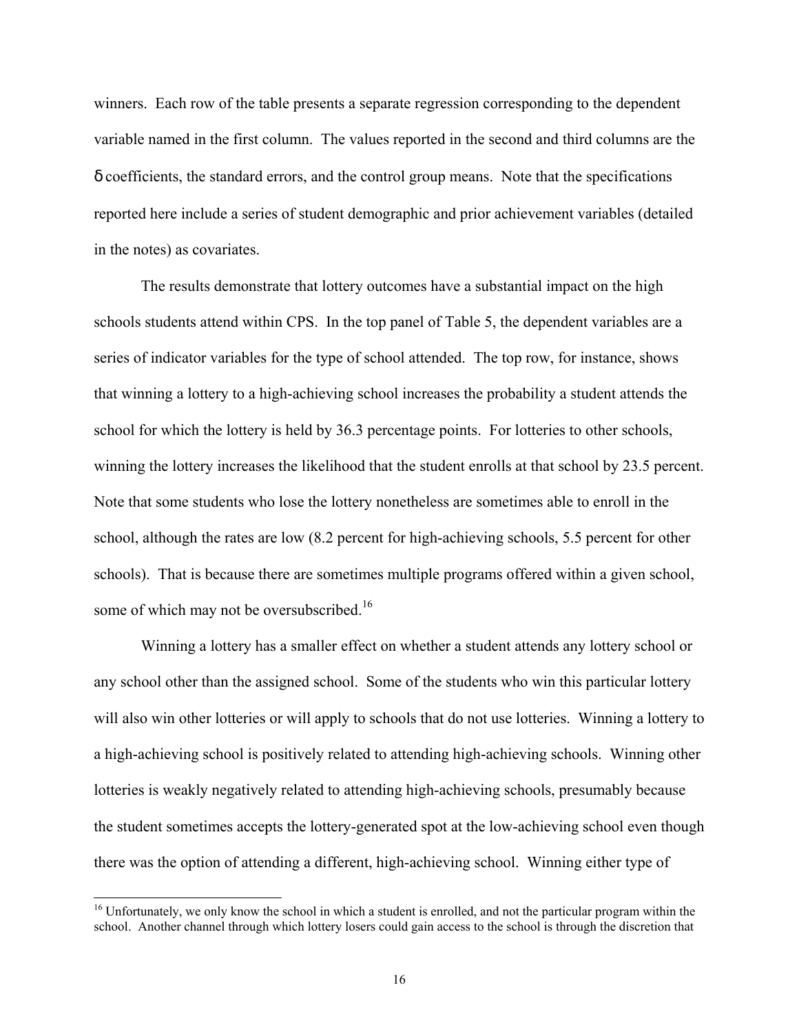winners. Each row of the table presents a separate regression corresponding to the dependent variable named in the first column. The values reported in the second and third columns are the $\delta$ coefficients, the standard errors, and the control group means. Note that the specifications reported here include a series of student demographic and prior achievement variables (detailed in the notes) as covariates.

The results demonstrate that lottery outcomes have a substantial impact on the high schools students attend within CPS. In the top panel of Table 5, the dependent variables are a series of indicator variables for the type of school attended. The top row, for instance, shows that winning a lottery to a high-achieving school increases the probability a student attends the school for which the lottery is held by 36.3 percentage points. For lotteries to other schools, winning the lottery increases the likelihood that the student enrolls at that school by 23.5 percent. Note that some students who lose the lottery nonetheless are sometimes able to enroll in the school, although the rates are low (8.2 percent for high-achieving schools, 5.5 percent for other schools). That is because there are sometimes multiple programs offered within a given school, some of which may not be oversubscribed.[16]

Winning a lottery has a smaller effect on whether a student attends any lottery school or any school other than the assigned school. Some of the students who win this particular lottery will also win other lotteries or will apply to schools that do not use lotteries. Winning a lottery to a high-achieving school is positively related to attending high-achieving schools. Winning other lotteries is weakly negatively related to attending high-achieving schools, presumably because the student sometimes accepts the lottery-generated spot at the low-achieving school even though there was the option of attending a different, high-achieving school. Winning either type of

[16] Unfortunately, we only know the school in which a student is enrolled, and not the particular program within the school. Another channel through which lottery losers could gain access to the school is through the discretion that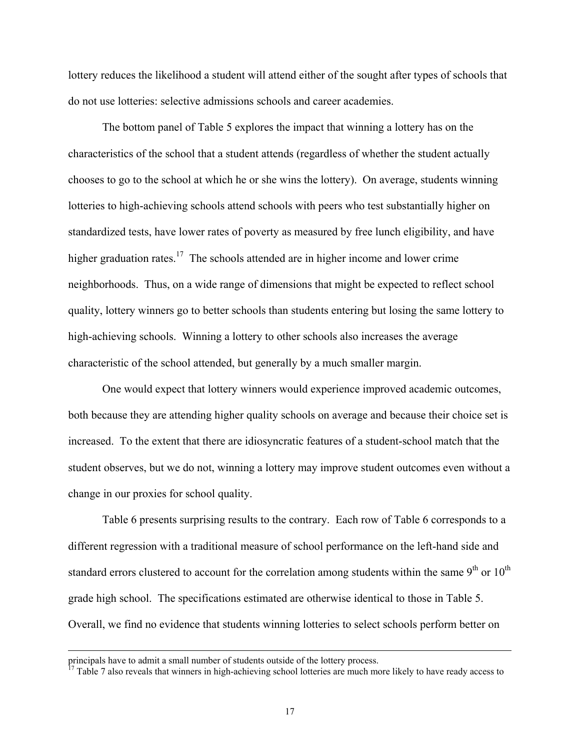lottery reduces the likelihood a student will attend either of the sought after types of schools that do not use lotteries: selective admissions schools and career academies.

The bottom panel of Table 5 explores the impact that winning a lottery has on the characteristics of the school that a student attends (regardless of whether the student actually chooses to go to the school at which he or she wins the lottery). On average, students winning lotteries to high-achieving schools attend schools with peers who test substantially higher on standardized tests, have lower rates of poverty as measured by free lunch eligibility, and have higher graduation rates.[17] The schools attended are in higher income and lower crime neighborhoods. Thus, on a wide range of dimensions that might be expected to reflect school quality, lottery winners go to better schools than students entering but losing the same lottery to high-achieving schools. Winning a lottery to other schools also increases the average characteristic of the school attended, but generally by a much smaller margin.

One would expect that lottery winners would experience improved academic outcomes, both because they are attending higher quality schools on average and because their choice set is increased. To the extent that there are idiosyncratic features of a student-school match that the student observes, but we do not, winning a lottery may improve student outcomes even without a change in our proxies for school quality.

Table 6 presents surprising results to the contrary. Each row of Table 6 corresponds to a different regression with a traditional measure of school performance on the left-hand side and standard errors clustered to account for the correlation among students within the same 9th or 10th grade high school. The specifications estimated are otherwise identical to those in Table 5. Overall, we find no evidence that students winning lotteries to select schools perform better on

---

principals have to admit a small number of students outside of the lottery process.

[17] Table 7 also reveals that winners in high-achieving school lotteries are much more likely to have ready access to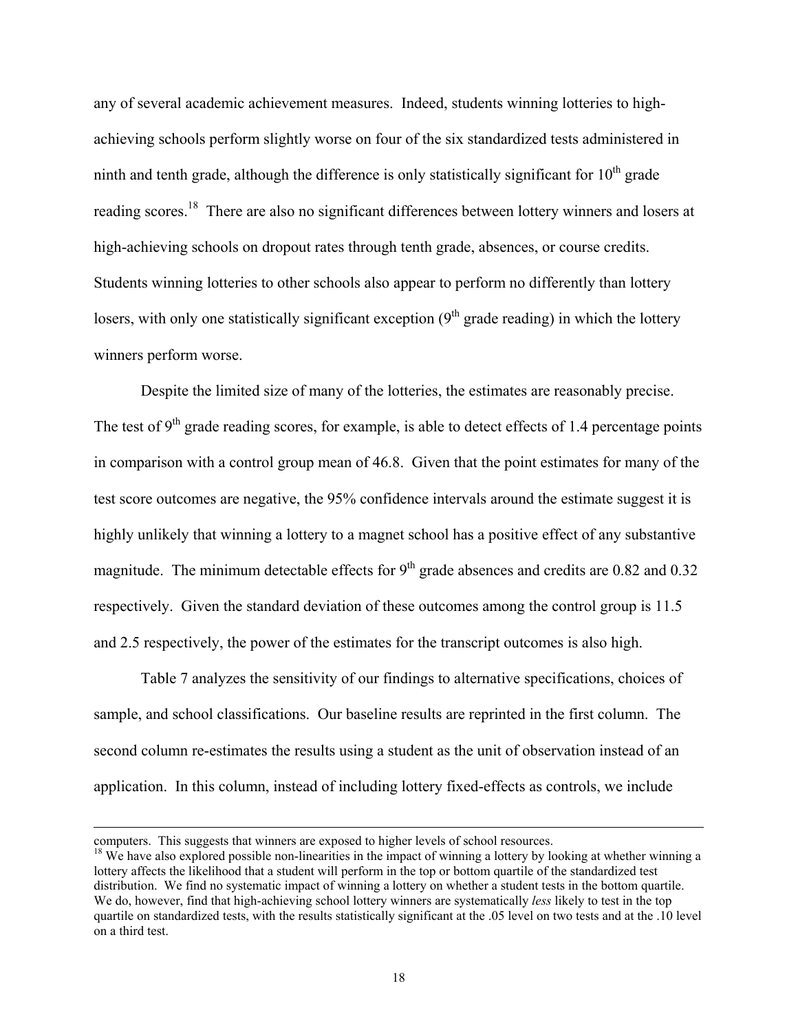any of several academic achievement measures. Indeed, students winning lotteries to high-achieving schools perform slightly worse on four of the six standardized tests administered in ninth and tenth grade, although the difference is only statistically significant for 10th grade reading scores.[18] There are also no significant differences between lottery winners and losers at high-achieving schools on dropout rates through tenth grade, absences, or course credits. Students winning lotteries to other schools also appear to perform no differently than lottery losers, with only one statistically significant exception (9th grade reading) in which the lottery winners perform worse.

Despite the limited size of many of the lotteries, the estimates are reasonably precise. The test of 9th grade reading scores, for example, is able to detect effects of 1.4 percentage points in comparison with a control group mean of 46.8. Given that the point estimates for many of the test score outcomes are negative, the 95% confidence intervals around the estimate suggest it is highly unlikely that winning a lottery to a magnet school has a positive effect of any substantive magnitude. The minimum detectable effects for 9th grade absences and credits are 0.82 and 0.32 respectively. Given the standard deviation of these outcomes among the control group is 11.5 and 2.5 respectively, the power of the estimates for the transcript outcomes is also high.

Table 7 analyzes the sensitivity of our findings to alternative specifications, choices of sample, and school classifications. Our baseline results are reprinted in the first column. The second column re-estimates the results using a student as the unit of observation instead of an application. In this column, instead of including lottery fixed-effects as controls, we include

---

computers. This suggests that winners are exposed to higher levels of school resources.

[18] We have also explored possible non-linearities in the impact of winning a lottery by looking at whether winning a lottery affects the likelihood that a student will perform in the top or bottom quartile of the standardized test distribution. We find no systematic impact of winning a lottery on whether a student tests in the bottom quartile. We do, however, find that high-achieving school lottery winners are systematically *less* likely to test in the top quartile on standardized tests, with the results statistically significant at the .05 level on two tests and at the .10 level on a third test.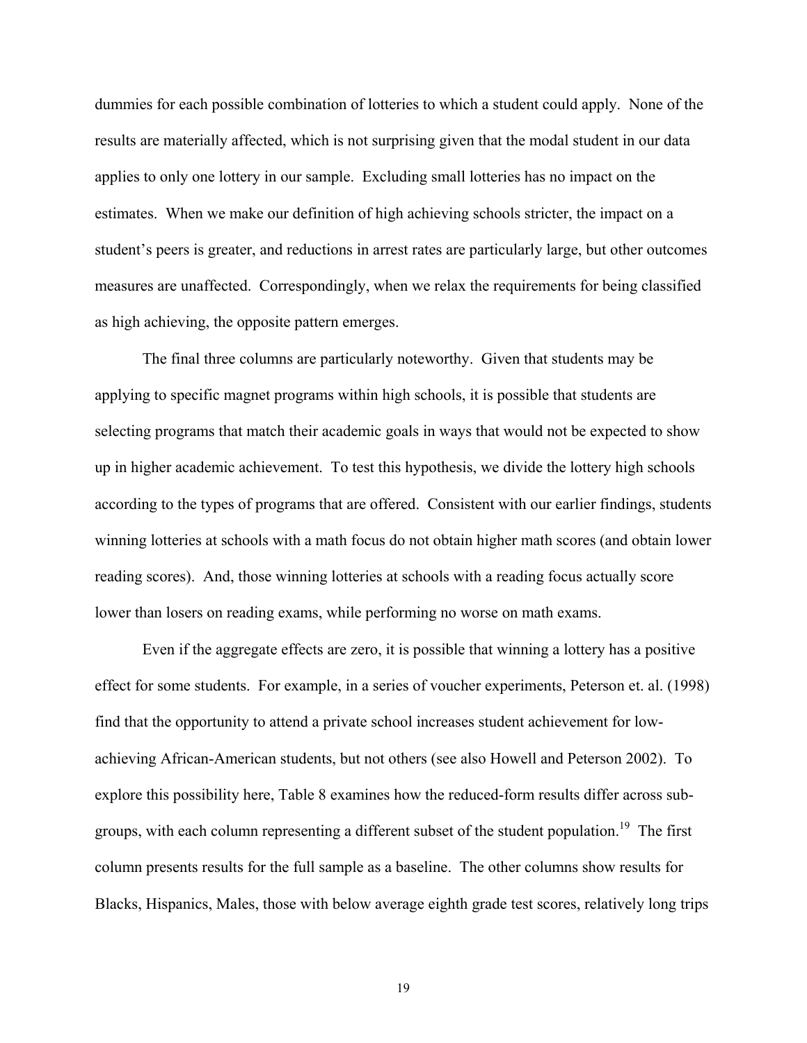dummies for each possible combination of lotteries to which a student could apply. None of the results are materially affected, which is not surprising given that the modal student in our data applies to only one lottery in our sample. Excluding small lotteries has no impact on the estimates. When we make our definition of high achieving schools stricter, the impact on a student's peers is greater, and reductions in arrest rates are particularly large, but other outcomes measures are unaffected. Correspondingly, when we relax the requirements for being classified as high achieving, the opposite pattern emerges.

The final three columns are particularly noteworthy. Given that students may be applying to specific magnet programs within high schools, it is possible that students are selecting programs that match their academic goals in ways that would not be expected to show up in higher academic achievement. To test this hypothesis, we divide the lottery high schools according to the types of programs that are offered. Consistent with our earlier findings, students winning lotteries at schools with a math focus do not obtain higher math scores (and obtain lower reading scores). And, those winning lotteries at schools with a reading focus actually score lower than losers on reading exams, while performing no worse on math exams.

Even if the aggregate effects are zero, it is possible that winning a lottery has a positive effect for some students. For example, in a series of voucher experiments, Peterson et. al. (1998) find that the opportunity to attend a private school increases student achievement for low-achieving African-American students, but not others (see also Howell and Peterson 2002). To explore this possibility here, Table 8 examines how the reduced-form results differ across sub-groups, with each column representing a different subset of the student population.[19] The first column presents results for the full sample as a baseline. The other columns show results for Blacks, Hispanics, Males, those with below average eighth grade test scores, relatively long trips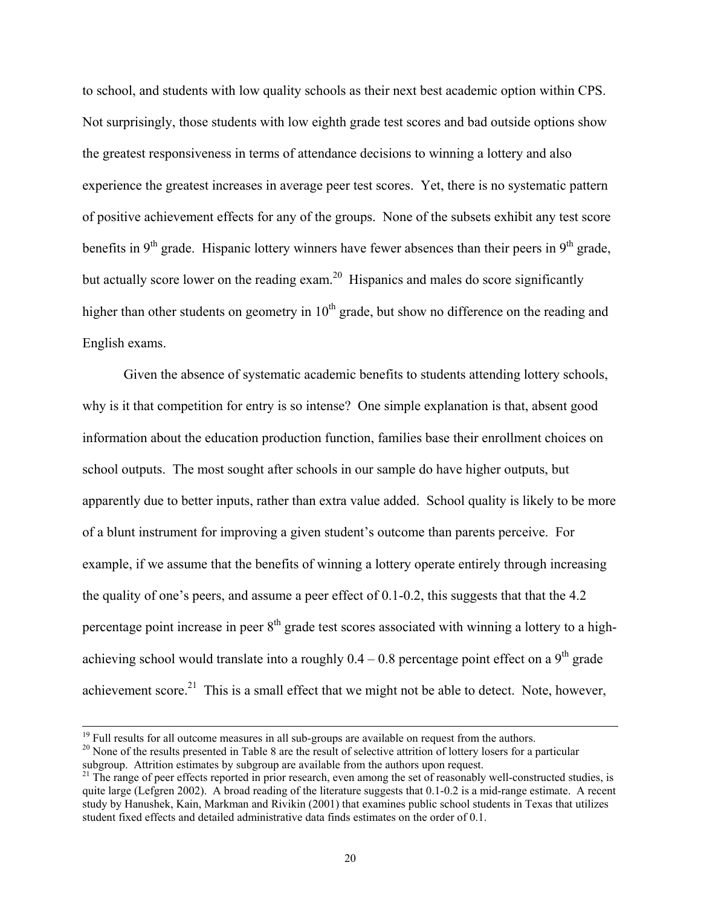to school, and students with low quality schools as their next best academic option within CPS. Not surprisingly, those students with low eighth grade test scores and bad outside options show the greatest responsiveness in terms of attendance decisions to winning a lottery and also experience the greatest increases in average peer test scores. Yet, there is no systematic pattern of positive achievement effects for any of the groups. None of the subsets exhibit any test score benefits in 9th grade. Hispanic lottery winners have fewer absences than their peers in 9th grade, but actually score lower on the reading exam.[20] Hispanics and males do score significantly higher than other students on geometry in 10th grade, but show no difference on the reading and English exams.

Given the absence of systematic academic benefits to students attending lottery schools, why is it that competition for entry is so intense? One simple explanation is that, absent good information about the education production function, families base their enrollment choices on school outputs. The most sought after schools in our sample do have higher outputs, but apparently due to better inputs, rather than extra value added. School quality is likely to be more of a blunt instrument for improving a given student's outcome than parents perceive. For example, if we assume that the benefits of winning a lottery operate entirely through increasing the quality of one's peers, and assume a peer effect of 0.1-0.2, this suggests that that the 4.2 percentage point increase in peer 8th grade test scores associated with winning a lottery to a high-achieving school would translate into a roughly 0.4 – 0.8 percentage point effect on a 9th grade achievement score.[21] This is a small effect that we might not be able to detect. Note, however,

---

[19] Full results for all outcome measures in all sub-groups are available on request from the authors.

[20] None of the results presented in Table 8 are the result of selective attrition of lottery losers for a particular subgroup. Attrition estimates by subgroup are available from the authors upon request.

[21] The range of peer effects reported in prior research, even among the set of reasonably well-constructed studies, is quite large (Lefgren 2002). A broad reading of the literature suggests that 0.1-0.2 is a mid-range estimate. A recent study by Hanushek, Kain, Markman and Rivikin (2001) that examines public school students in Texas that utilizes student fixed effects and detailed administrative data finds estimates on the order of 0.1.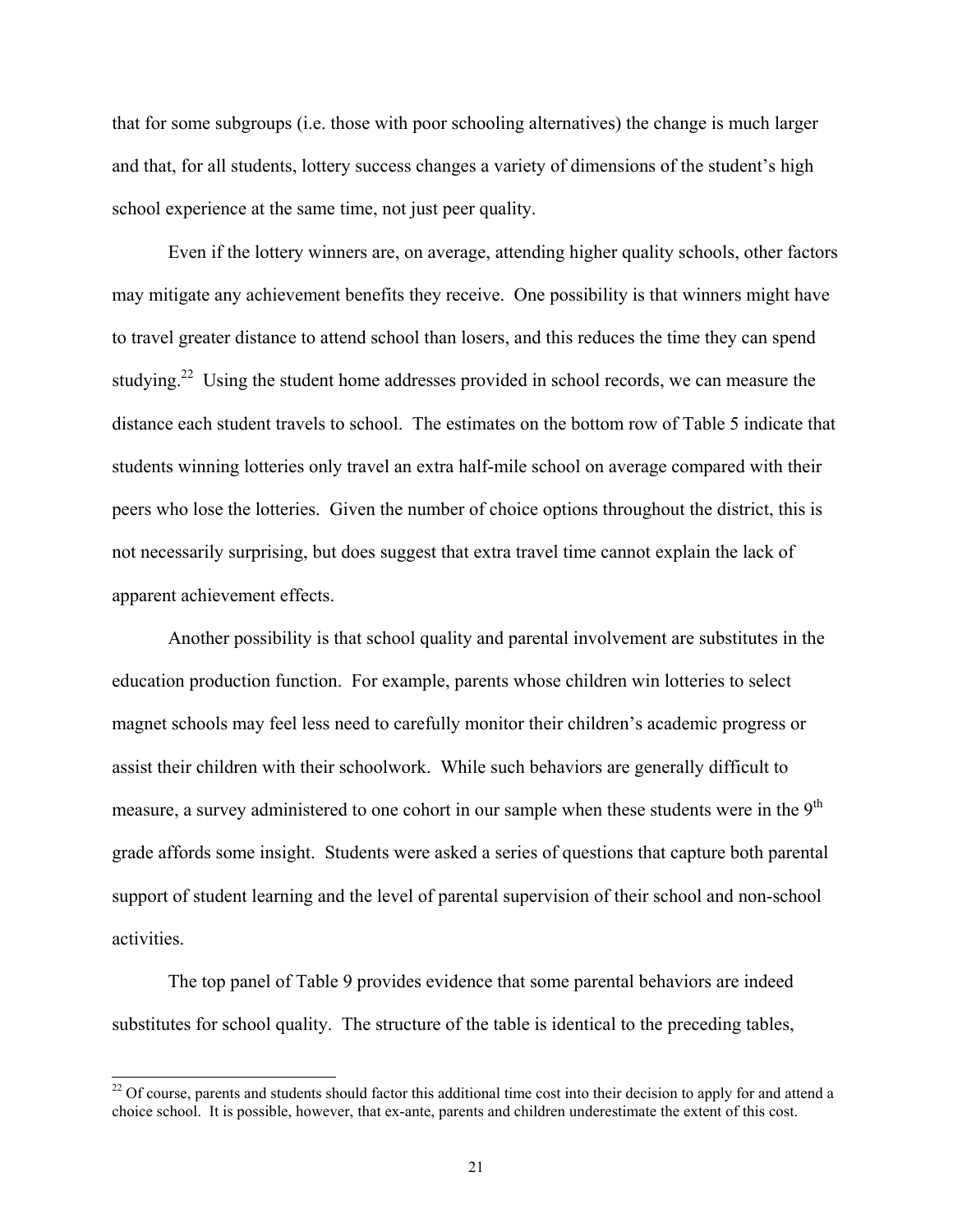that for some subgroups (i.e. those with poor schooling alternatives) the change is much larger and that, for all students, lottery success changes a variety of dimensions of the student's high school experience at the same time, not just peer quality.

Even if the lottery winners are, on average, attending higher quality schools, other factors may mitigate any achievement benefits they receive. One possibility is that winners might have to travel greater distance to attend school than losers, and this reduces the time they can spend studying.[22] Using the student home addresses provided in school records, we can measure the distance each student travels to school. The estimates on the bottom row of Table 5 indicate that students winning lotteries only travel an extra half-mile school on average compared with their peers who lose the lotteries. Given the number of choice options throughout the district, this is not necessarily surprising, but does suggest that extra travel time cannot explain the lack of apparent achievement effects.

Another possibility is that school quality and parental involvement are substitutes in the education production function. For example, parents whose children win lotteries to select magnet schools may feel less need to carefully monitor their children's academic progress or assist their children with their schoolwork. While such behaviors are generally difficult to measure, a survey administered to one cohort in our sample when these students were in the 9th grade affords some insight. Students were asked a series of questions that capture both parental support of student learning and the level of parental supervision of their school and non-school activities.

The top panel of Table 9 provides evidence that some parental behaviors are indeed substitutes for school quality. The structure of the table is identical to the preceding tables,

---

[22] Of course, parents and students should factor this additional time cost into their decision to apply for and attend a choice school. It is possible, however, that ex-ante, parents and children underestimate the extent of this cost.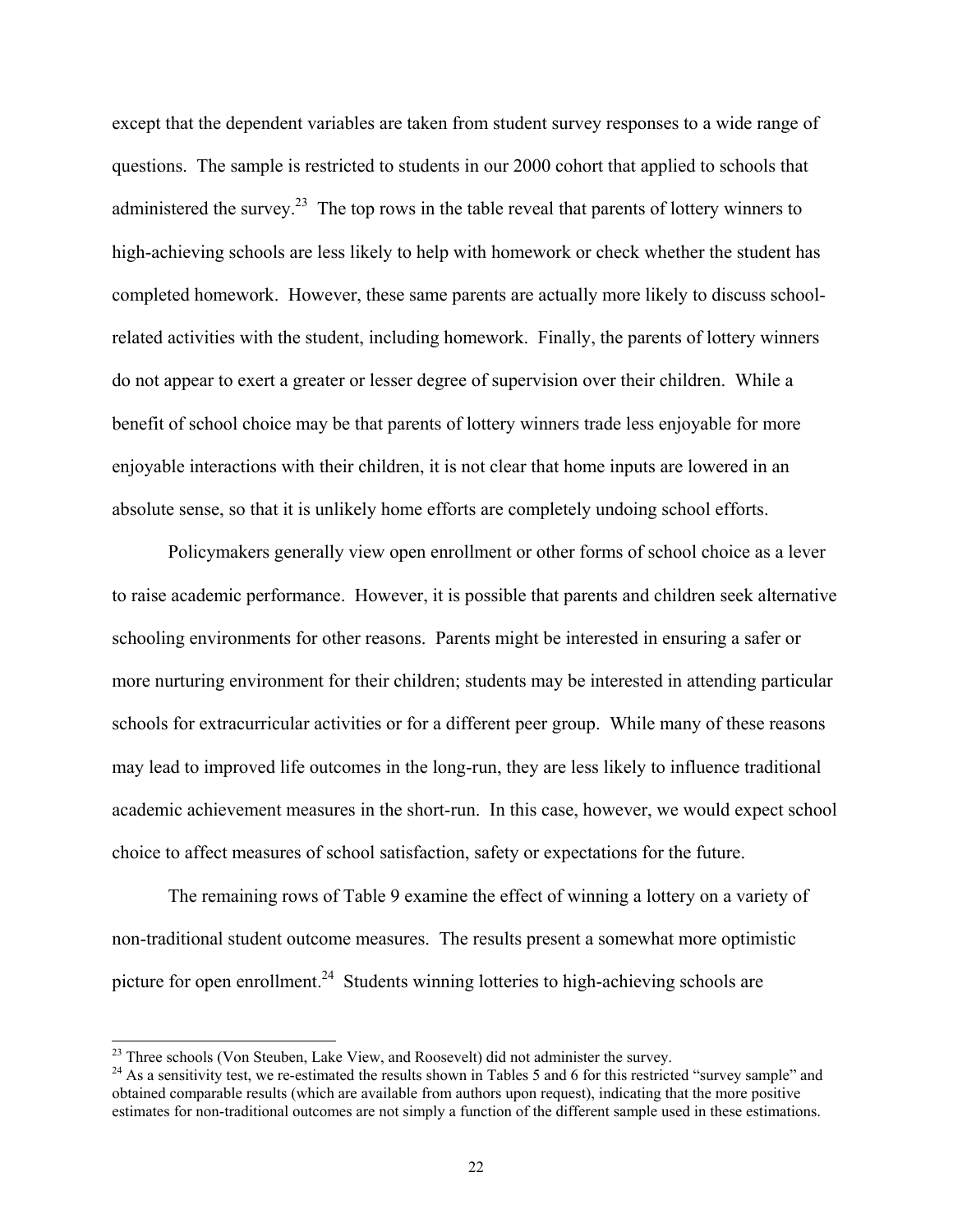except that the dependent variables are taken from student survey responses to a wide range of questions. The sample is restricted to students in our 2000 cohort that applied to schools that administered the survey.[23] The top rows in the table reveal that parents of lottery winners to high-achieving schools are less likely to help with homework or check whether the student has completed homework. However, these same parents are actually more likely to discuss school-related activities with the student, including homework. Finally, the parents of lottery winners do not appear to exert a greater or lesser degree of supervision over their children. While a benefit of school choice may be that parents of lottery winners trade less enjoyable for more enjoyable interactions with their children, it is not clear that home inputs are lowered in an absolute sense, so that it is unlikely home efforts are completely undoing school efforts.

Policymakers generally view open enrollment or other forms of school choice as a lever to raise academic performance. However, it is possible that parents and children seek alternative schooling environments for other reasons. Parents might be interested in ensuring a safer or more nurturing environment for their children; students may be interested in attending particular schools for extracurricular activities or for a different peer group. While many of these reasons may lead to improved life outcomes in the long-run, they are less likely to influence traditional academic achievement measures in the short-run. In this case, however, we would expect school choice to affect measures of school satisfaction, safety or expectations for the future.

The remaining rows of Table 9 examine the effect of winning a lottery on a variety of non-traditional student outcome measures. The results present a somewhat more optimistic picture for open enrollment.[24] Students winning lotteries to high-achieving schools are

[23] Three schools (Von Steuben, Lake View, and Roosevelt) did not administer the survey.

[24] As a sensitivity test, we re-estimated the results shown in Tables 5 and 6 for this restricted "survey sample" and obtained comparable results (which are available from authors upon request), indicating that the more positive estimates for non-traditional outcomes are not simply a function of the different sample used in these estimations.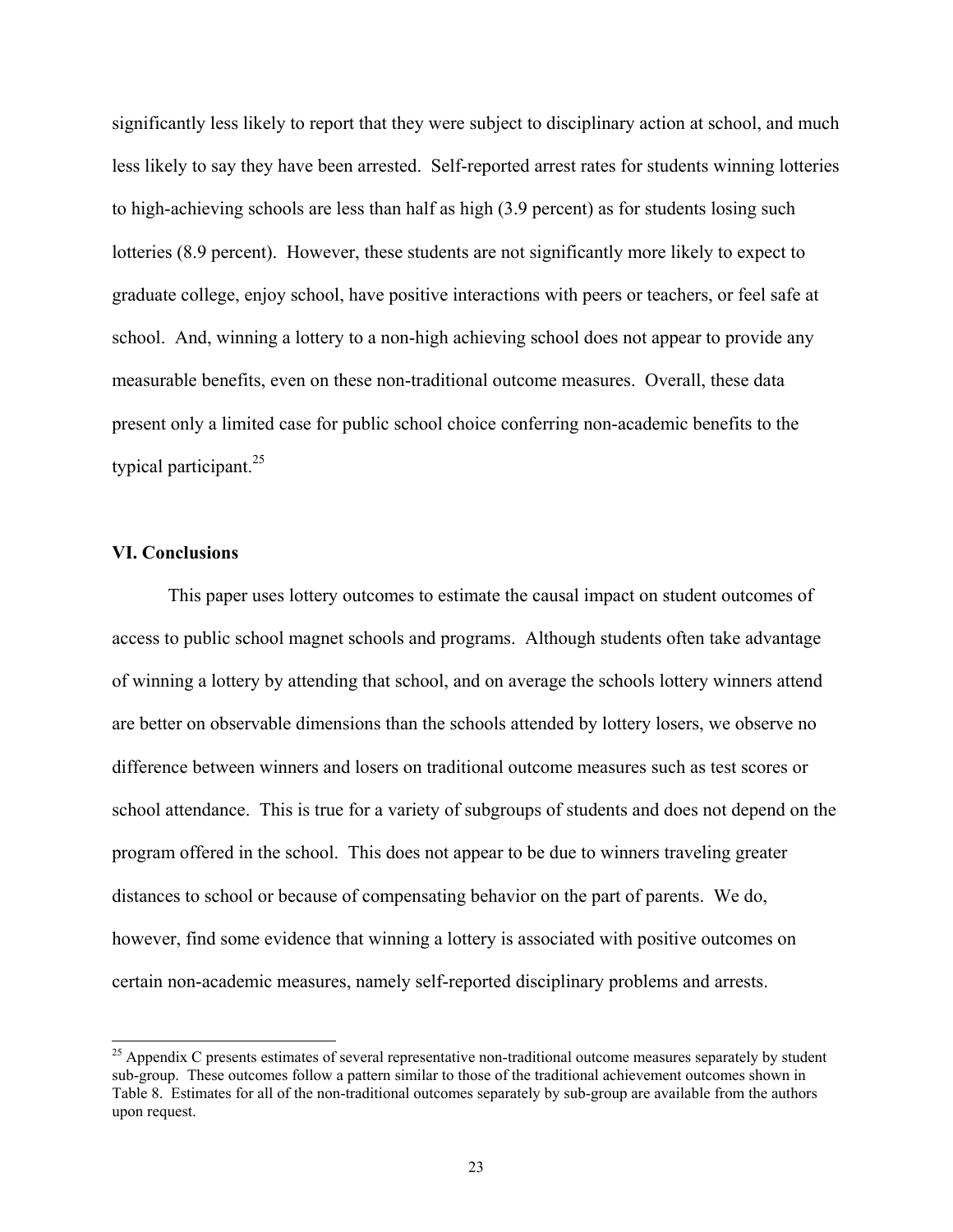significantly less likely to report that they were subject to disciplinary action at school, and much less likely to say they have been arrested. Self-reported arrest rates for students winning lotteries to high-achieving schools are less than half as high (3.9 percent) as for students losing such lotteries (8.9 percent). However, these students are not significantly more likely to expect to graduate college, enjoy school, have positive interactions with peers or teachers, or feel safe at school. And, winning a lottery to a non-high achieving school does not appear to provide any measurable benefits, even on these non-traditional outcome measures. Overall, these data present only a limited case for public school choice conferring non-academic benefits to the typical participant.[25]

## VI. Conclusions

This paper uses lottery outcomes to estimate the causal impact on student outcomes of access to public school magnet schools and programs. Although students often take advantage of winning a lottery by attending that school, and on average the schools lottery winners attend are better on observable dimensions than the schools attended by lottery losers, we observe no difference between winners and losers on traditional outcome measures such as test scores or school attendance. This is true for a variety of subgroups of students and does not depend on the program offered in the school. This does not appear to be due to winners traveling greater distances to school or because of compensating behavior on the part of parents. We do, however, find some evidence that winning a lottery is associated with positive outcomes on certain non-academic measures, namely self-reported disciplinary problems and arrests.

[25] Appendix C presents estimates of several representative non-traditional outcome measures separately by student sub-group. These outcomes follow a pattern similar to those of the traditional achievement outcomes shown in Table 8. Estimates for all of the non-traditional outcomes separately by sub-group are available from the authors upon request.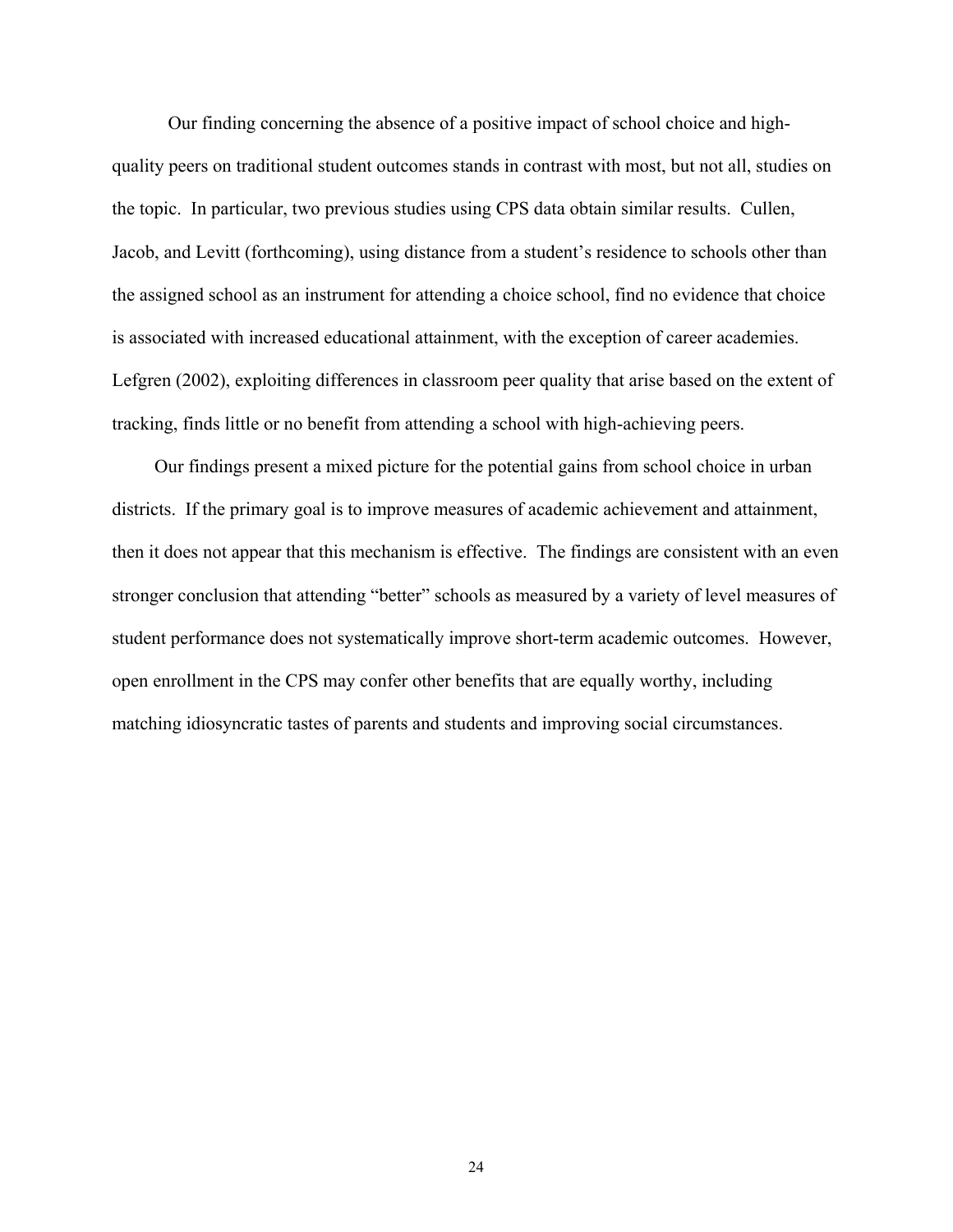Our finding concerning the absence of a positive impact of school choice and high-quality peers on traditional student outcomes stands in contrast with most, but not all, studies on the topic. In particular, two previous studies using CPS data obtain similar results. Cullen, Jacob, and Levitt (forthcoming), using distance from a student's residence to schools other than the assigned school as an instrument for attending a choice school, find no evidence that choice is associated with increased educational attainment, with the exception of career academies. Lefgren (2002), exploiting differences in classroom peer quality that arise based on the extent of tracking, finds little or no benefit from attending a school with high-achieving peers.

Our findings present a mixed picture for the potential gains from school choice in urban districts. If the primary goal is to improve measures of academic achievement and attainment, then it does not appear that this mechanism is effective. The findings are consistent with an even stronger conclusion that attending "better" schools as measured by a variety of level measures of student performance does not systematically improve short-term academic outcomes. However, open enrollment in the CPS may confer other benefits that are equally worthy, including matching idiosyncratic tastes of parents and students and improving social circumstances.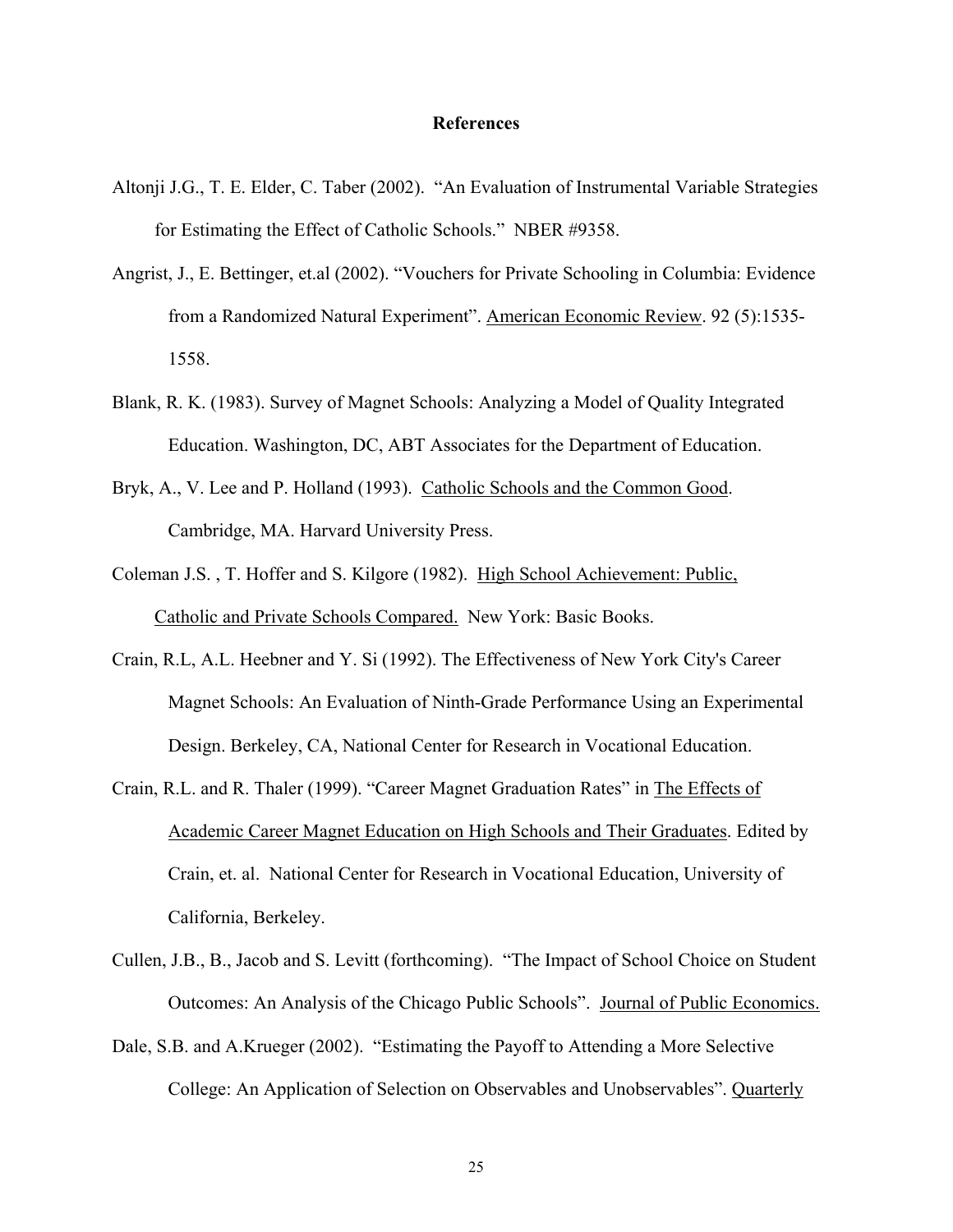## References

Altonji J.G., T. E. Elder, C. Taber (2002). "An Evaluation of Instrumental Variable Strategies for Estimating the Effect of Catholic Schools." NBER #9358.

Angrist, J., E. Bettinger, et.al (2002). "Vouchers for Private Schooling in Columbia: Evidence from a Randomized Natural Experiment". American Economic Review. 92 (5):1535-1558.

Blank, R. K. (1983). Survey of Magnet Schools: Analyzing a Model of Quality Integrated Education. Washington, DC, ABT Associates for the Department of Education.

Bryk, A., V. Lee and P. Holland (1993). Catholic Schools and the Common Good. Cambridge, MA. Harvard University Press.

Coleman J.S. , T. Hoffer and S. Kilgore (1982). High School Achievement: Public, Catholic and Private Schools Compared. New York: Basic Books.

Crain, R.L, A.L. Heebner and Y. Si (1992). The Effectiveness of New York City's Career Magnet Schools: An Evaluation of Ninth-Grade Performance Using an Experimental Design. Berkeley, CA, National Center for Research in Vocational Education.

Crain, R.L. and R. Thaler (1999). "Career Magnet Graduation Rates" in The Effects of Academic Career Magnet Education on High Schools and Their Graduates. Edited by Crain, et. al. National Center for Research in Vocational Education, University of California, Berkeley.

Cullen, J.B., B., Jacob and S. Levitt (forthcoming). "The Impact of School Choice on Student Outcomes: An Analysis of the Chicago Public Schools". Journal of Public Economics.

Dale, S.B. and A.Krueger (2002). "Estimating the Payoff to Attending a More Selective College: An Application of Selection on Observables and Unobservables". Quarterly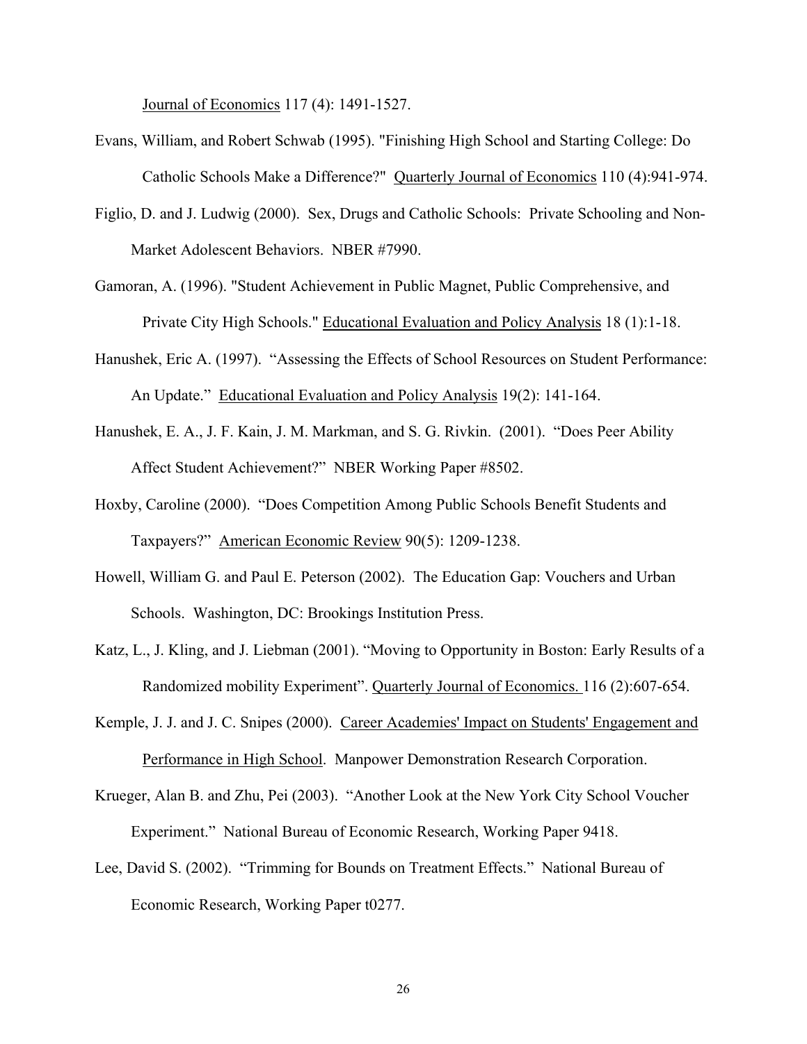Journal of Economics 117 (4): 1491-1527.

Evans, William, and Robert Schwab (1995). "Finishing High School and Starting College: Do Catholic Schools Make a Difference?" Quarterly Journal of Economics 110 (4):941-974.

Figlio, D. and J. Ludwig (2000). Sex, Drugs and Catholic Schools: Private Schooling and Non-Market Adolescent Behaviors. NBER #7990.

Gamoran, A. (1996). "Student Achievement in Public Magnet, Public Comprehensive, and Private City High Schools." Educational Evaluation and Policy Analysis 18 (1):1-18.

Hanushek, Eric A. (1997). "Assessing the Effects of School Resources on Student Performance: An Update." Educational Evaluation and Policy Analysis 19(2): 141-164.

Hanushek, E. A., J. F. Kain, J. M. Markman, and S. G. Rivkin. (2001). "Does Peer Ability Affect Student Achievement?" NBER Working Paper #8502.

Hoxby, Caroline (2000). "Does Competition Among Public Schools Benefit Students and Taxpayers?" American Economic Review 90(5): 1209-1238.

Howell, William G. and Paul E. Peterson (2002). The Education Gap: Vouchers and Urban Schools. Washington, DC: Brookings Institution Press.

Katz, L., J. Kling, and J. Liebman (2001). "Moving to Opportunity in Boston: Early Results of a Randomized mobility Experiment". Quarterly Journal of Economics. 116 (2):607-654.

Kemple, J. J. and J. C. Snipes (2000). Career Academies' Impact on Students' Engagement and Performance in High School. Manpower Demonstration Research Corporation.

Krueger, Alan B. and Zhu, Pei (2003). "Another Look at the New York City School Voucher Experiment." National Bureau of Economic Research, Working Paper 9418.

Lee, David S. (2002). "Trimming for Bounds on Treatment Effects." National Bureau of Economic Research, Working Paper t0277.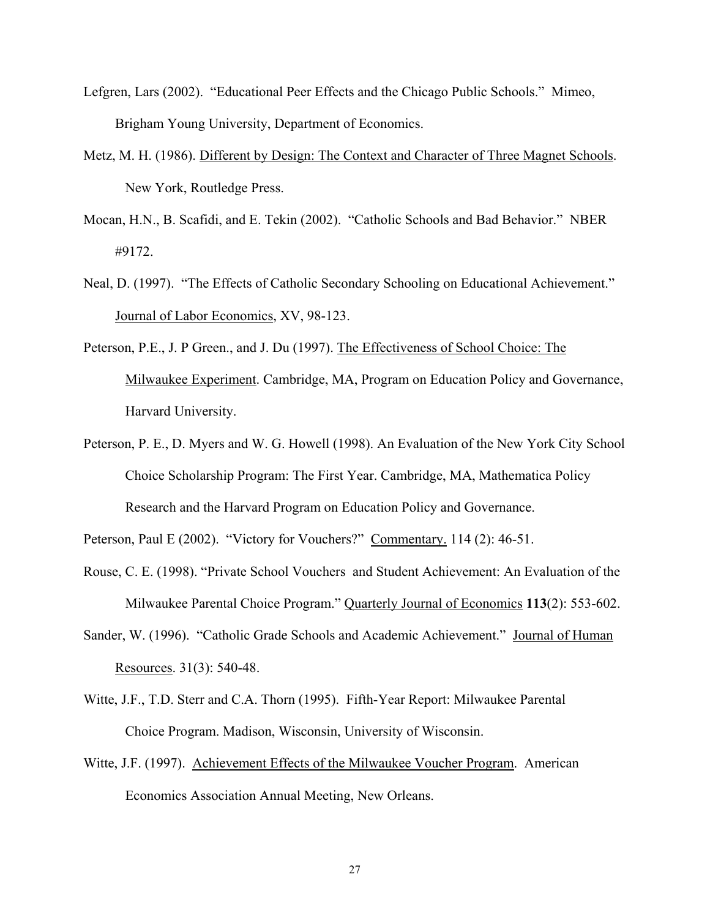Lefgren, Lars (2002). "Educational Peer Effects and the Chicago Public Schools." Mimeo, Brigham Young University, Department of Economics.

Metz, M. H. (1986). Different by Design: The Context and Character of Three Magnet Schools. New York, Routledge Press.

Mocan, H.N., B. Scafidi, and E. Tekin (2002). "Catholic Schools and Bad Behavior." NBER #9172.

Neal, D. (1997). "The Effects of Catholic Secondary Schooling on Educational Achievement." Journal of Labor Economics, XV, 98-123.

Peterson, P.E., J. P Green., and J. Du (1997). The Effectiveness of School Choice: The Milwaukee Experiment. Cambridge, MA, Program on Education Policy and Governance, Harvard University.

Peterson, P. E., D. Myers and W. G. Howell (1998). An Evaluation of the New York City School Choice Scholarship Program: The First Year. Cambridge, MA, Mathematica Policy Research and the Harvard Program on Education Policy and Governance.

Peterson, Paul E (2002). "Victory for Vouchers?" Commentary. 114 (2): 46-51.

Rouse, C. E. (1998). "Private School Vouchers and Student Achievement: An Evaluation of the Milwaukee Parental Choice Program." Quarterly Journal of Economics **113**(2): 553-602.

Sander, W. (1996). "Catholic Grade Schools and Academic Achievement." Journal of Human Resources. 31(3): 540-48.

Witte, J.F., T.D. Sterr and C.A. Thorn (1995). Fifth-Year Report: Milwaukee Parental Choice Program. Madison, Wisconsin, University of Wisconsin.

Witte, J.F. (1997). Achievement Effects of the Milwaukee Voucher Program. American Economics Association Annual Meeting, New Orleans.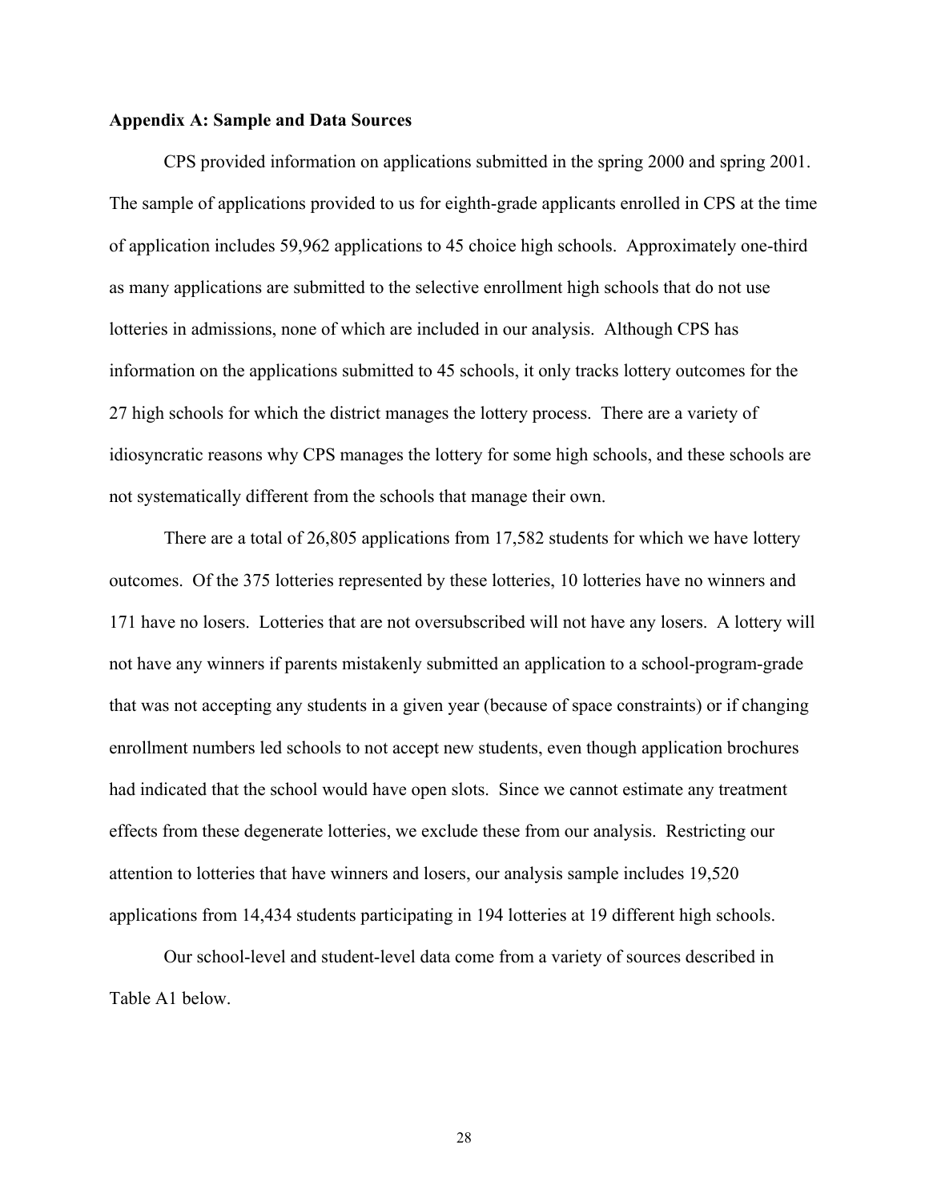**Appendix A: Sample and Data Sources**

CPS provided information on applications submitted in the spring 2000 and spring 2001. The sample of applications provided to us for eighth-grade applicants enrolled in CPS at the time of application includes 59,962 applications to 45 choice high schools. Approximately one-third as many applications are submitted to the selective enrollment high schools that do not use lotteries in admissions, none of which are included in our analysis. Although CPS has information on the applications submitted to 45 schools, it only tracks lottery outcomes for the 27 high schools for which the district manages the lottery process. There are a variety of idiosyncratic reasons why CPS manages the lottery for some high schools, and these schools are not systematically different from the schools that manage their own.

There are a total of 26,805 applications from 17,582 students for which we have lottery outcomes. Of the 375 lotteries represented by these lotteries, 10 lotteries have no winners and 171 have no losers. Lotteries that are not oversubscribed will not have any losers. A lottery will not have any winners if parents mistakenly submitted an application to a school-program-grade that was not accepting any students in a given year (because of space constraints) or if changing enrollment numbers led schools to not accept new students, even though application brochures had indicated that the school would have open slots. Since we cannot estimate any treatment effects from these degenerate lotteries, we exclude these from our analysis. Restricting our attention to lotteries that have winners and losers, our analysis sample includes 19,520 applications from 14,434 students participating in 194 lotteries at 19 different high schools.

Our school-level and student-level data come from a variety of sources described in Table A1 below.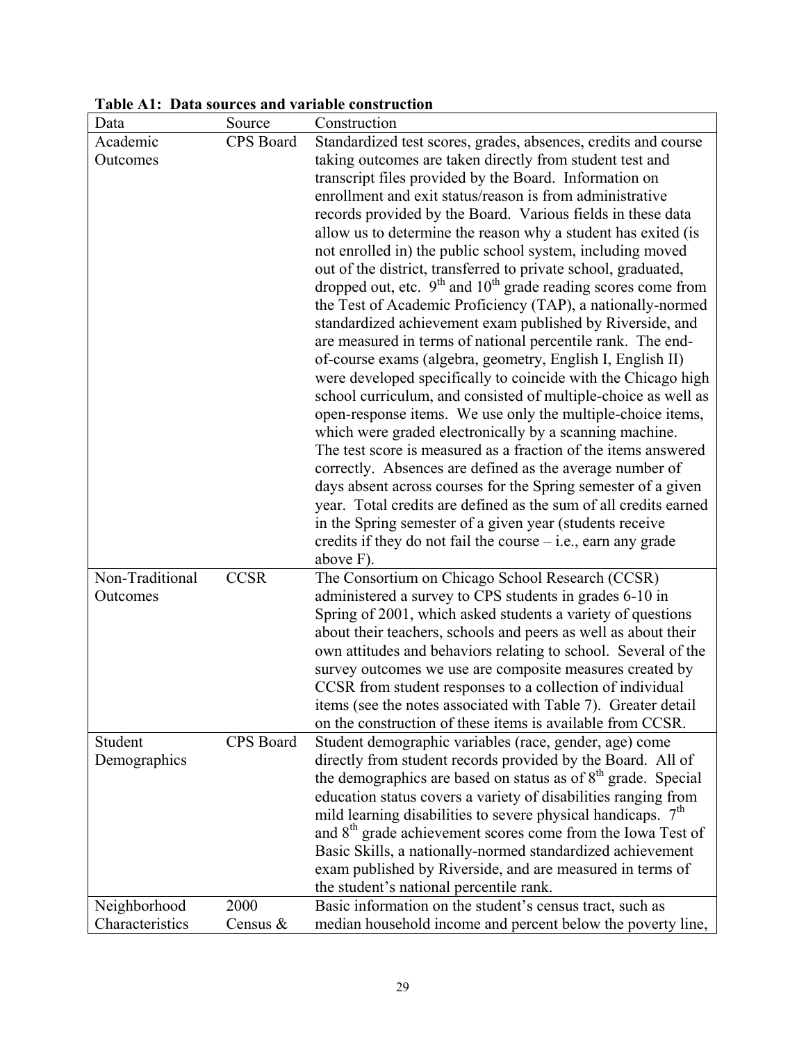**Table A1: Data sources and variable construction**

| Data | Source | Construction |
|---|---|---|
| Academic Outcomes | CPS Board | Standardized test scores, grades, absences, credits and course taking outcomes are taken directly from student test and transcript files provided by the Board. Information on enrollment and exit status/reason is from administrative records provided by the Board. Various fields in these data allow us to determine the reason why a student has exited (is not enrolled in) the public school system, including moved out of the district, transferred to private school, graduated, dropped out, etc. 9th and 10th grade reading scores come from the Test of Academic Proficiency (TAP), a nationally-normed standardized achievement exam published by Riverside, and are measured in terms of national percentile rank. The end-of-course exams (algebra, geometry, English I, English II) were developed specifically to coincide with the Chicago high school curriculum, and consisted of multiple-choice as well as open-response items. We use only the multiple-choice items, which were graded electronically by a scanning machine. The test score is measured as a fraction of the items answered correctly. Absences are defined as the average number of days absent across courses for the Spring semester of a given year. Total credits are defined as the sum of all credits earned in the Spring semester of a given year (students receive credits if they do not fail the course – i.e., earn any grade above F). |
| Non-Traditional Outcomes | CCSR | The Consortium on Chicago School Research (CCSR) administered a survey to CPS students in grades 6-10 in Spring of 2001, which asked students a variety of questions about their teachers, schools and peers as well as about their own attitudes and behaviors relating to school. Several of the survey outcomes we use are composite measures created by CCSR from student responses to a collection of individual items (see the notes associated with Table 7). Greater detail on the construction of these items is available from CCSR. |
| Student Demographics | CPS Board | Student demographic variables (race, gender, age) come directly from student records provided by the Board. All of the demographics are based on status as of 8th grade. Special education status covers a variety of disabilities ranging from mild learning disabilities to severe physical handicaps. 7th and 8th grade achievement scores come from the Iowa Test of Basic Skills, a nationally-normed standardized achievement exam published by Riverside, and are measured in terms of the student's national percentile rank. |
| Neighborhood Characteristics | 2000 Census & | Basic information on the student's census tract, such as median household income and percent below the poverty line, |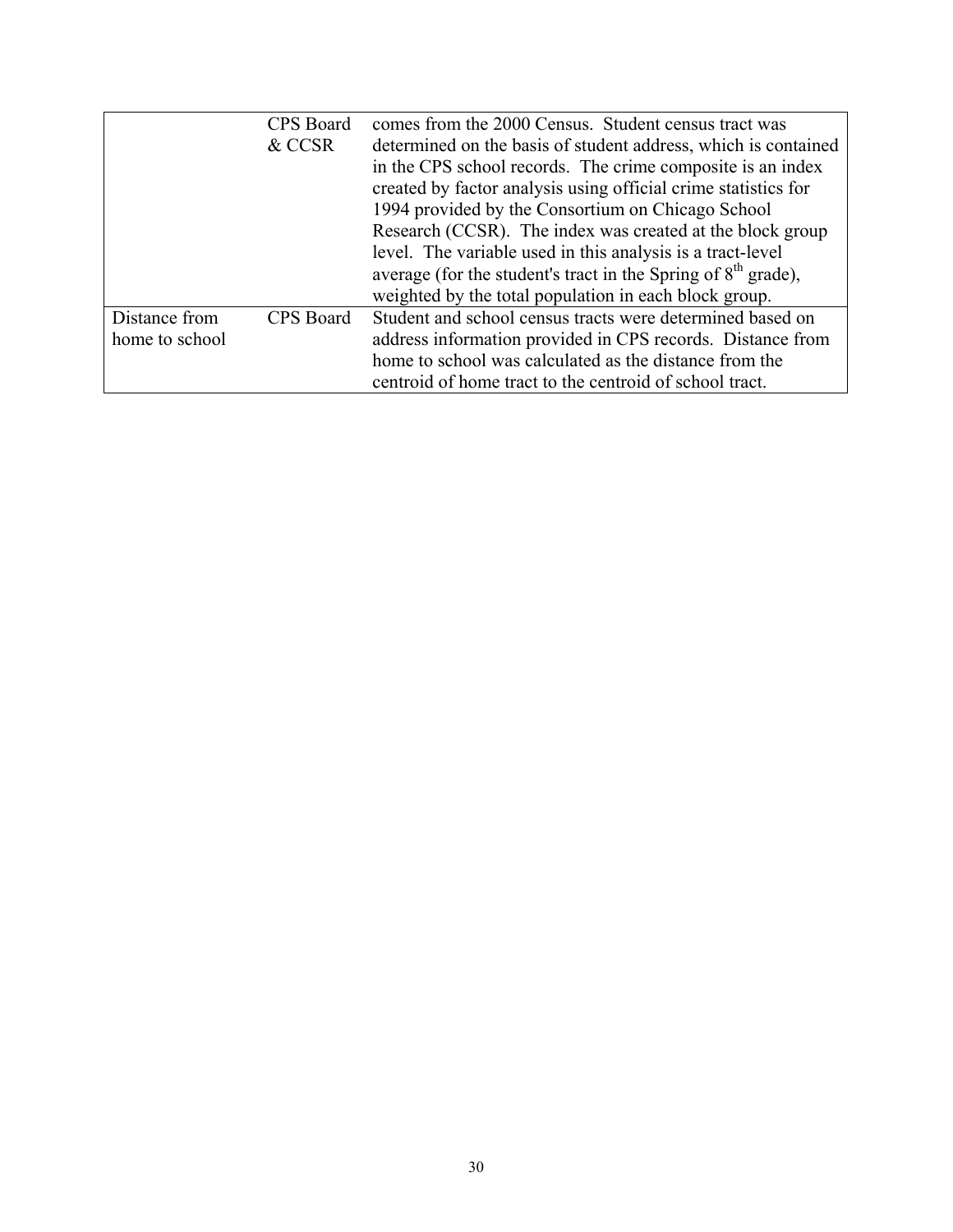| | | |
|---|---|---|
| | CPS Board & CCSR | comes from the 2000 Census. Student census tract was determined on the basis of student address, which is contained in the CPS school records. The crime composite is an index created by factor analysis using official crime statistics for 1994 provided by the Consortium on Chicago School Research (CCSR). The index was created at the block group level. The variable used in this analysis is a tract-level average (for the student's tract in the Spring of 8th grade), weighted by the total population in each block group. |
| Distance from home to school | CPS Board | Student and school census tracts were determined based on address information provided in CPS records. Distance from home to school was calculated as the distance from the centroid of home tract to the centroid of school tract. |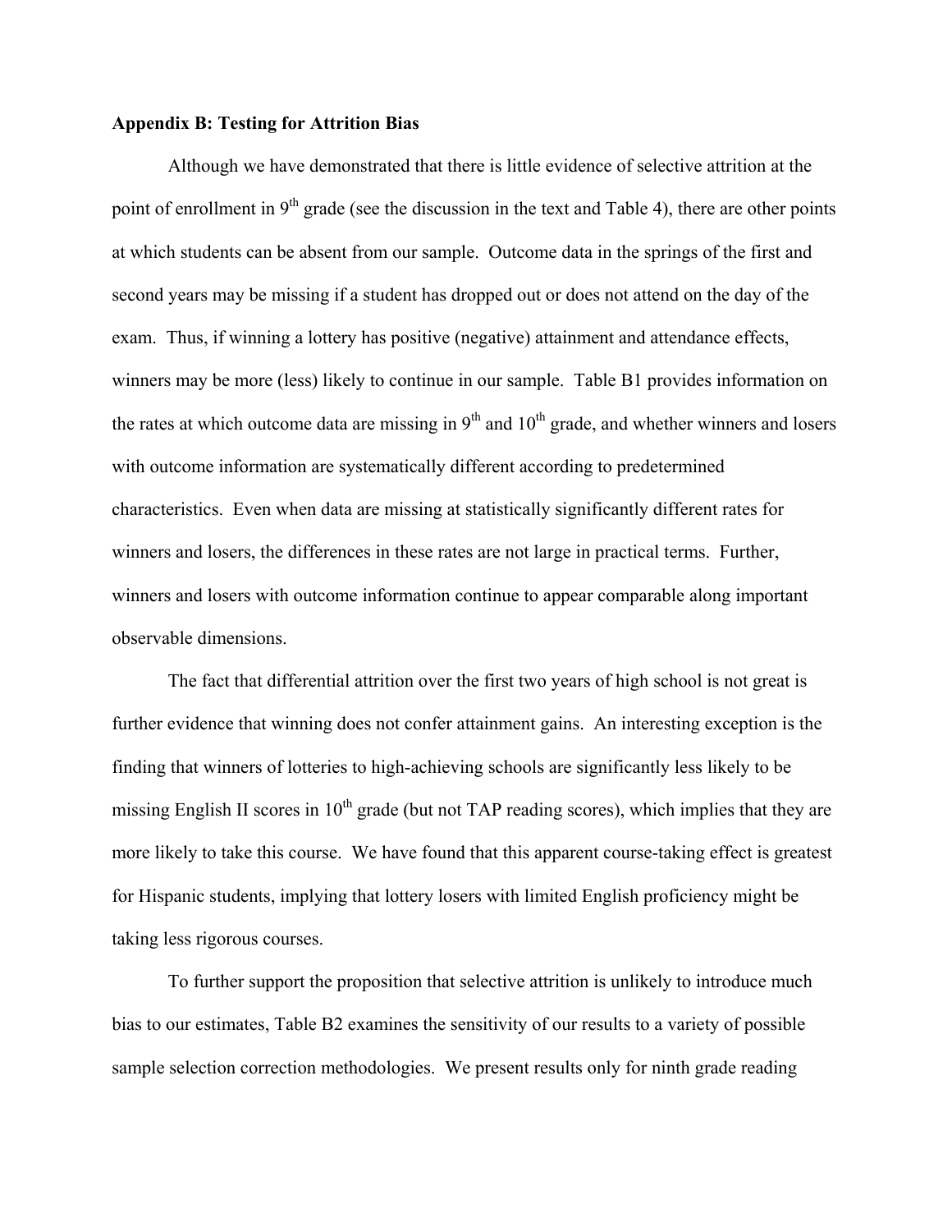**Appendix B: Testing for Attrition Bias**

Although we have demonstrated that there is little evidence of selective attrition at the point of enrollment in 9th grade (see the discussion in the text and Table 4), there are other points at which students can be absent from our sample. Outcome data in the springs of the first and second years may be missing if a student has dropped out or does not attend on the day of the exam. Thus, if winning a lottery has positive (negative) attainment and attendance effects, winners may be more (less) likely to continue in our sample. Table B1 provides information on the rates at which outcome data are missing in 9th and 10th grade, and whether winners and losers with outcome information are systematically different according to predetermined characteristics. Even when data are missing at statistically significantly different rates for winners and losers, the differences in these rates are not large in practical terms. Further, winners and losers with outcome information continue to appear comparable along important observable dimensions.

The fact that differential attrition over the first two years of high school is not great is further evidence that winning does not confer attainment gains. An interesting exception is the finding that winners of lotteries to high-achieving schools are significantly less likely to be missing English II scores in 10th grade (but not TAP reading scores), which implies that they are more likely to take this course. We have found that this apparent course-taking effect is greatest for Hispanic students, implying that lottery losers with limited English proficiency might be taking less rigorous courses.

To further support the proposition that selective attrition is unlikely to introduce much bias to our estimates, Table B2 examines the sensitivity of our results to a variety of possible sample selection correction methodologies. We present results only for ninth grade reading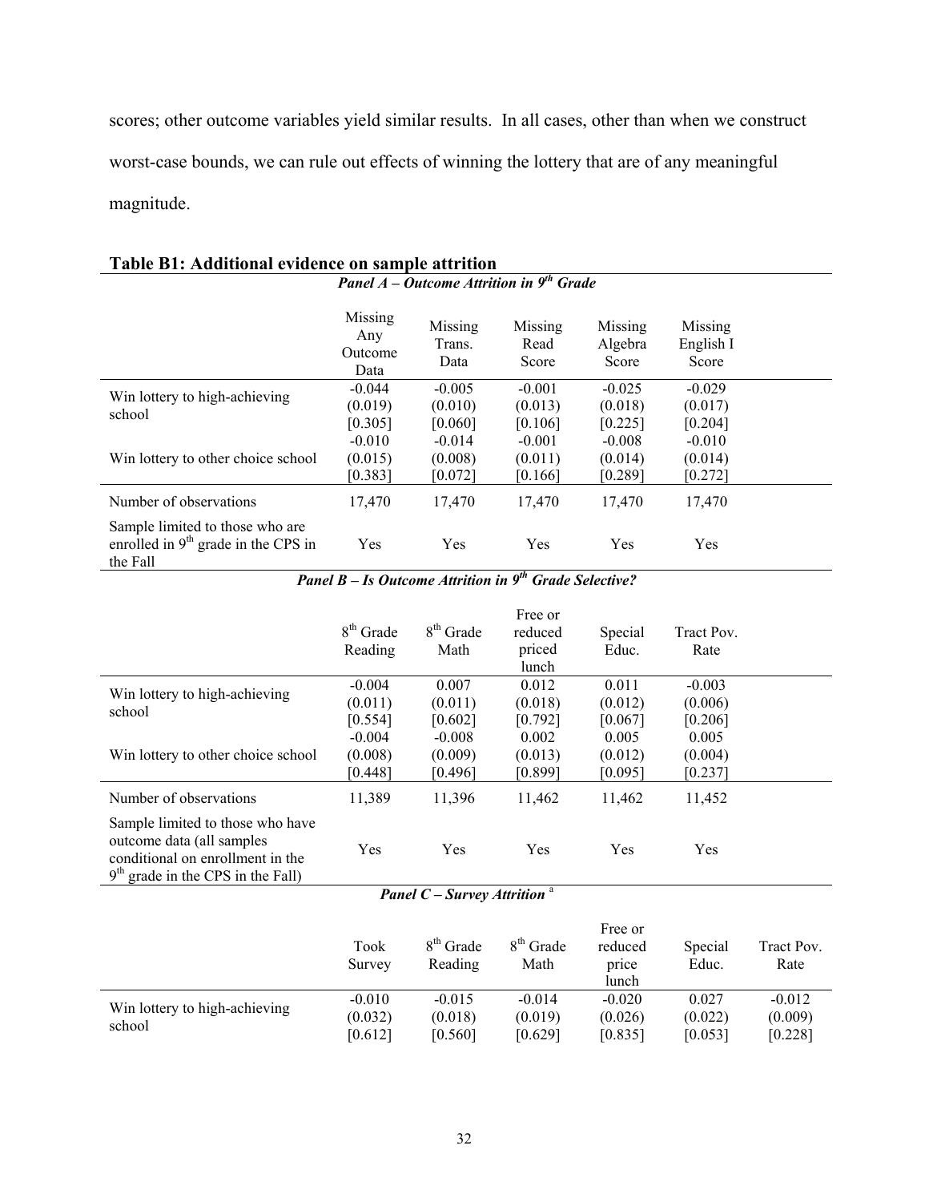scores; other outcome variables yield similar results. In all cases, other than when we construct worst-case bounds, we can rule out effects of winning the lottery that are of any meaningful magnitude.

**Table B1: Additional evidence on sample attrition**

***Panel A – Outcome Attrition in 9th Grade***

| | Missing Any Outcome Data | Missing Trans. Data | Missing Read Score | Missing Algebra Score | Missing English I Score |
|---|---|---|---|---|---|
| Win lottery to high-achieving school | -0.044<br>(0.019)<br>[0.305] | -0.005<br>(0.010)<br>[0.060] | -0.001<br>(0.013)<br>[0.106] | -0.025<br>(0.018)<br>[0.225] | -0.029<br>(0.017)<br>[0.204] |
| Win lottery to other choice school | -0.010<br>(0.015)<br>[0.383] | -0.014<br>(0.008)<br>[0.072] | -0.001<br>(0.011)<br>[0.166] | -0.008<br>(0.014)<br>[0.289] | -0.010<br>(0.014)<br>[0.272] |
| Number of observations | 17,470 | 17,470 | 17,470 | 17,470 | 17,470 |
| Sample limited to those who are enrolled in 9th grade in the CPS in the Fall | Yes | Yes | Yes | Yes | Yes |

***Panel B – Is Outcome Attrition in 9th Grade Selective?***

| | 8th Grade Reading | 8th Grade Math | Free or reduced priced lunch | Special Educ. | Tract Pov. Rate |
|---|---|---|---|---|---|
| Win lottery to high-achieving school | -0.004<br>(0.011)<br>[0.554] | 0.007<br>(0.011)<br>[0.602] | 0.012<br>(0.018)<br>[0.792] | 0.011<br>(0.012)<br>[0.067] | -0.003<br>(0.006)<br>[0.206] |
| Win lottery to other choice school | -0.004<br>(0.008)<br>[0.448] | -0.008<br>(0.009)<br>[0.496] | 0.002<br>(0.013)<br>[0.899] | 0.005<br>(0.012)<br>[0.095] | 0.005<br>(0.004)<br>[0.237] |
| Number of observations | 11,389 | 11,396 | 11,462 | 11,462 | 11,452 |
| Sample limited to those who have outcome data (all samples conditional on enrollment in the 9th grade in the CPS in the Fall) | Yes | Yes | Yes | Yes | Yes |

***Panel C – Survey Attrition*** [a]

| | Took Survey | 8th Grade Reading | 8th Grade Math | Free or reduced price lunch | Special Educ. | Tract Pov. Rate |
|---|---|---|---|---|---|---|
| Win lottery to high-achieving school | -0.010<br>(0.032)<br>[0.612] | -0.015<br>(0.018)<br>[0.560] | -0.014<br>(0.019)<br>[0.629] | -0.020<br>(0.026)<br>[0.835] | 0.027<br>(0.022)<br>[0.053] | -0.012<br>(0.009)<br>[0.228] |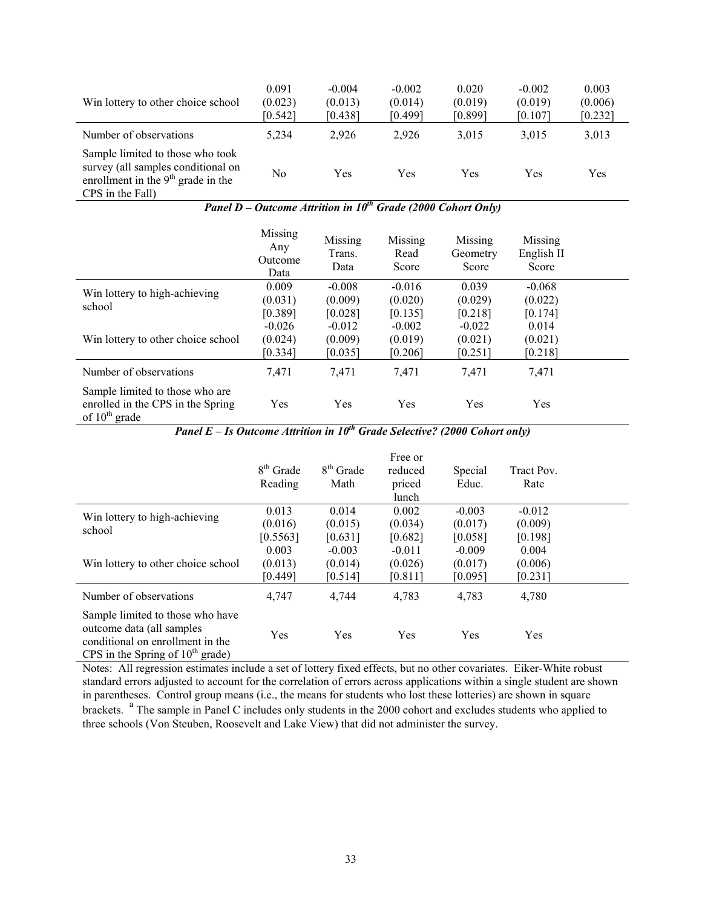| | | | | | | |
|---|---|---|---|---|---|---|
| Win lottery to other choice school | 0.091<br>(0.023)<br>[0.542] | -0.004<br>(0.013)<br>[0.438] | -0.002<br>(0.014)<br>[0.499] | 0.020<br>(0.019)<br>[0.899] | -0.002<br>(0.019)<br>[0.107] | 0.003<br>(0.006)<br>[0.232] |
| Number of observations | 5,234 | 2,926 | 2,926 | 3,015 | 3,015 | 3,013 |
| Sample limited to those who took survey (all samples conditional on enrollment in the 9th grade in the CPS in the Fall) | No | Yes | Yes | Yes | Yes | Yes |

***Panel D – Outcome Attrition in 10th Grade (2000 Cohort Only)***

| | Missing Any Outcome Data | Missing Trans. Data | Missing Read Score | Missing Geometry Score | Missing English II Score |
|---|---|---|---|---|---|
| Win lottery to high-achieving school | 0.009<br>(0.031)<br>[0.389] | -0.008<br>(0.009)<br>[0.028] | -0.016<br>(0.020)<br>[0.135] | 0.039<br>(0.029)<br>[0.218] | -0.068<br>(0.022)<br>[0.174] |
| Win lottery to other choice school | -0.026<br>(0.024)<br>[0.334] | -0.012<br>(0.009)<br>[0.035] | -0.002<br>(0.019)<br>[0.206] | -0.022<br>(0.021)<br>[0.251] | 0.014<br>(0.021)<br>[0.218] |
| Number of observations | 7,471 | 7,471 | 7,471 | 7,471 | 7,471 |
| Sample limited to those who are enrolled in the CPS in the Spring of 10th grade | Yes | Yes | Yes | Yes | Yes |

***Panel E – Is Outcome Attrition in 10th Grade Selective? (2000 Cohort only)***

| | 8th Grade Reading | 8th Grade Math | Free or reduced priced lunch | Special Educ. | Tract Pov. Rate |
|---|---|---|---|---|---|
| Win lottery to high-achieving school | 0.013<br>(0.016)<br>[0.5563] | 0.014<br>(0.015)<br>[0.631] | 0.002<br>(0.034)<br>[0.682] | -0.003<br>(0.017)<br>[0.058] | -0.012<br>(0.009)<br>[0.198] |
| Win lottery to other choice school | 0.003<br>(0.013)<br>[0.449] | -0.003<br>(0.014)<br>[0.514] | -0.011<br>(0.026)<br>[0.811] | -0.009<br>(0.017)<br>[0.095] | 0.004<br>(0.006)<br>[0.231] |
| Number of observations | 4,747 | 4,744 | 4,783 | 4,783 | 4,780 |
| Sample limited to those who have outcome data (all samples conditional on enrollment in the CPS in the Spring of 10th grade) | Yes | Yes | Yes | Yes | Yes |

Notes: All regression estimates include a set of lottery fixed effects, but no other covariates. Eiker-White robust standard errors adjusted to account for the correlation of errors across applications within a single student are shown in parentheses. Control group means (i.e., the means for students who lost these lotteries) are shown in square brackets. [a] The sample in Panel C includes only students in the 2000 cohort and excludes students who applied to three schools (Von Steuben, Roosevelt and Lake View) that did not administer the survey.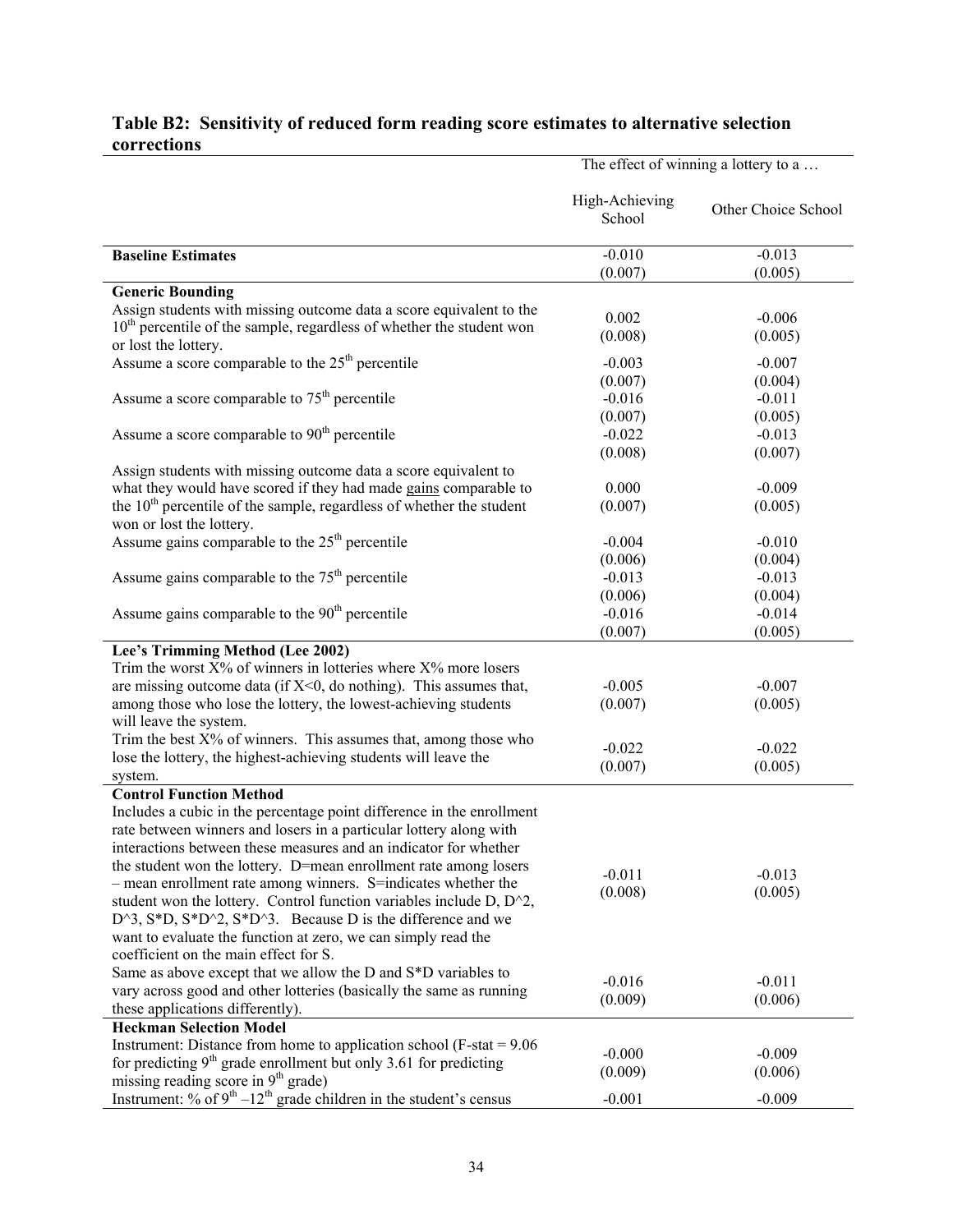**Table B2: Sensitivity of reduced form reading score estimates to alternative selection corrections**

| | The effect of winning a lottery to a … | |
|---|---|---|
| | High-Achieving School | Other Choice School |
| **Baseline Estimates** | -0.010<br>(0.007) | -0.013<br>(0.005) |
| **Generic Bounding** | | |
| Assign students with missing outcome data a score equivalent to the 10th percentile of the sample, regardless of whether the student won or lost the lottery. | 0.002<br>(0.008) | -0.006<br>(0.005) |
| Assume a score comparable to the 25th percentile | -0.003<br>(0.007) | -0.007<br>(0.004) |
| Assume a score comparable to 75th percentile | -0.016<br>(0.007) | -0.011<br>(0.005) |
| Assume a score comparable to 90th percentile | -0.022<br>(0.008) | -0.013<br>(0.007) |
| Assign students with missing outcome data a score equivalent to what they would have scored if they had made gains comparable to the 10th percentile of the sample, regardless of whether the student won or lost the lottery. | 0.000<br>(0.007) | -0.009<br>(0.005) |
| Assume gains comparable to the 25th percentile | -0.004<br>(0.006) | -0.010<br>(0.004) |
| Assume gains comparable to the 75th percentile | -0.013<br>(0.006) | -0.013<br>(0.004) |
| Assume gains comparable to the 90th percentile | -0.016<br>(0.007) | -0.014<br>(0.005) |
| **Lee's Trimming Method (Lee 2002)** | | |
| Trim the worst X% of winners in lotteries where X% more losers are missing outcome data (if X<0, do nothing). This assumes that, among those who lose the lottery, the lowest-achieving students will leave the system. | -0.005<br>(0.007) | -0.007<br>(0.005) |
| Trim the best X% of winners. This assumes that, among those who lose the lottery, the highest-achieving students will leave the system. | -0.022<br>(0.007) | -0.022<br>(0.005) |
| **Control Function Method** | | |
| Includes a cubic in the percentage point difference in the enrollment rate between winners and losers in a particular lottery along with interactions between these measures and an indicator for whether the student won the lottery. D=mean enrollment rate among losers – mean enrollment rate among winners. S=indicates whether the student won the lottery. Control function variables include D, D^2, D^3, S*D, S*D^2, S*D^3. Because D is the difference and we want to evaluate the function at zero, we can simply read the coefficient on the main effect for S. | -0.011<br>(0.008) | -0.013<br>(0.005) |
| Same as above except that we allow the D and S*D variables to vary across good and other lotteries (basically the same as running these applications differently). | -0.016<br>(0.009) | -0.011<br>(0.006) |
| **Heckman Selection Model** | | |
| Instrument: Distance from home to application school (F-stat = 9.06 for predicting 9th grade enrollment but only 3.61 for predicting missing reading score in 9th grade) | -0.000<br>(0.009) | -0.009<br>(0.006) |
| Instrument: % of 9th –12th grade children in the student's census | -0.001 | -0.009 |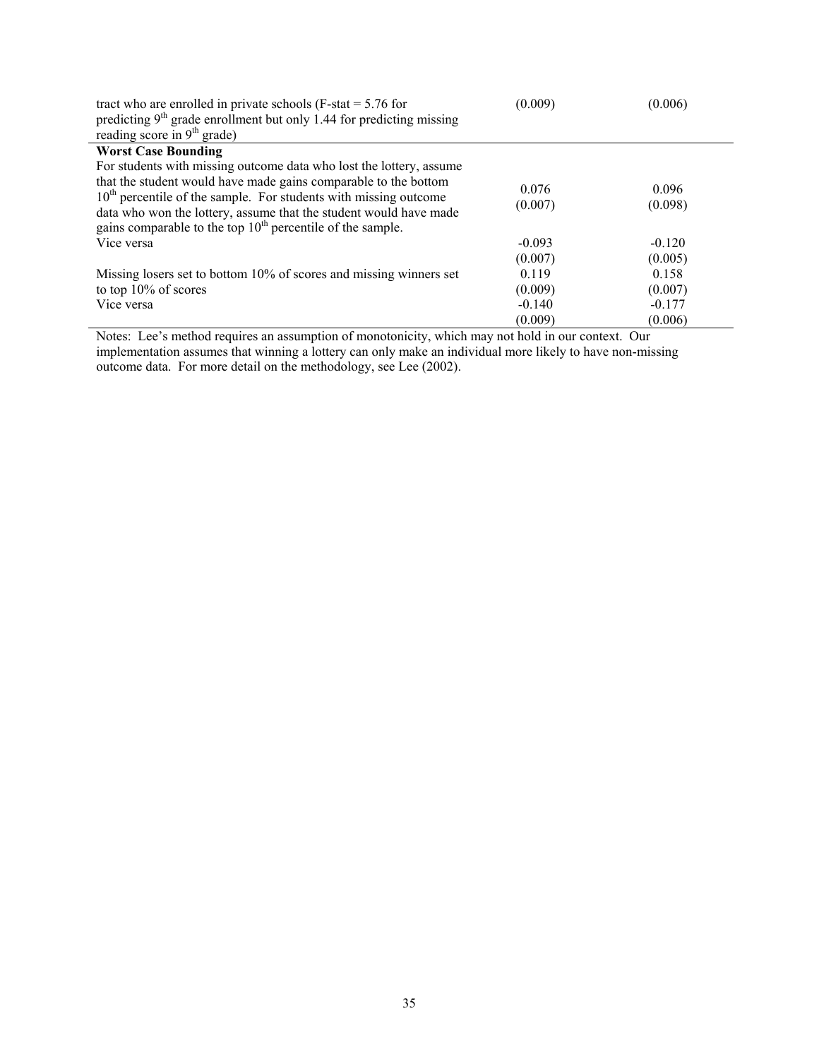| | | |
|---|---|---|
| tract who are enrolled in private schools (F-stat = 5.76 for predicting 9th grade enrollment but only 1.44 for predicting missing reading score in 9th grade) | (0.009) | (0.006) |
| **Worst Case Bounding** | | |
| For students with missing outcome data who lost the lottery, assume that the student would have made gains comparable to the bottom 10th percentile of the sample. For students with missing outcome data who won the lottery, assume that the student would have made gains comparable to the top 10th percentile of the sample. | 0.076<br>(0.007) | 0.096<br>(0.098) |
| Vice versa | -0.093<br>(0.007) | -0.120<br>(0.005) |
| Missing losers set to bottom 10% of scores and missing winners set to top 10% of scores | 0.119<br>(0.009) | 0.158<br>(0.007) |
| Vice versa | -0.140<br>(0.009) | -0.177<br>(0.006) |

Notes: Lee's method requires an assumption of monotonicity, which may not hold in our context. Our implementation assumes that winning a lottery can only make an individual more likely to have non-missing outcome data. For more detail on the methodology, see Lee (2002).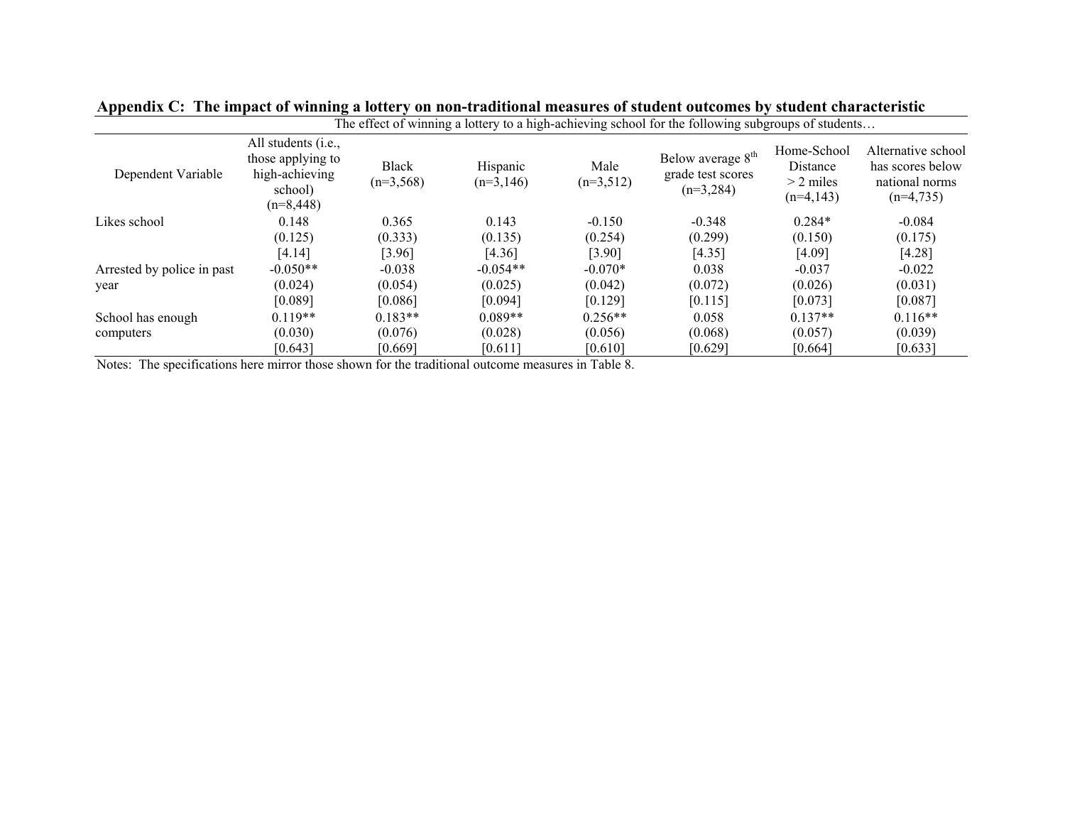**Appendix C: The impact of winning a lottery on non-traditional measures of student outcomes by student characteristic**

| | The effect of winning a lottery to a high-achieving school for the following subgroups of students… | | | | | | |
|---|---|---|---|---|---|---|---|
| Dependent Variable | All students (i.e., those applying to high-achieving school) (n=8,448) | Black (n=3,568) | Hispanic (n=3,146) | Male (n=3,512) | Below average 8th grade test scores (n=3,284) | Home-School Distance > 2 miles (n=4,143) | Alternative school has scores below national norms (n=4,735) |
| Likes school | 0.148 | 0.365 | 0.143 | -0.150 | -0.348 | 0.284* | -0.084 |
| | (0.125) | (0.333) | (0.135) | (0.254) | (0.299) | (0.150) | (0.175) |
| | [4.14] | [3.96] | [4.36] | [3.90] | [4.35] | [4.09] | [4.28] |
| Arrested by police in past year | -0.050** | -0.038 | -0.054** | -0.070* | 0.038 | -0.037 | -0.022 |
| | (0.024) | (0.054) | (0.025) | (0.042) | (0.072) | (0.026) | (0.031) |
| | [0.089] | [0.086] | [0.094] | [0.129] | [0.115] | [0.073] | [0.087] |
| School has enough computers | 0.119** | 0.183** | 0.089** | 0.256** | 0.058 | 0.137** | 0.116** |
| | (0.030) | (0.076) | (0.028) | (0.056) | (0.068) | (0.057) | (0.039) |
| | [0.643] | [0.669] | [0.611] | [0.610] | [0.629] | [0.664] | [0.633] |

Notes: The specifications here mirror those shown for the traditional outcome measures in Table 8.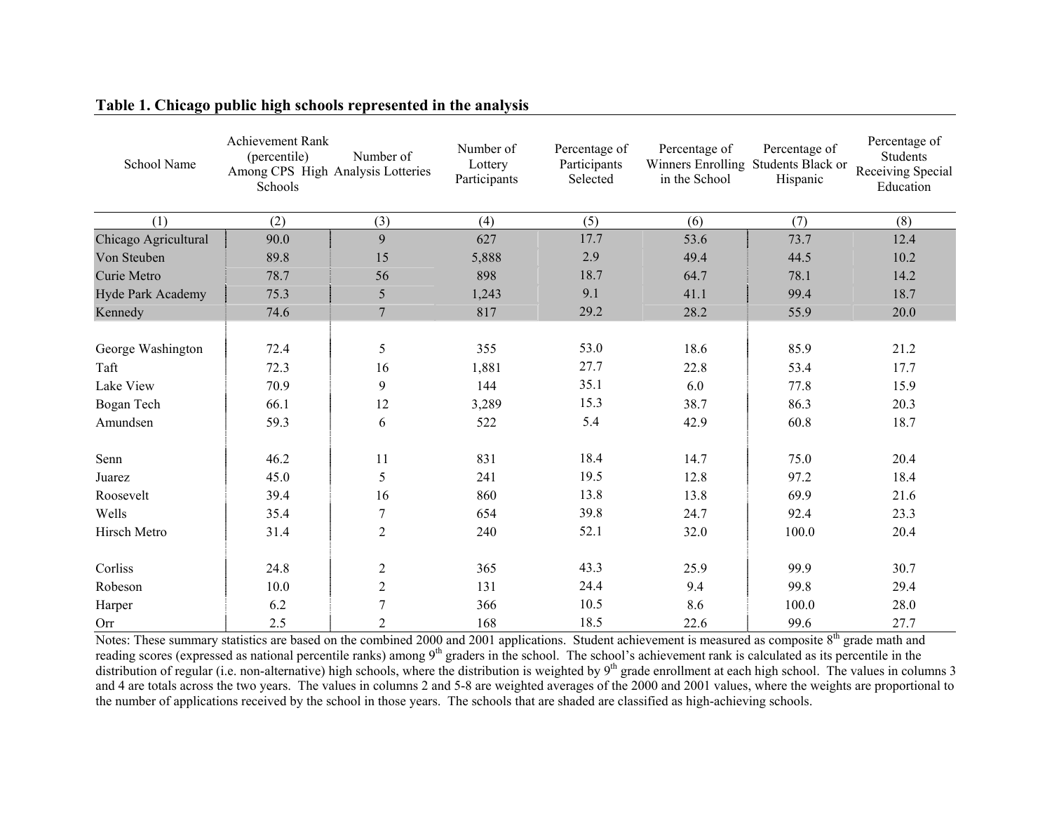**Table 1. Chicago public high schools represented in the analysis**

| School Name | Achievement Rank (percentile) Among CPS High Schools | Number of Analysis Lotteries | Number of Lottery Participants | Percentage of Participants Selected | Percentage of Winners Enrolling in the School | Percentage of Students Black or Hispanic | Percentage of Students Receiving Special Education |
|---|---|---|---|---|---|---|---|
| (1) | (2) | (3) | (4) | (5) | (6) | (7) | (8) |
| Chicago Agricultural | 90.0 | 9 | 627 | 17.7 | 53.6 | 73.7 | 12.4 |
| Von Steuben | 89.8 | 15 | 5,888 | 2.9 | 49.4 | 44.5 | 10.2 |
| Curie Metro | 78.7 | 56 | 898 | 18.7 | 64.7 | 78.1 | 14.2 |
| Hyde Park Academy | 75.3 | 5 | 1,243 | 9.1 | 41.1 | 99.4 | 18.7 |
| Kennedy | 74.6 | 7 | 817 | 29.2 | 28.2 | 55.9 | 20.0 |
| | | | | | | | |
| George Washington | 72.4 | 5 | 355 | 53.0 | 18.6 | 85.9 | 21.2 |
| Taft | 72.3 | 16 | 1,881 | 27.7 | 22.8 | 53.4 | 17.7 |
| Lake View | 70.9 | 9 | 144 | 35.1 | 6.0 | 77.8 | 15.9 |
| Bogan Tech | 66.1 | 12 | 3,289 | 15.3 | 38.7 | 86.3 | 20.3 |
| Amundsen | 59.3 | 6 | 522 | 5.4 | 42.9 | 60.8 | 18.7 |
| | | | | | | | |
| Senn | 46.2 | 11 | 831 | 18.4 | 14.7 | 75.0 | 20.4 |
| Juarez | 45.0 | 5 | 241 | 19.5 | 12.8 | 97.2 | 18.4 |
| Roosevelt | 39.4 | 16 | 860 | 13.8 | 13.8 | 69.9 | 21.6 |
| Wells | 35.4 | 7 | 654 | 39.8 | 24.7 | 92.4 | 23.3 |
| Hirsch Metro | 31.4 | 2 | 240 | 52.1 | 32.0 | 100.0 | 20.4 |
| | | | | | | | |
| Corliss | 24.8 | 2 | 365 | 43.3 | 25.9 | 99.9 | 30.7 |
| Robeson | 10.0 | 2 | 131 | 24.4 | 9.4 | 99.8 | 29.4 |
| Harper | 6.2 | 7 | 366 | 10.5 | 8.6 | 100.0 | 28.0 |
| Orr | 2.5 | 2 | 168 | 18.5 | 22.6 | 99.6 | 27.7 |

Notes: These summary statistics are based on the combined 2000 and 2001 applications. Student achievement is measured as composite 8th grade math and reading scores (expressed as national percentile ranks) among 9th graders in the school. The school's achievement rank is calculated as its percentile in the distribution of regular (i.e. non-alternative) high schools, where the distribution is weighted by 9th grade enrollment at each high school. The values in columns 3 and 4 are totals across the two years. The values in columns 2 and 5-8 are weighted averages of the 2000 and 2001 values, where the weights are proportional to the number of applications received by the school in those years. The schools that are shaded are classified as high-achieving schools.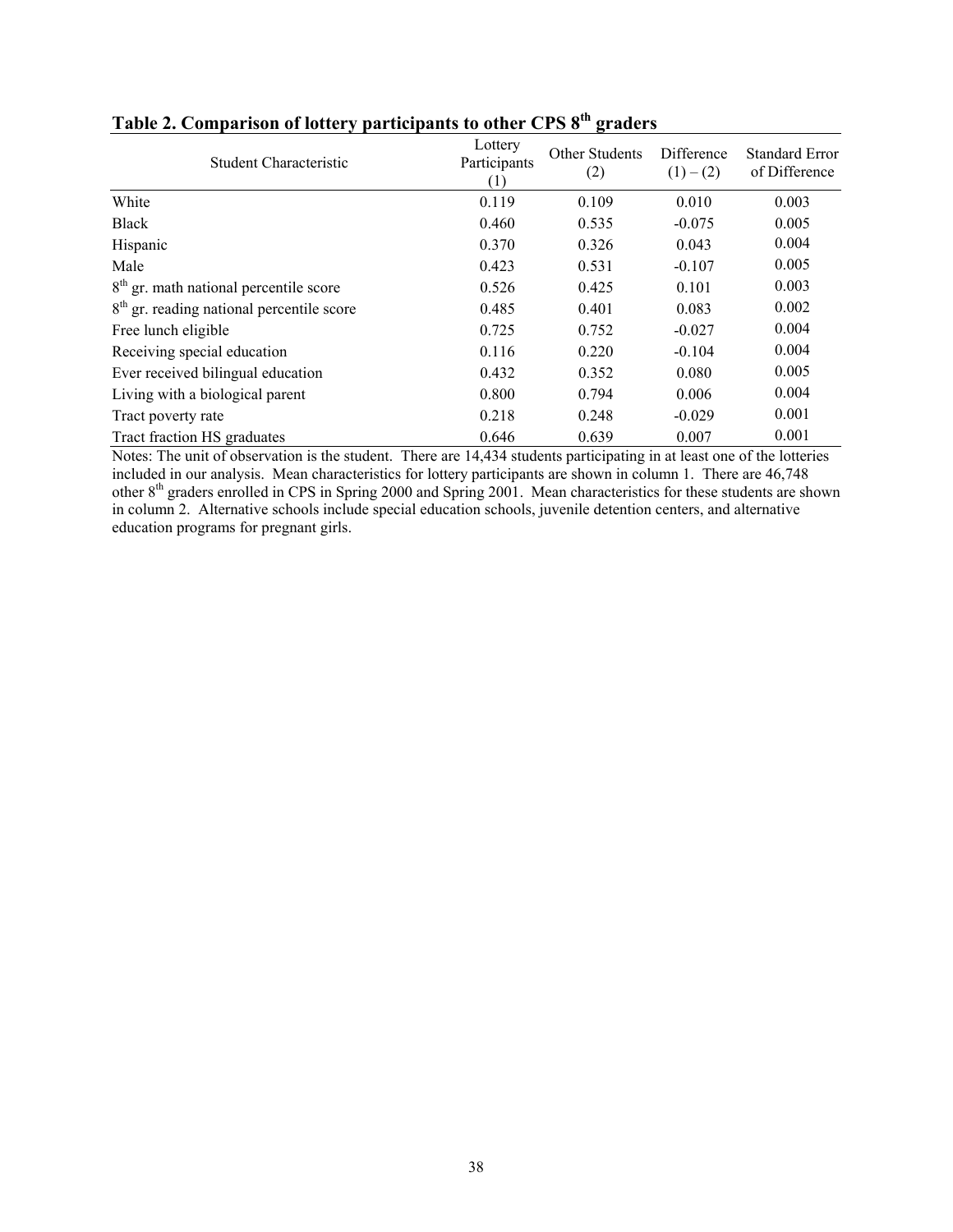## Table 2. Comparison of lottery participants to other CPS 8th graders

| Student Characteristic | Lottery Participants (1) | Other Students (2) | Difference (1) – (2) | Standard Error of Difference |
|---|---|---|---|---|
| White | 0.119 | 0.109 | 0.010 | 0.003 |
| Black | 0.460 | 0.535 | -0.075 | 0.005 |
| Hispanic | 0.370 | 0.326 | 0.043 | 0.004 |
| Male | 0.423 | 0.531 | -0.107 | 0.005 |
| 8th gr. math national percentile score | 0.526 | 0.425 | 0.101 | 0.003 |
| 8th gr. reading national percentile score | 0.485 | 0.401 | 0.083 | 0.002 |
| Free lunch eligible | 0.725 | 0.752 | -0.027 | 0.004 |
| Receiving special education | 0.116 | 0.220 | -0.104 | 0.004 |
| Ever received bilingual education | 0.432 | 0.352 | 0.080 | 0.005 |
| Living with a biological parent | 0.800 | 0.794 | 0.006 | 0.004 |
| Tract poverty rate | 0.218 | 0.248 | -0.029 | 0.001 |
| Tract fraction HS graduates | 0.646 | 0.639 | 0.007 | 0.001 |

Notes: The unit of observation is the student. There are 14,434 students participating in at least one of the lotteries included in our analysis. Mean characteristics for lottery participants are shown in column 1. There are 46,748 other 8th graders enrolled in CPS in Spring 2000 and Spring 2001. Mean characteristics for these students are shown in column 2. Alternative schools include special education schools, juvenile detention centers, and alternative education programs for pregnant girls.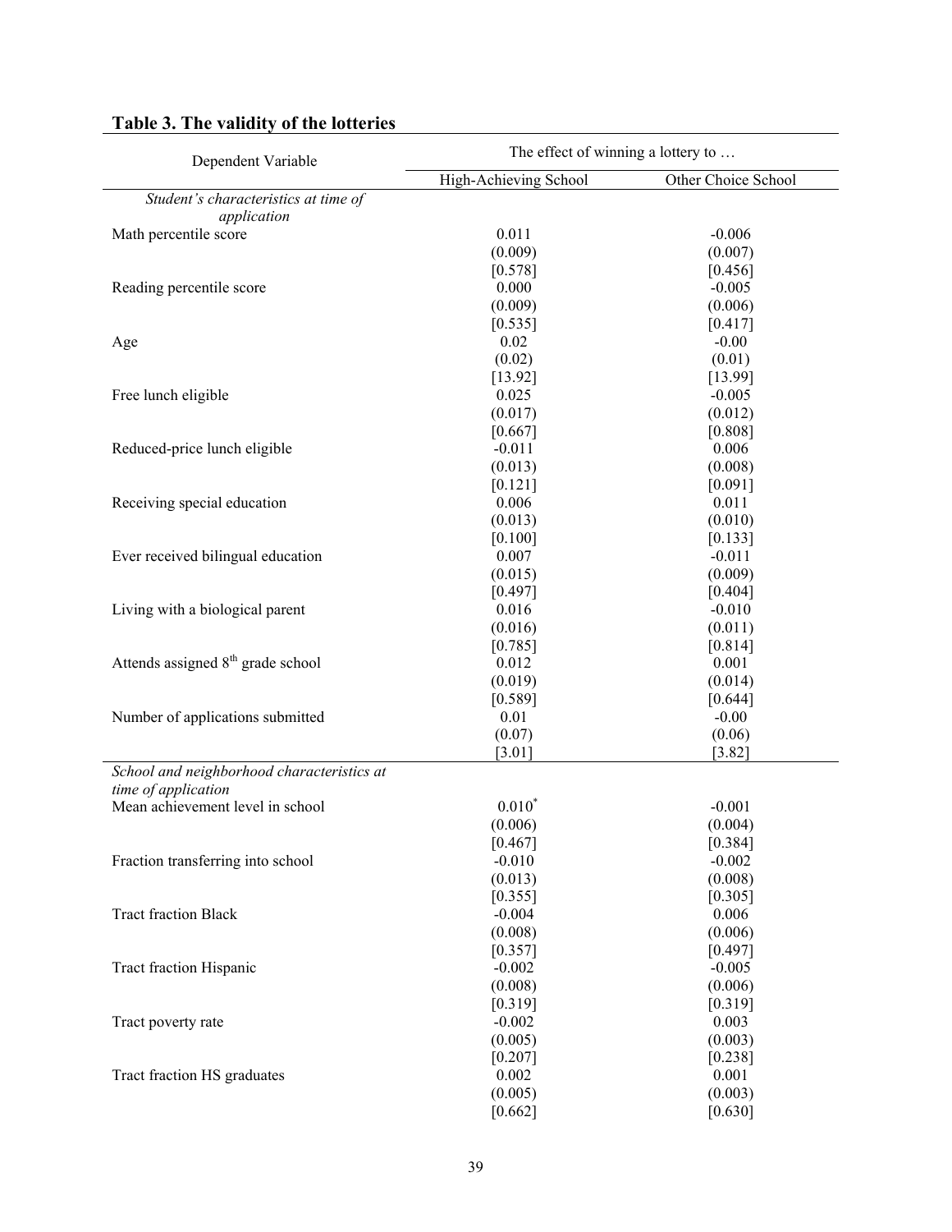# Table 3. The validity of the lotteries

| Dependent Variable | The effect of winning a lottery to … | |
|---|---|---|
| | High-Achieving School | Other Choice School |
| *Student's characteristics at time of application* | | |
| Math percentile score | 0.011 | -0.006 |
| | (0.009) | (0.007) |
| | [0.578] | [0.456] |
| Reading percentile score | 0.000 | -0.005 |
| | (0.009) | (0.006) |
| | [0.535] | [0.417] |
| Age | 0.02 | -0.00 |
| | (0.02) | (0.01) |
| | [13.92] | [13.99] |
| Free lunch eligible | 0.025 | -0.005 |
| | (0.017) | (0.012) |
| | [0.667] | [0.808] |
| Reduced-price lunch eligible | -0.011 | 0.006 |
| | (0.013) | (0.008) |
| | [0.121] | [0.091] |
| Receiving special education | 0.006 | 0.011 |
| | (0.013) | (0.010) |
| | [0.100] | [0.133] |
| Ever received bilingual education | 0.007 | -0.011 |
| | (0.015) | (0.009) |
| | [0.497] | [0.404] |
| Living with a biological parent | 0.016 | -0.010 |
| | (0.016) | (0.011) |
| | [0.785] | [0.814] |
| Attends assigned 8th grade school | 0.012 | 0.001 |
| | (0.019) | (0.014) |
| | [0.589] | [0.644] |
| Number of applications submitted | 0.01 | -0.00 |
| | (0.07) | (0.06) |
| | [3.01] | [3.82] |
| *School and neighborhood characteristics at time of application* | | |
| Mean achievement level in school | 0.010* | -0.001 |
| | (0.006) | (0.004) |
| | [0.467] | [0.384] |
| Fraction transferring into school | -0.010 | -0.002 |
| | (0.013) | (0.008) |
| | [0.355] | [0.305] |
| Tract fraction Black | -0.004 | 0.006 |
| | (0.008) | (0.006) |
| | [0.357] | [0.497] |
| Tract fraction Hispanic | -0.002 | -0.005 |
| | (0.008) | (0.006) |
| | [0.319] | [0.319] |
| Tract poverty rate | -0.002 | 0.003 |
| | (0.005) | (0.003) |
| | [0.207] | [0.238] |
| Tract fraction HS graduates | 0.002 | 0.001 |
| | (0.005) | (0.003) |
| | [0.662] | [0.630] |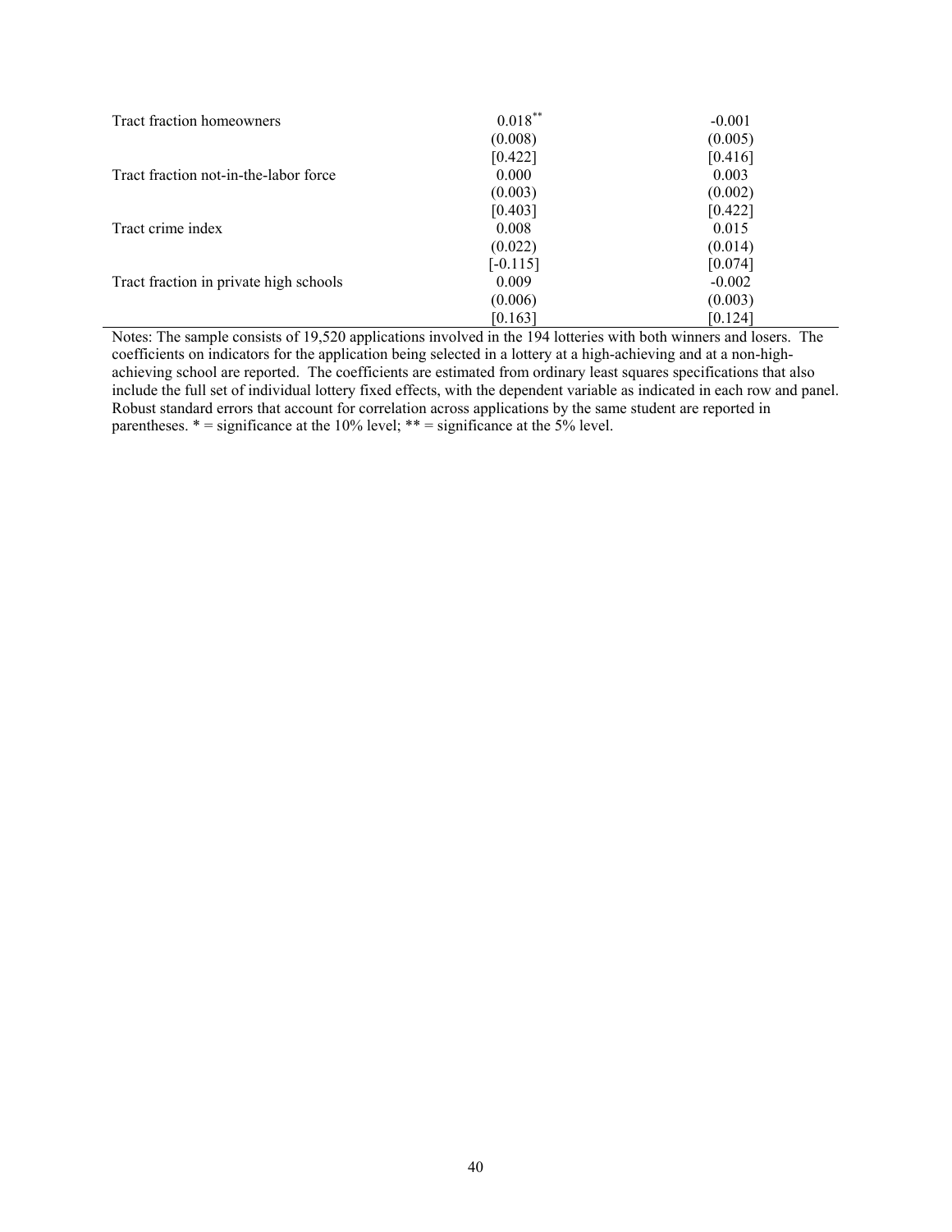| | | |
|---|---|---|
| Tract fraction homeowners | 0.018** | -0.001 |
| | (0.008) | (0.005) |
| | [0.422] | [0.416] |
| Tract fraction not-in-the-labor force | 0.000 | 0.003 |
| | (0.003) | (0.002) |
| | [0.403] | [0.422] |
| Tract crime index | 0.008 | 0.015 |
| | (0.022) | (0.014) |
| | [-0.115] | [0.074] |
| Tract fraction in private high schools | 0.009 | -0.002 |
| | (0.006) | (0.003) |
| | [0.163] | [0.124] |

Notes: The sample consists of 19,520 applications involved in the 194 lotteries with both winners and losers. The coefficients on indicators for the application being selected in a lottery at a high-achieving and at a non-high-achieving school are reported. The coefficients are estimated from ordinary least squares specifications that also include the full set of individual lottery fixed effects, with the dependent variable as indicated in each row and panel. Robust standard errors that account for correlation across applications by the same student are reported in parentheses. * = significance at the 10% level; ** = significance at the 5% level.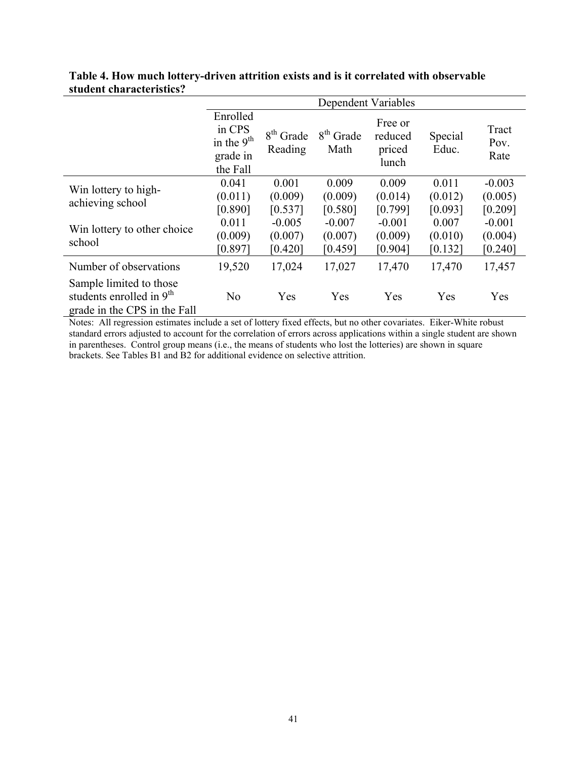**Table 4. How much lottery-driven attrition exists and is it correlated with observable student characteristics?**

| | Dependent Variables | | | | | |
|---|---|---|---|---|---|---|
| | Enrolled in CPS in the 9th grade in the Fall | 8th Grade Reading | 8th Grade Math | Free or reduced priced lunch | Special Educ. | Tract Pov. Rate |
| Win lottery to high-achieving school | 0.041 | 0.001 | 0.009 | 0.009 | 0.011 | -0.003 |
| | (0.011) | (0.009) | (0.009) | (0.014) | (0.012) | (0.005) |
| | [0.890] | [0.537] | [0.580] | [0.799] | [0.093] | [0.209] |
| Win lottery to other choice school | 0.011 | -0.005 | -0.007 | -0.001 | 0.007 | -0.001 |
| | (0.009) | (0.007) | (0.007) | (0.009) | (0.010) | (0.004) |
| | [0.897] | [0.420] | [0.459] | [0.904] | [0.132] | [0.240] |
| Number of observations | 19,520 | 17,024 | 17,027 | 17,470 | 17,470 | 17,457 |
| Sample limited to those students enrolled in 9th grade in the CPS in the Fall | No | Yes | Yes | Yes | Yes | Yes |

Notes: All regression estimates include a set of lottery fixed effects, but no other covariates. Eiker-White robust standard errors adjusted to account for the correlation of errors across applications within a single student are shown in parentheses. Control group means (i.e., the means of students who lost the lotteries) are shown in square brackets. See Tables B1 and B2 for additional evidence on selective attrition.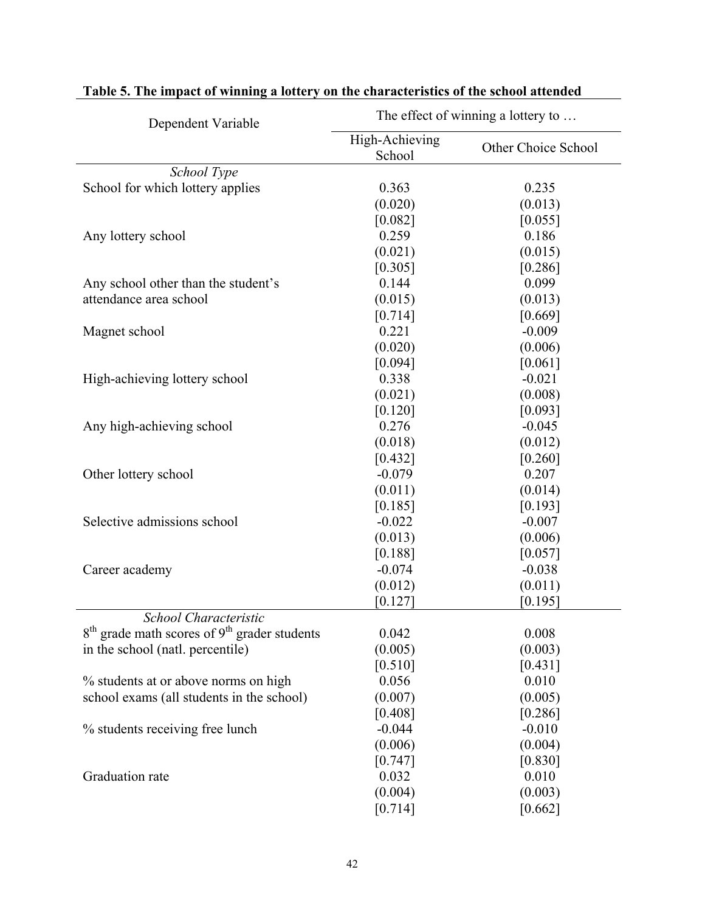**Table 5. The impact of winning a lottery on the characteristics of the school attended**

| Dependent Variable | The effect of winning a lottery to … | |
|---|---|---|
| | High-Achieving School | Other Choice School |
| *School Type* | | |
| School for which lottery applies | 0.363 | 0.235 |
| | (0.020) | (0.013) |
| | [0.082] | [0.055] |
| Any lottery school | 0.259 | 0.186 |
| | (0.021) | (0.015) |
| | [0.305] | [0.286] |
| Any school other than the student's attendance area school | 0.144 | 0.099 |
| | (0.015) | (0.013) |
| | [0.714] | [0.669] |
| Magnet school | 0.221 | -0.009 |
| | (0.020) | (0.006) |
| | [0.094] | [0.061] |
| High-achieving lottery school | 0.338 | -0.021 |
| | (0.021) | (0.008) |
| | [0.120] | [0.093] |
| Any high-achieving school | 0.276 | -0.045 |
| | (0.018) | (0.012) |
| | [0.432] | [0.260] |
| Other lottery school | -0.079 | 0.207 |
| | (0.011) | (0.014) |
| | [0.185] | [0.193] |
| Selective admissions school | -0.022 | -0.007 |
| | (0.013) | (0.006) |
| | [0.188] | [0.057] |
| Career academy | -0.074 | -0.038 |
| | (0.012) | (0.011) |
| | [0.127] | [0.195] |
| *School Characteristic* | | |
| 8th grade math scores of 9th grader students in the school (natl. percentile) | 0.042 | 0.008 |
| | (0.005) | (0.003) |
| | [0.510] | [0.431] |
| % students at or above norms on high school exams (all students in the school) | 0.056 | 0.010 |
| | (0.007) | (0.005) |
| | [0.408] | [0.286] |
| % students receiving free lunch | -0.044 | -0.010 |
| | (0.006) | (0.004) |
| | [0.747] | [0.830] |
| Graduation rate | 0.032 | 0.010 |
| | (0.004) | (0.003) |
| | [0.714] | [0.662] |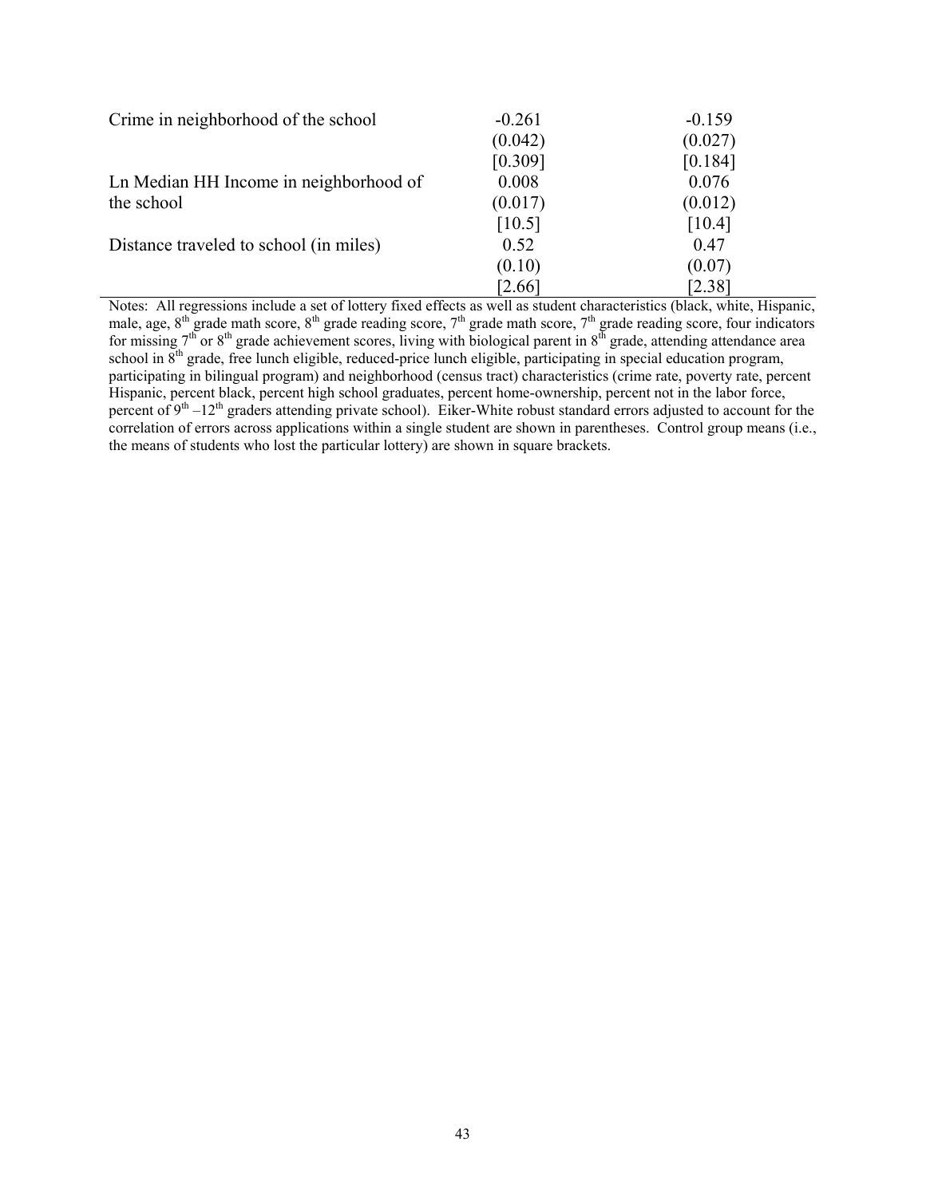| | | |
|---|---|---|
| Crime in neighborhood of the school | -0.261 | -0.159 |
| | (0.042) | (0.027) |
| | [0.309] | [0.184] |
| Ln Median HH Income in neighborhood of the school | 0.008 | 0.076 |
| | (0.017) | (0.012) |
| | [10.5] | [10.4] |
| Distance traveled to school (in miles) | 0.52 | 0.47 |
| | (0.10) | (0.07) |
| | [2.66] | [2.38] |

Notes: All regressions include a set of lottery fixed effects as well as student characteristics (black, white, Hispanic, male, age, 8th grade math score, 8th grade reading score, 7th grade math score, 7th grade reading score, four indicators for missing 7th or 8th grade achievement scores, living with biological parent in 8th grade, attending attendance area school in 8th grade, free lunch eligible, reduced-price lunch eligible, participating in special education program, participating in bilingual program) and neighborhood (census tract) characteristics (crime rate, poverty rate, percent Hispanic, percent black, percent high school graduates, percent home-ownership, percent not in the labor force, percent of 9th –12th graders attending private school). Eiker-White robust standard errors adjusted to account for the correlation of errors across applications within a single student are shown in parentheses. Control group means (i.e., the means of students who lost the particular lottery) are shown in square brackets.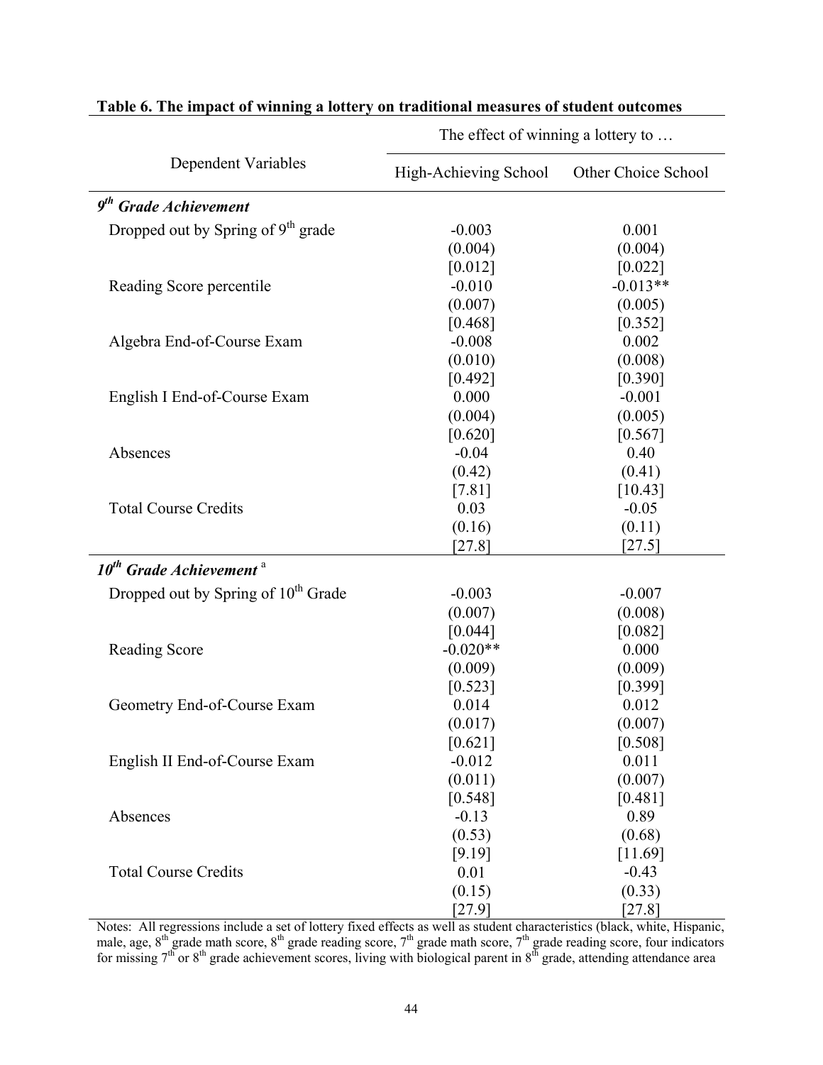**Table 6. The impact of winning a lottery on traditional measures of student outcomes**

| Dependent Variables | The effect of winning a lottery to … | |
|---|---|---|
| | High-Achieving School | Other Choice School |
| ***9th Grade Achievement*** | | |
| Dropped out by Spring of 9th grade | -0.003 | 0.001 |
| | (0.004) | (0.004) |
| | [0.012] | [0.022] |
| Reading Score percentile | -0.010 | -0.013** |
| | (0.007) | (0.005) |
| | [0.468] | [0.352] |
| Algebra End-of-Course Exam | -0.008 | 0.002 |
| | (0.010) | (0.008) |
| | [0.492] | [0.390] |
| English I End-of-Course Exam | 0.000 | -0.001 |
| | (0.004) | (0.005) |
| | [0.620] | [0.567] |
| Absences | -0.04 | 0.40 |
| | (0.42) | (0.41) |
| | [7.81] | [10.43] |
| Total Course Credits | 0.03 | -0.05 |
| | (0.16) | (0.11) |
| | [27.8] | [27.5] |
| ***10th Grade Achievement*** [a] | | |
| Dropped out by Spring of 10th Grade | -0.003 | -0.007 |
| | (0.007) | (0.008) |
| | [0.044] | [0.082] |
| Reading Score | -0.020** | 0.000 |
| | (0.009) | (0.009) |
| | [0.523] | [0.399] |
| Geometry End-of-Course Exam | 0.014 | 0.012 |
| | (0.017) | (0.007) |
| | [0.621] | [0.508] |
| English II End-of-Course Exam | -0.012 | 0.011 |
| | (0.011) | (0.007) |
| | [0.548] | [0.481] |
| Absences | -0.13 | 0.89 |
| | (0.53) | (0.68) |
| | [9.19] | [11.69] |
| Total Course Credits | 0.01 | -0.43 |
| | (0.15) | (0.33) |
| | [27.9] | [27.8] |

Notes: All regressions include a set of lottery fixed effects as well as student characteristics (black, white, Hispanic, male, age, 8th grade math score, 8th grade reading score, 7th grade math score, 7th grade reading score, four indicators for missing 7th or 8th grade achievement scores, living with biological parent in 8th grade, attending attendance area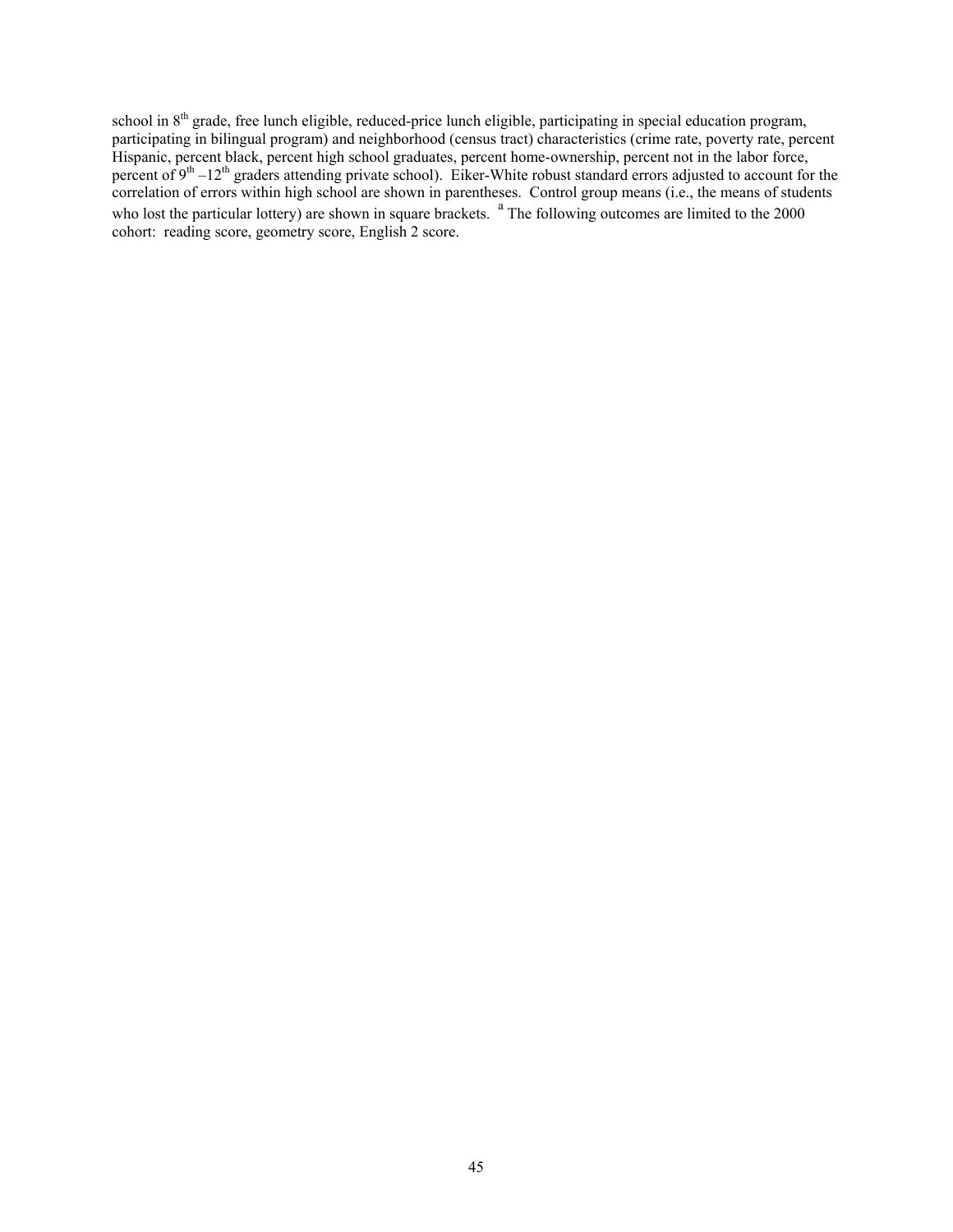school in 8th grade, free lunch eligible, reduced-price lunch eligible, participating in special education program, participating in bilingual program) and neighborhood (census tract) characteristics (crime rate, poverty rate, percent Hispanic, percent black, percent high school graduates, percent home-ownership, percent not in the labor force, percent of 9th –12th graders attending private school). Eiker-White robust standard errors adjusted to account for the correlation of errors within high school are shown in parentheses. Control group means (i.e., the means of students who lost the particular lottery) are shown in square brackets. [a] The following outcomes are limited to the 2000 cohort: reading score, geometry score, English 2 score.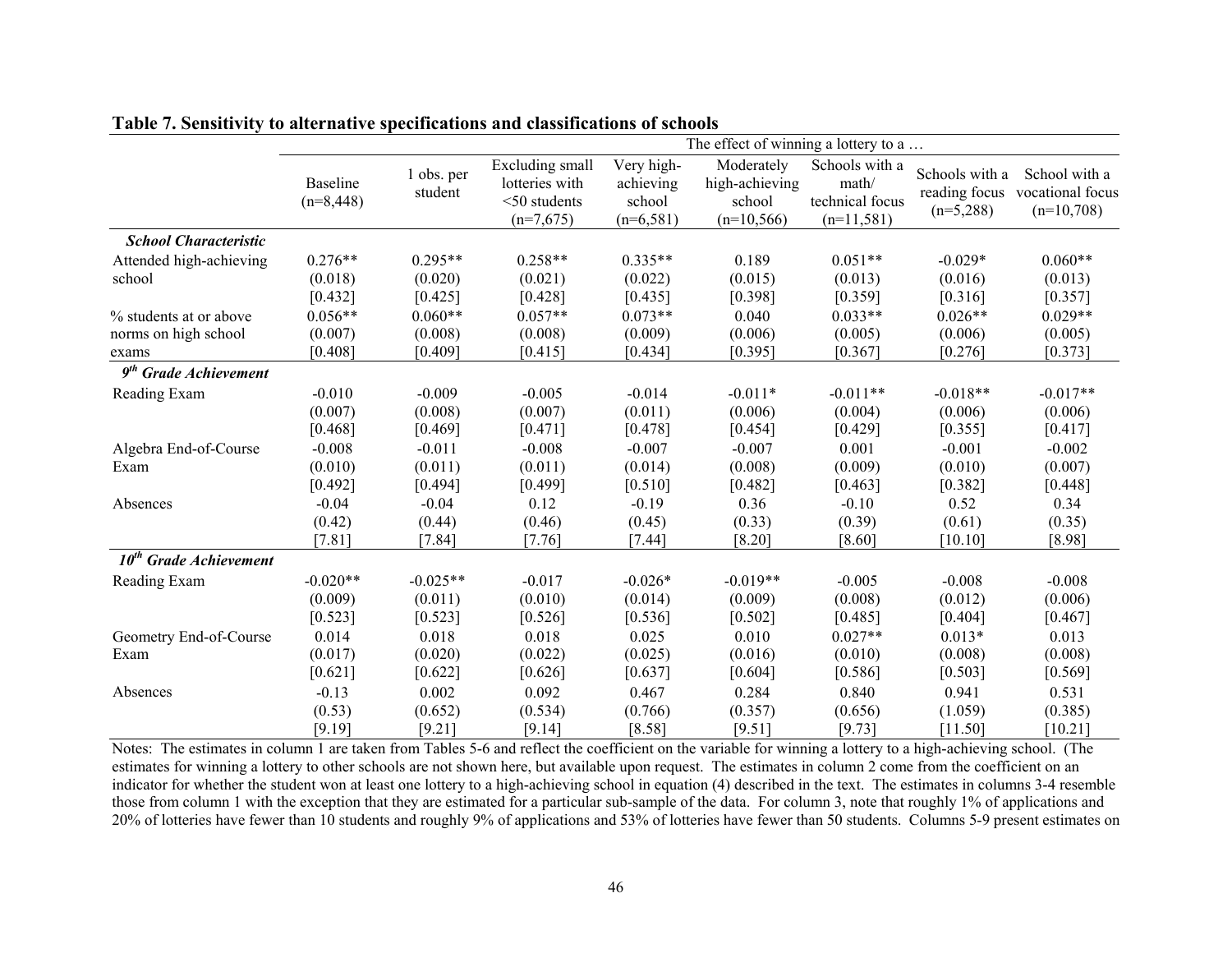**Table 7. Sensitivity to alternative specifications and classifications of schools**

| | The effect of winning a lottery to a … | | | | | | | |
|---|---|---|---|---|---|---|---|---|
| | Baseline (n=8,448) | 1 obs. per student | Excluding small lotteries with <50 students (n=7,675) | Very high-achieving school (n=6,581) | Moderately high-achieving school (n=10,566) | Schools with a math/ technical focus (n=11,581) | Schools with a reading focus (n=5,288) | School with a vocational focus (n=10,708) |
| ***School Characteristic*** | | | | | | | | |
| Attended high-achieving school | 0.276** | 0.295** | 0.258** | 0.335** | 0.189 | 0.051** | -0.029* | 0.060** |
| | (0.018) | (0.020) | (0.021) | (0.022) | (0.015) | (0.013) | (0.016) | (0.013) |
| | [0.432] | [0.425] | [0.428] | [0.435] | [0.398] | [0.359] | [0.316] | [0.357] |
| % students at or above norms on high school exams | 0.056** | 0.060** | 0.057** | 0.073** | 0.040 | 0.033** | 0.026** | 0.029** |
| | (0.007) | (0.008) | (0.008) | (0.009) | (0.006) | (0.005) | (0.006) | (0.005) |
| | [0.408] | [0.409] | [0.415] | [0.434] | [0.395] | [0.367] | [0.276] | [0.373] |
| ***9th Grade Achievement*** | | | | | | | | |
| Reading Exam | -0.010 | -0.009 | -0.005 | -0.014 | -0.011* | -0.011** | -0.018** | -0.017** |
| | (0.007) | (0.008) | (0.007) | (0.011) | (0.006) | (0.004) | (0.006) | (0.006) |
| | [0.468] | [0.469] | [0.471] | [0.478] | [0.454] | [0.429] | [0.355] | [0.417] |
| Algebra End-of-Course Exam | -0.008 | -0.011 | -0.008 | -0.007 | -0.007 | 0.001 | -0.001 | -0.002 |
| | (0.010) | (0.011) | (0.011) | (0.014) | (0.008) | (0.009) | (0.010) | (0.007) |
| | [0.492] | [0.494] | [0.499] | [0.510] | [0.482] | [0.463] | [0.382] | [0.448] |
| Absences | -0.04 | -0.04 | 0.12 | -0.19 | 0.36 | -0.10 | 0.52 | 0.34 |
| | (0.42) | (0.44) | (0.46) | (0.45) | (0.33) | (0.39) | (0.61) | (0.35) |
| | [7.81] | [7.84] | [7.76] | [7.44] | [8.20] | [8.60] | [10.10] | [8.98] |
| ***10th Grade Achievement*** | | | | | | | | |
| Reading Exam | -0.020** | -0.025** | -0.017 | -0.026* | -0.019** | -0.005 | -0.008 | -0.008 |
| | (0.009) | (0.011) | (0.010) | (0.014) | (0.009) | (0.008) | (0.012) | (0.006) |
| | [0.523] | [0.523] | [0.526] | [0.536] | [0.502] | [0.485] | [0.404] | [0.467] |
| Geometry End-of-Course Exam | 0.014 | 0.018 | 0.018 | 0.025 | 0.010 | 0.027** | 0.013* | 0.013 |
| | (0.017) | (0.020) | (0.022) | (0.025) | (0.016) | (0.010) | (0.008) | (0.008) |
| | [0.621] | [0.622] | [0.626] | [0.637] | [0.604] | [0.586] | [0.503] | [0.569] |
| Absences | -0.13 | 0.002 | 0.092 | 0.467 | 0.284 | 0.840 | 0.941 | 0.531 |
| | (0.53) | (0.652) | (0.534) | (0.766) | (0.357) | (0.656) | (1.059) | (0.385) |
| | [9.19] | [9.21] | [9.14] | [8.58] | [9.51] | [9.73] | [11.50] | [10.21] |

Notes: The estimates in column 1 are taken from Tables 5-6 and reflect the coefficient on the variable for winning a lottery to a high-achieving school. (The estimates for winning a lottery to other schools are not shown here, but available upon request. The estimates in column 2 come from the coefficient on an indicator for whether the student won at least one lottery to a high-achieving school in equation (4) described in the text. The estimates in columns 3-4 resemble those from column 1 with the exception that they are estimated for a particular sub-sample of the data. For column 3, note that roughly 1% of applications and 20% of lotteries have fewer than 10 students and roughly 9% of applications and 53% of lotteries have fewer than 50 students. Columns 5-9 present estimates on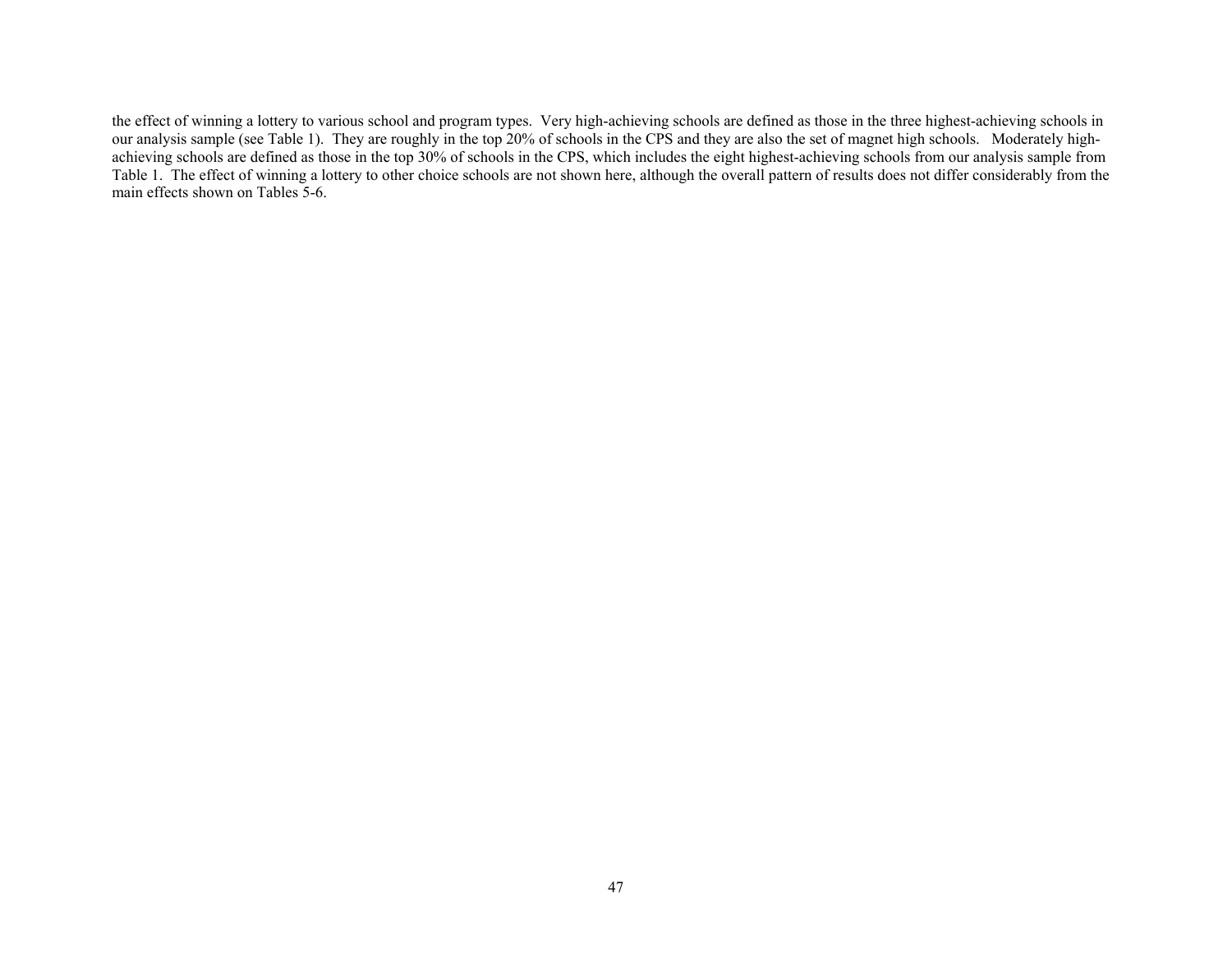the effect of winning a lottery to various school and program types. Very high-achieving schools are defined as those in the three highest-achieving schools in our analysis sample (see Table 1). They are roughly in the top 20% of schools in the CPS and they are also the set of magnet high schools. Moderately high-achieving schools are defined as those in the top 30% of schools in the CPS, which includes the eight highest-achieving schools from our analysis sample from Table 1. The effect of winning a lottery to other choice schools are not shown here, although the overall pattern of results does not differ considerably from the main effects shown on Tables 5-6.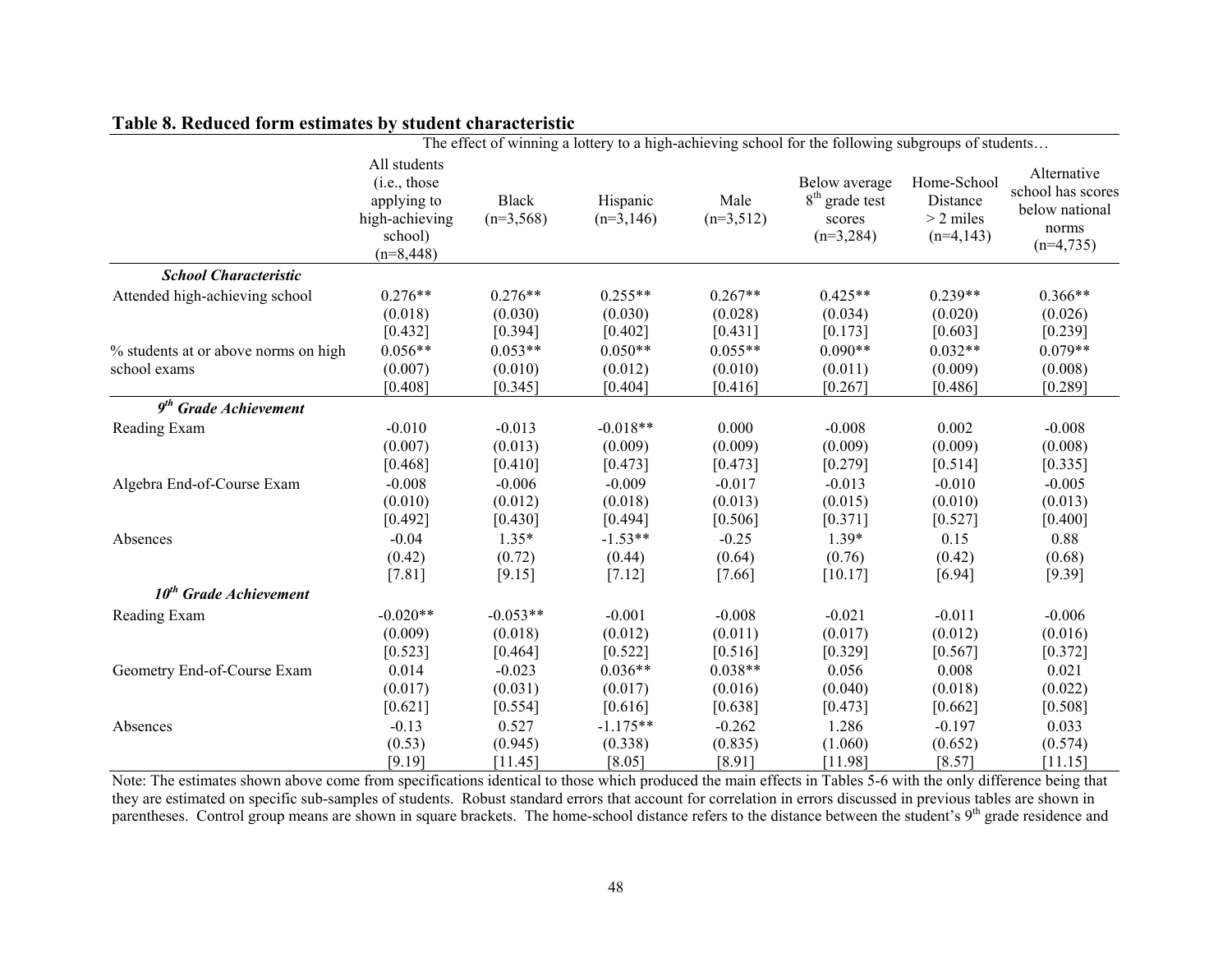**Table 8. Reduced form estimates by student characteristic**

| | The effect of winning a lottery to a high-achieving school for the following subgroups of students… | | | | | | |
|---|---|---|---|---|---|---|---|
| | All students (i.e., those applying to high-achieving school) (n=8,448) | Black (n=3,568) | Hispanic (n=3,146) | Male (n=3,512) | Below average 8th grade test scores (n=3,284) | Home-School Distance > 2 miles (n=4,143) | Alternative school has scores below national norms (n=4,735) |
| ***School Characteristic*** | | | | | | | |
| Attended high-achieving school | 0.276** | 0.276** | 0.255** | 0.267** | 0.425** | 0.239** | 0.366** |
| | (0.018) | (0.030) | (0.030) | (0.028) | (0.034) | (0.020) | (0.026) |
| | [0.432] | [0.394] | [0.402] | [0.431] | [0.173] | [0.603] | [0.239] |
| % students at or above norms on high school exams | 0.056** | 0.053** | 0.050** | 0.055** | 0.090** | 0.032** | 0.079** |
| | (0.007) | (0.010) | (0.012) | (0.010) | (0.011) | (0.009) | (0.008) |
| | [0.408] | [0.345] | [0.404] | [0.416] | [0.267] | [0.486] | [0.289] |
| ***9th Grade Achievement*** | | | | | | | |
| Reading Exam | -0.010 | -0.013 | -0.018** | 0.000 | -0.008 | 0.002 | -0.008 |
| | (0.007) | (0.013) | (0.009) | (0.009) | (0.009) | (0.009) | (0.008) |
| | [0.468] | [0.410] | [0.473] | [0.473] | [0.279] | [0.514] | [0.335] |
| Algebra End-of-Course Exam | -0.008 | -0.006 | -0.009 | -0.017 | -0.013 | -0.010 | -0.005 |
| | (0.010) | (0.012) | (0.018) | (0.013) | (0.015) | (0.010) | (0.013) |
| | [0.492] | [0.430] | [0.494] | [0.506] | [0.371] | [0.527] | [0.400] |
| Absences | -0.04 | 1.35* | -1.53** | -0.25 | 1.39* | 0.15 | 0.88 |
| | (0.42) | (0.72) | (0.44) | (0.64) | (0.76) | (0.42) | (0.68) |
| | [7.81] | [9.15] | [7.12] | [7.66] | [10.17] | [6.94] | [9.39] |
| ***10th Grade Achievement*** | | | | | | | |
| Reading Exam | -0.020** | -0.053** | -0.001 | -0.008 | -0.021 | -0.011 | -0.006 |
| | (0.009) | (0.018) | (0.012) | (0.011) | (0.017) | (0.012) | (0.016) |
| | [0.523] | [0.464] | [0.522] | [0.516] | [0.329] | [0.567] | [0.372] |
| Geometry End-of-Course Exam | 0.014 | -0.023 | 0.036** | 0.038** | 0.056 | 0.008 | 0.021 |
| | (0.017) | (0.031) | (0.017) | (0.016) | (0.040) | (0.018) | (0.022) |
| | [0.621] | [0.554] | [0.616] | [0.638] | [0.473] | [0.662] | [0.508] |
| Absences | -0.13 | 0.527 | -1.175** | -0.262 | 1.286 | -0.197 | 0.033 |
| | (0.53) | (0.945) | (0.338) | (0.835) | (1.060) | (0.652) | (0.574) |
| | [9.19] | [11.45] | [8.05] | [8.91] | [11.98] | [8.57] | [11.15] |

Note: The estimates shown above come from specifications identical to those which produced the main effects in Tables 5-6 with the only difference being that they are estimated on specific sub-samples of students. Robust standard errors that account for correlation in errors discussed in previous tables are shown in parentheses. Control group means are shown in square brackets. The home-school distance refers to the distance between the student's 9th grade residence and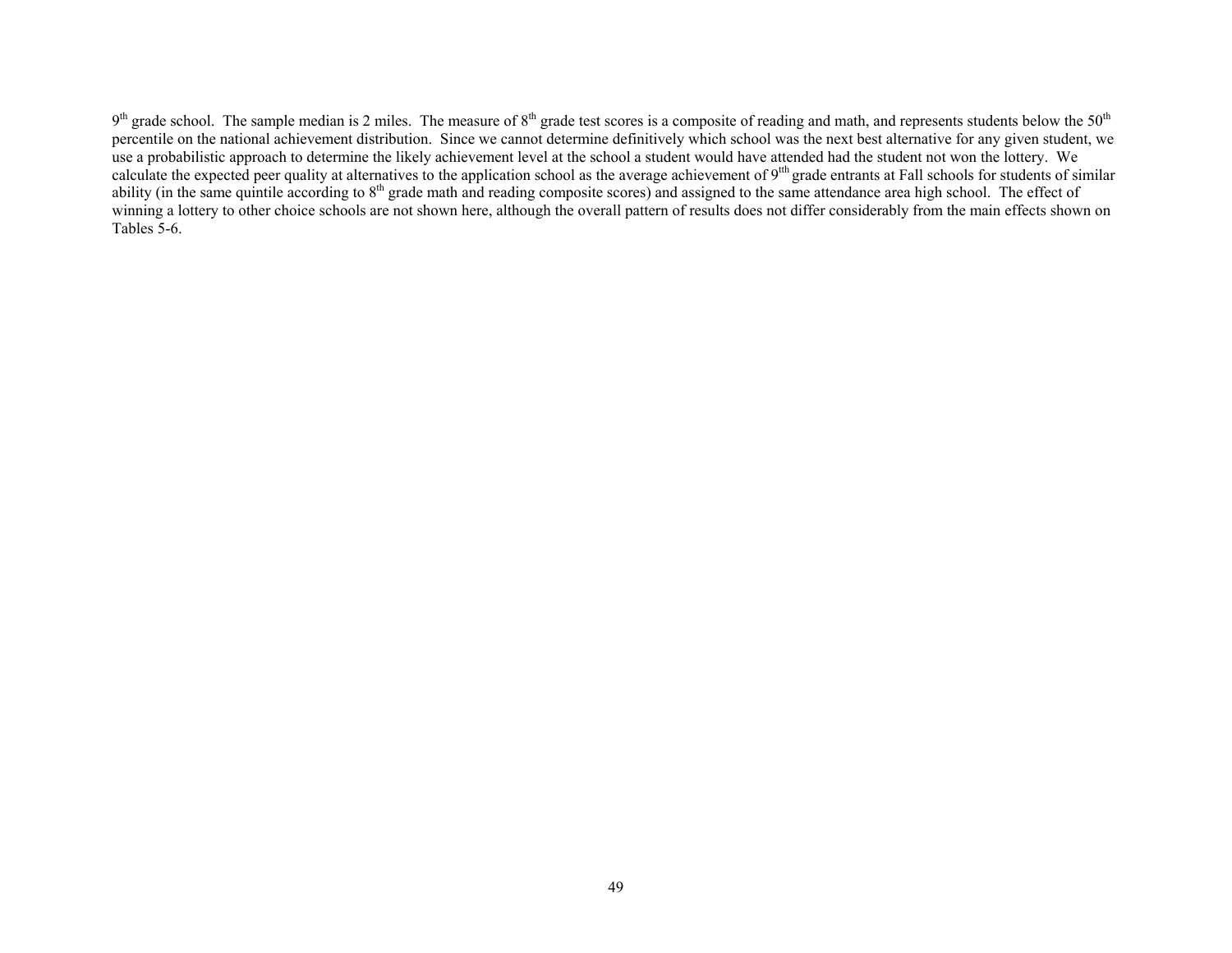9th grade school. The sample median is 2 miles. The measure of 8th grade test scores is a composite of reading and math, and represents students below the 50th percentile on the national achievement distribution. Since we cannot determine definitively which school was the next best alternative for any given student, we use a probabilistic approach to determine the likely achievement level at the school a student would have attended had the student not won the lottery. We calculate the expected peer quality at alternatives to the application school as the average achievement of 9tth grade entrants at Fall schools for students of similar ability (in the same quintile according to 8th grade math and reading composite scores) and assigned to the same attendance area high school. The effect of winning a lottery to other choice schools are not shown here, although the overall pattern of results does not differ considerably from the main effects shown on Tables 5-6.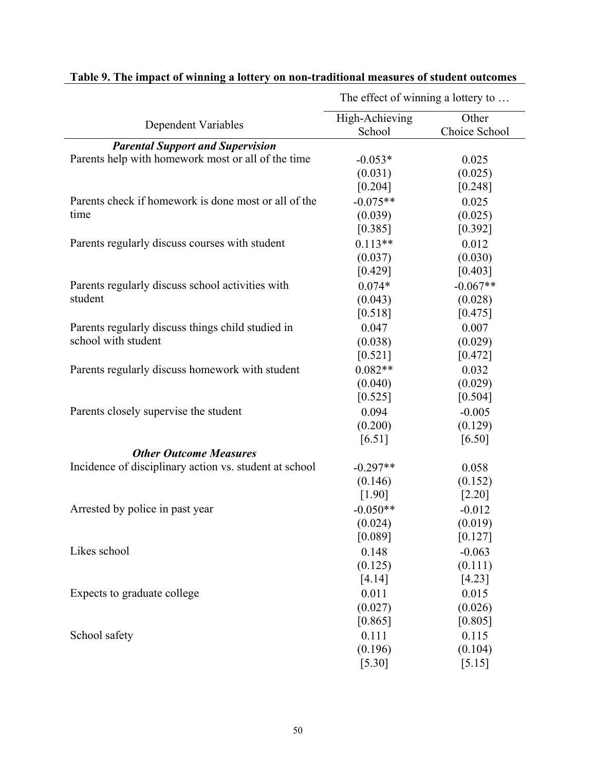**Table 9. The impact of winning a lottery on non-traditional measures of student outcomes**

| Dependent Variables | The effect of winning a lottery to … | |
|---|---|---|
| | High-Achieving School | Other Choice School |
| ***Parental Support and Supervision*** | | |
| Parents help with homework most or all of the time | -0.053* | 0.025 |
| | (0.031) | (0.025) |
| | [0.204] | [0.248] |
| Parents check if homework is done most or all of the time | -0.075** | 0.025 |
| | (0.039) | (0.025) |
| | [0.385] | [0.392] |
| Parents regularly discuss courses with student | 0.113** | 0.012 |
| | (0.037) | (0.030) |
| | [0.429] | [0.403] |
| Parents regularly discuss school activities with student | 0.074* | -0.067** |
| | (0.043) | (0.028) |
| | [0.518] | [0.475] |
| Parents regularly discuss things child studied in school with student | 0.047 | 0.007 |
| | (0.038) | (0.029) |
| | [0.521] | [0.472] |
| Parents regularly discuss homework with student | 0.082** | 0.032 |
| | (0.040) | (0.029) |
| | [0.525] | [0.504] |
| Parents closely supervise the student | 0.094 | -0.005 |
| | (0.200) | (0.129) |
| | [6.51] | [6.50] |
| ***Other Outcome Measures*** | | |
| Incidence of disciplinary action vs. student at school | -0.297** | 0.058 |
| | (0.146) | (0.152) |
| | [1.90] | [2.20] |
| Arrested by police in past year | -0.050** | -0.012 |
| | (0.024) | (0.019) |
| | [0.089] | [0.127] |
| Likes school | 0.148 | -0.063 |
| | (0.125) | (0.111) |
| | [4.14] | [4.23] |
| Expects to graduate college | 0.011 | 0.015 |
| | (0.027) | (0.026) |
| | [0.865] | [0.805] |
| School safety | 0.111 | 0.115 |
| | (0.196) | (0.104) |
| | [5.30] | [5.15] |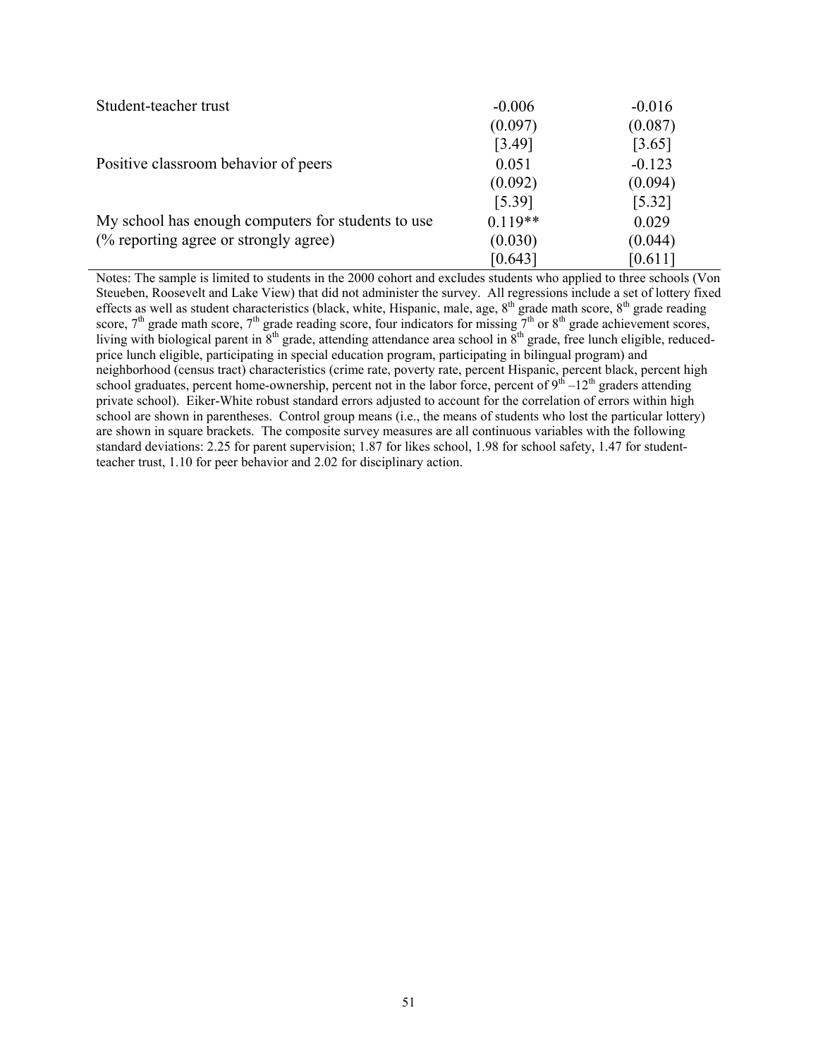| | | |
|---|---|---|
| Student-teacher trust | -0.006 | -0.016 |
| | (0.097) | (0.087) |
| | [3.49] | [3.65] |
| Positive classroom behavior of peers | 0.051 | -0.123 |
| | (0.092) | (0.094) |
| | [5.39] | [5.32] |
| My school has enough computers for students to use | 0.119** | 0.029 |
| (% reporting agree or strongly agree) | (0.030) | (0.044) |
| | [0.643] | [0.611] |

Notes: The sample is limited to students in the 2000 cohort and excludes students who applied to three schools (Von Steueben, Roosevelt and Lake View) that did not administer the survey. All regressions include a set of lottery fixed effects as well as student characteristics (black, white, Hispanic, male, age, 8th grade math score, 8th grade reading score, 7th grade math score, 7th grade reading score, four indicators for missing 7th or 8th grade achievement scores, living with biological parent in 8th grade, attending attendance area school in 8th grade, free lunch eligible, reduced-price lunch eligible, participating in special education program, participating in bilingual program) and neighborhood (census tract) characteristics (crime rate, poverty rate, percent Hispanic, percent black, percent high school graduates, percent home-ownership, percent not in the labor force, percent of 9th –12th graders attending private school). Eiker-White robust standard errors adjusted to account for the correlation of errors within high school are shown in parentheses. Control group means (i.e., the means of students who lost the particular lottery) are shown in square brackets. The composite survey measures are all continuous variables with the following standard deviations: 2.25 for parent supervision; 1.87 for likes school, 1.98 for school safety, 1.47 for student-teacher trust, 1.10 for peer behavior and 2.02 for disciplinary action.